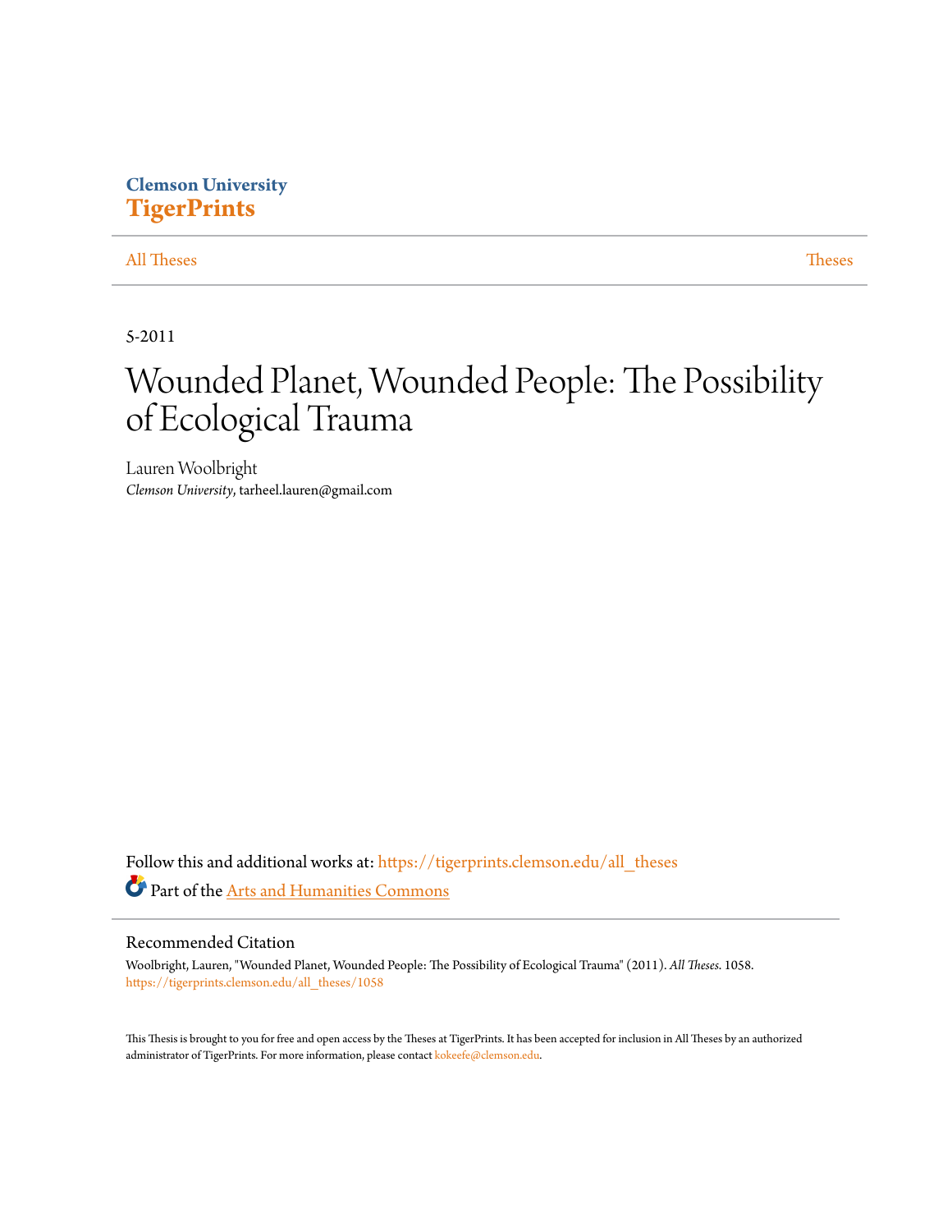Clemson University
**TigerPrints**

All Theses | Theses

5-2011

# Wounded Planet, Wounded People: The Possibility of Ecological Trauma

Lauren Woolbright
*Clemson University*, tarheel.lauren@gmail.com

Follow this and additional works at: https://tigerprints.clemson.edu/all_theses

Part of the Arts and Humanities Commons

## Recommended Citation

Woolbright, Lauren, "Wounded Planet, Wounded People: The Possibility of Ecological Trauma" (2011). *All Theses*. 1058.
https://tigerprints.clemson.edu/all_theses/1058

This Thesis is brought to you for free and open access by the Theses at TigerPrints. It has been accepted for inclusion in All Theses by an authorized administrator of TigerPrints. For more information, please contact kokeefe@clemson.edu.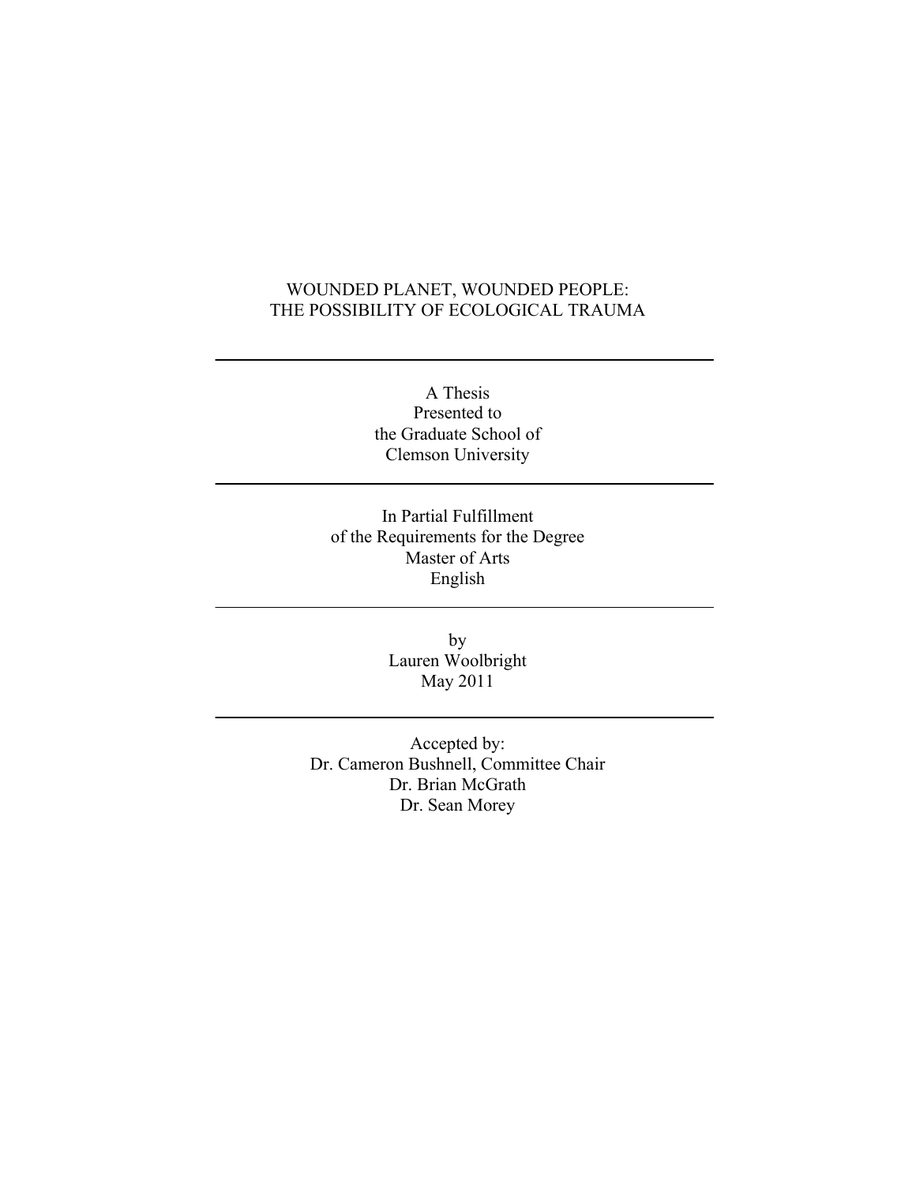# WOUNDED PLANET, WOUNDED PEOPLE:
# THE POSSIBILITY OF ECOLOGICAL TRAUMA

---

A Thesis
Presented to
the Graduate School of
Clemson University

---

In Partial Fulfillment
of the Requirements for the Degree
Master of Arts
English

---

by
Lauren Woolbright
May 2011

---

Accepted by:
Dr. Cameron Bushnell, Committee Chair
Dr. Brian McGrath
Dr. Sean Morey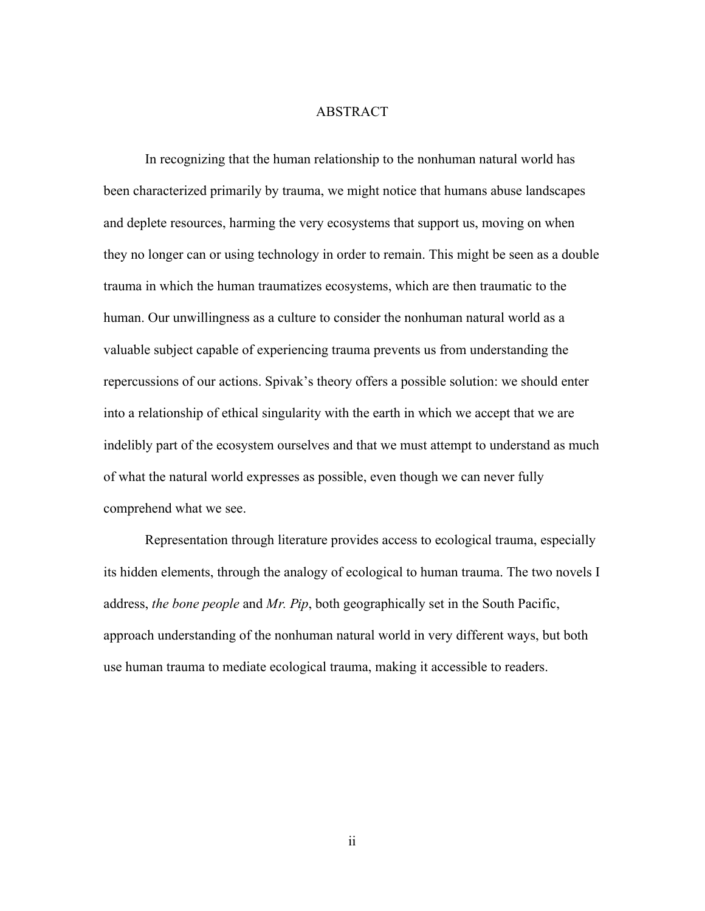# ABSTRACT

In recognizing that the human relationship to the nonhuman natural world has been characterized primarily by trauma, we might notice that humans abuse landscapes and deplete resources, harming the very ecosystems that support us, moving on when they no longer can or using technology in order to remain. This might be seen as a double trauma in which the human traumatizes ecosystems, which are then traumatic to the human. Our unwillingness as a culture to consider the nonhuman natural world as a valuable subject capable of experiencing trauma prevents us from understanding the repercussions of our actions. Spivak's theory offers a possible solution: we should enter into a relationship of ethical singularity with the earth in which we accept that we are indelibly part of the ecosystem ourselves and that we must attempt to understand as much of what the natural world expresses as possible, even though we can never fully comprehend what we see.

Representation through literature provides access to ecological trauma, especially its hidden elements, through the analogy of ecological to human trauma. The two novels I address, *the bone people* and *Mr. Pip*, both geographically set in the South Pacific, approach understanding of the nonhuman natural world in very different ways, but both use human trauma to mediate ecological trauma, making it accessible to readers.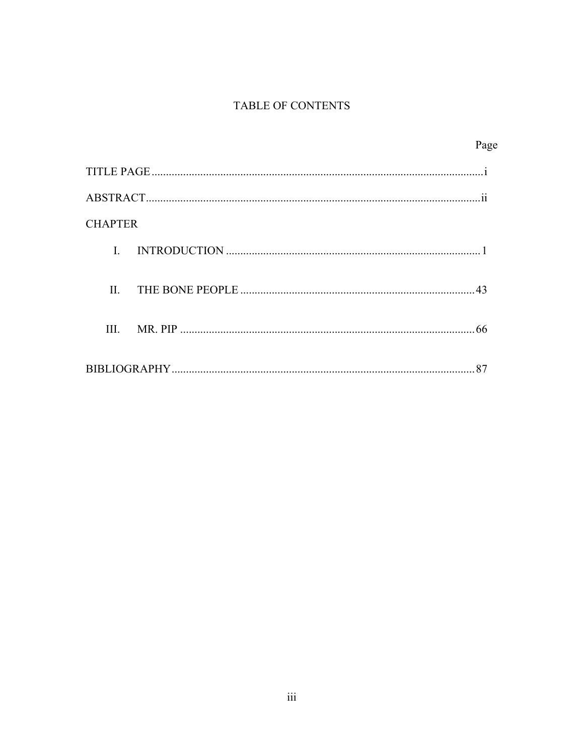# TABLE OF CONTENTS

| | Page |
|---|---|
| TITLE PAGE | i |
| ABSTRACT | ii |
| CHAPTER | |
| I. INTRODUCTION | 1 |
| II. THE BONE PEOPLE | 43 |
| III. MR. PIP | 66 |
| BIBLIOGRAPHY | 87 |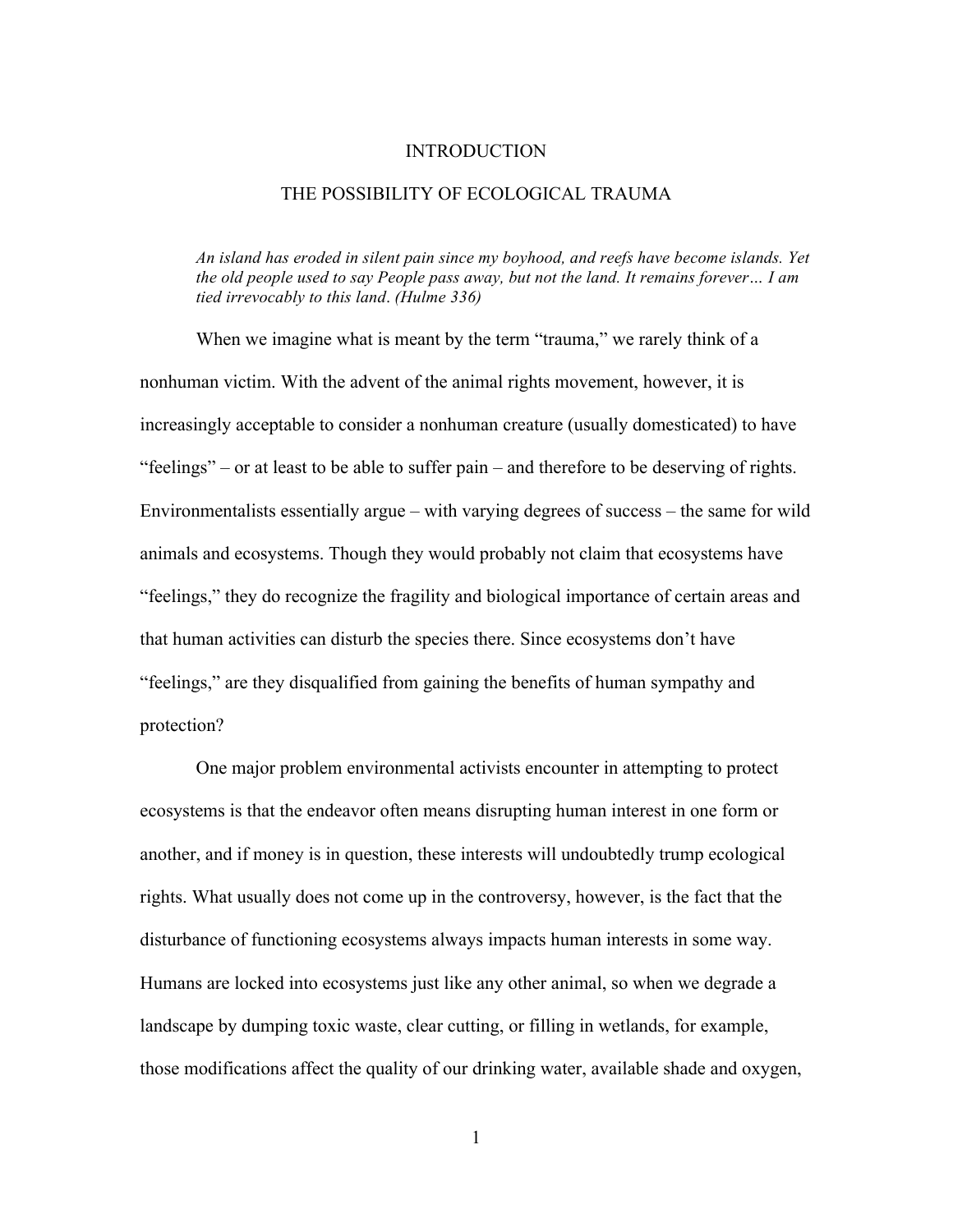# INTRODUCTION

## THE POSSIBILITY OF ECOLOGICAL TRAUMA

> *An island has eroded in silent pain since my boyhood, and reefs have become islands. Yet the old people used to say People pass away, but not the land. It remains forever… I am tied irrevocably to this land*. *(Hulme 336)*

When we imagine what is meant by the term "trauma," we rarely think of a nonhuman victim. With the advent of the animal rights movement, however, it is increasingly acceptable to consider a nonhuman creature (usually domesticated) to have "feelings" – or at least to be able to suffer pain – and therefore to be deserving of rights. Environmentalists essentially argue – with varying degrees of success – the same for wild animals and ecosystems. Though they would probably not claim that ecosystems have "feelings," they do recognize the fragility and biological importance of certain areas and that human activities can disturb the species there. Since ecosystems don't have "feelings," are they disqualified from gaining the benefits of human sympathy and protection?

One major problem environmental activists encounter in attempting to protect ecosystems is that the endeavor often means disrupting human interest in one form or another, and if money is in question, these interests will undoubtedly trump ecological rights. What usually does not come up in the controversy, however, is the fact that the disturbance of functioning ecosystems always impacts human interests in some way. Humans are locked into ecosystems just like any other animal, so when we degrade a landscape by dumping toxic waste, clear cutting, or filling in wetlands, for example, those modifications affect the quality of our drinking water, available shade and oxygen,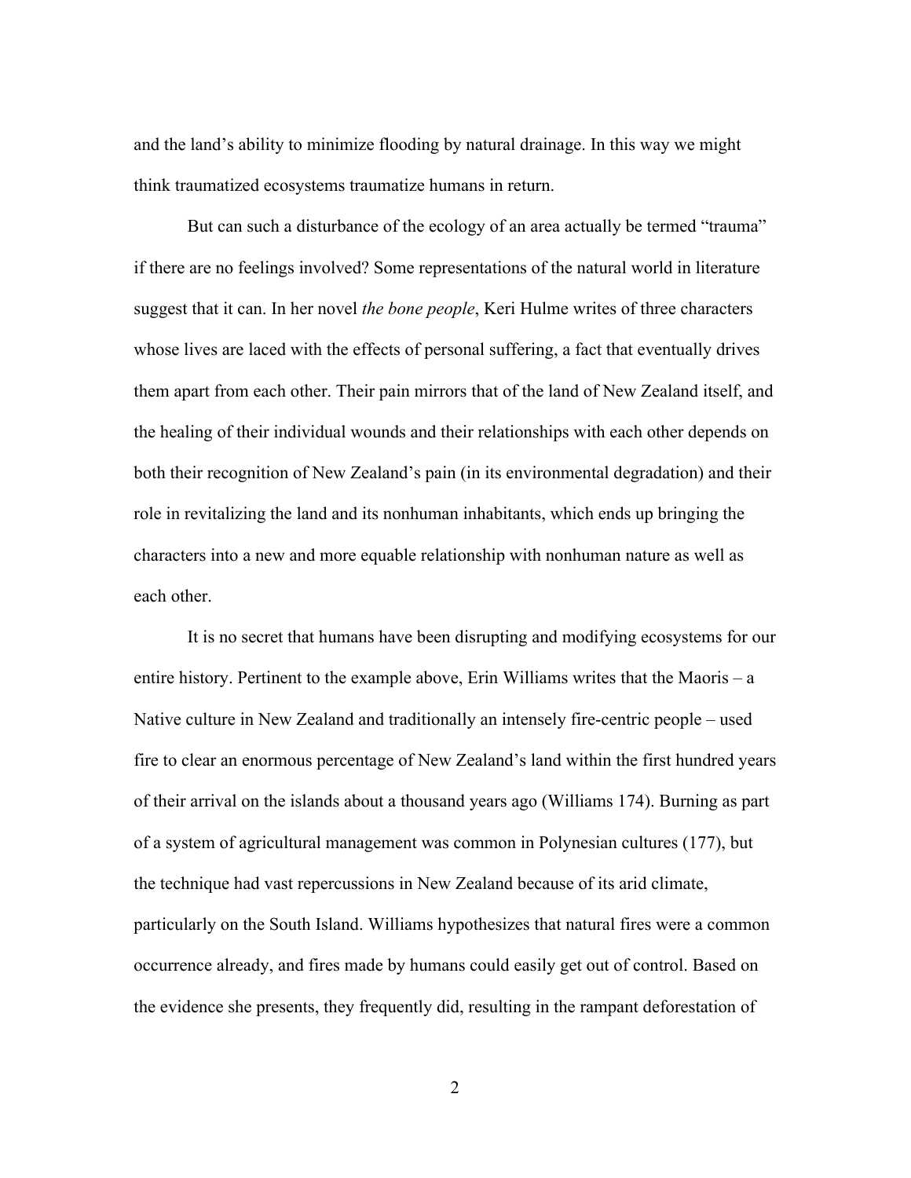and the land's ability to minimize flooding by natural drainage. In this way we might think traumatized ecosystems traumatize humans in return.

But can such a disturbance of the ecology of an area actually be termed "trauma" if there are no feelings involved? Some representations of the natural world in literature suggest that it can. In her novel *the bone people*, Keri Hulme writes of three characters whose lives are laced with the effects of personal suffering, a fact that eventually drives them apart from each other. Their pain mirrors that of the land of New Zealand itself, and the healing of their individual wounds and their relationships with each other depends on both their recognition of New Zealand's pain (in its environmental degradation) and their role in revitalizing the land and its nonhuman inhabitants, which ends up bringing the characters into a new and more equable relationship with nonhuman nature as well as each other.

It is no secret that humans have been disrupting and modifying ecosystems for our entire history. Pertinent to the example above, Erin Williams writes that the Maoris – a Native culture in New Zealand and traditionally an intensely fire-centric people – used fire to clear an enormous percentage of New Zealand's land within the first hundred years of their arrival on the islands about a thousand years ago (Williams 174). Burning as part of a system of agricultural management was common in Polynesian cultures (177), but the technique had vast repercussions in New Zealand because of its arid climate, particularly on the South Island. Williams hypothesizes that natural fires were a common occurrence already, and fires made by humans could easily get out of control. Based on the evidence she presents, they frequently did, resulting in the rampant deforestation of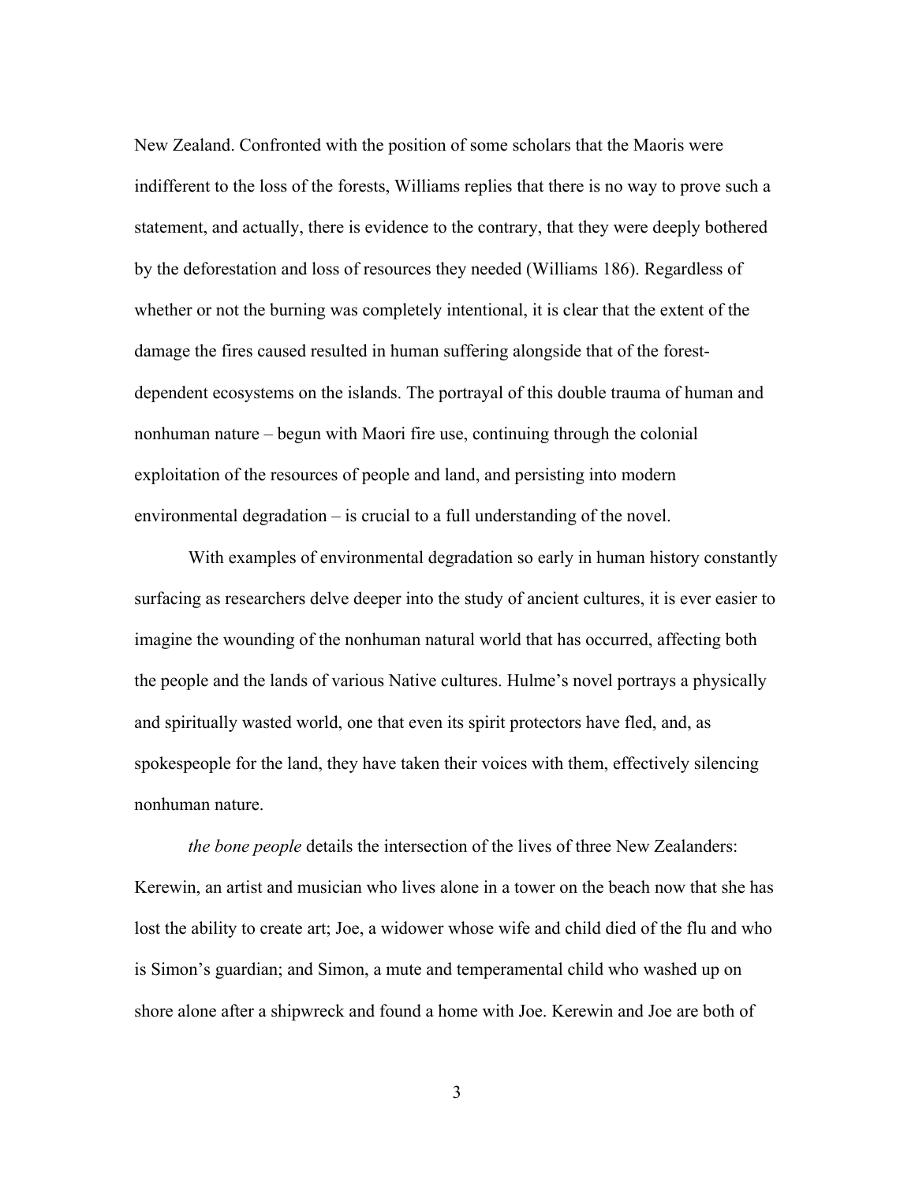New Zealand. Confronted with the position of some scholars that the Maoris were indifferent to the loss of the forests, Williams replies that there is no way to prove such a statement, and actually, there is evidence to the contrary, that they were deeply bothered by the deforestation and loss of resources they needed (Williams 186). Regardless of whether or not the burning was completely intentional, it is clear that the extent of the damage the fires caused resulted in human suffering alongside that of the forest-dependent ecosystems on the islands. The portrayal of this double trauma of human and nonhuman nature – begun with Maori fire use, continuing through the colonial exploitation of the resources of people and land, and persisting into modern environmental degradation – is crucial to a full understanding of the novel.

With examples of environmental degradation so early in human history constantly surfacing as researchers delve deeper into the study of ancient cultures, it is ever easier to imagine the wounding of the nonhuman natural world that has occurred, affecting both the people and the lands of various Native cultures. Hulme's novel portrays a physically and spiritually wasted world, one that even its spirit protectors have fled, and, as spokespeople for the land, they have taken their voices with them, effectively silencing nonhuman nature.

*the bone people* details the intersection of the lives of three New Zealanders: Kerewin, an artist and musician who lives alone in a tower on the beach now that she has lost the ability to create art; Joe, a widower whose wife and child died of the flu and who is Simon's guardian; and Simon, a mute and temperamental child who washed up on shore alone after a shipwreck and found a home with Joe. Kerewin and Joe are both of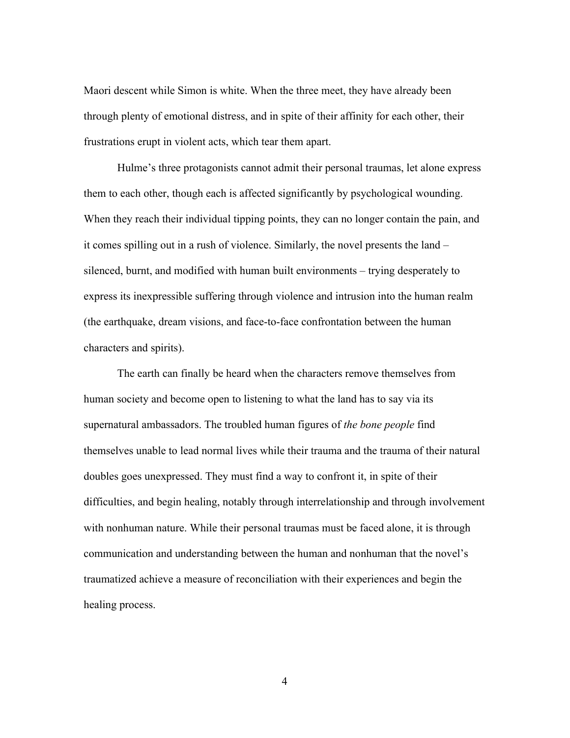Maori descent while Simon is white. When the three meet, they have already been through plenty of emotional distress, and in spite of their affinity for each other, their frustrations erupt in violent acts, which tear them apart.

Hulme's three protagonists cannot admit their personal traumas, let alone express them to each other, though each is affected significantly by psychological wounding. When they reach their individual tipping points, they can no longer contain the pain, and it comes spilling out in a rush of violence. Similarly, the novel presents the land – silenced, burnt, and modified with human built environments – trying desperately to express its inexpressible suffering through violence and intrusion into the human realm (the earthquake, dream visions, and face-to-face confrontation between the human characters and spirits).

The earth can finally be heard when the characters remove themselves from human society and become open to listening to what the land has to say via its supernatural ambassadors. The troubled human figures of *the bone people* find themselves unable to lead normal lives while their trauma and the trauma of their natural doubles goes unexpressed. They must find a way to confront it, in spite of their difficulties, and begin healing, notably through interrelationship and through involvement with nonhuman nature. While their personal traumas must be faced alone, it is through communication and understanding between the human and nonhuman that the novel's traumatized achieve a measure of reconciliation with their experiences and begin the healing process.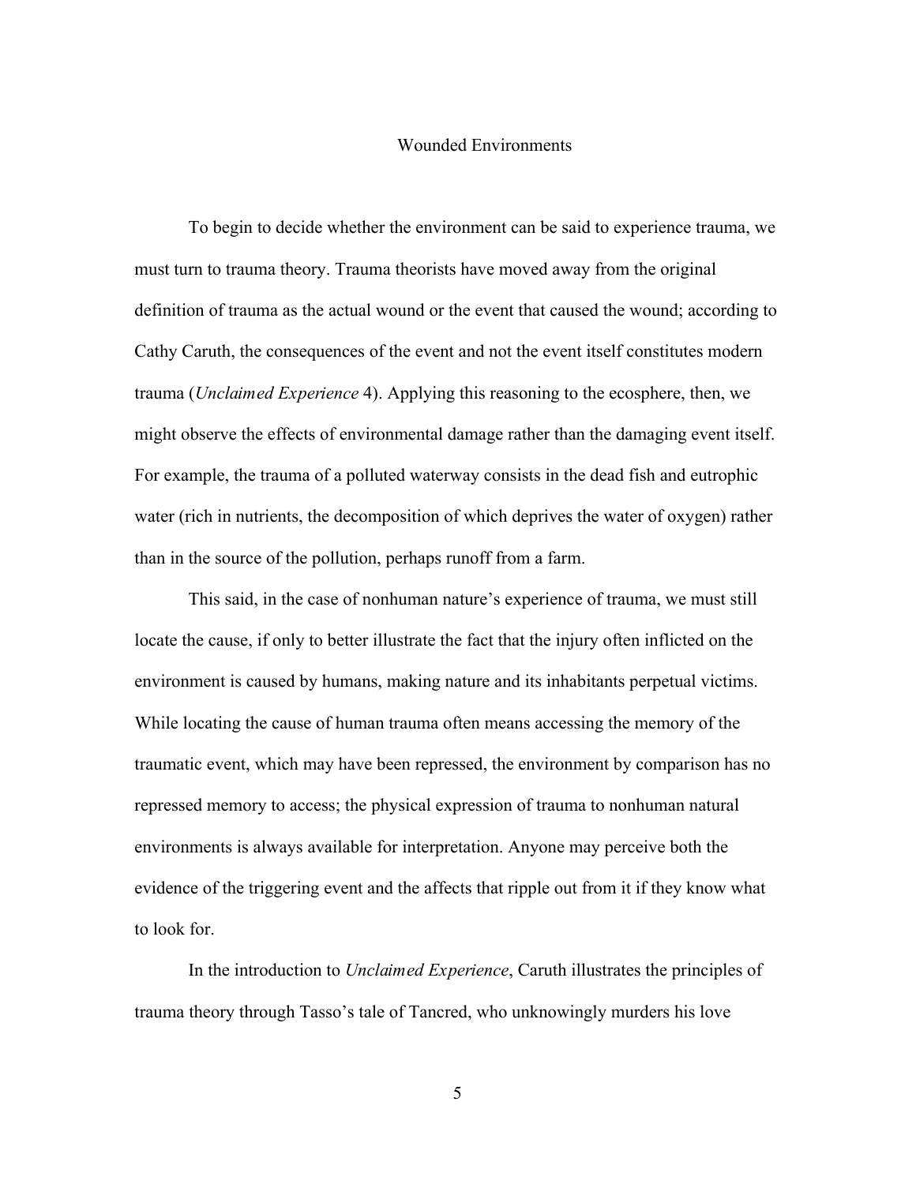## Wounded Environments

To begin to decide whether the environment can be said to experience trauma, we must turn to trauma theory. Trauma theorists have moved away from the original definition of trauma as the actual wound or the event that caused the wound; according to Cathy Caruth, the consequences of the event and not the event itself constitutes modern trauma (*Unclaimed Experience* 4). Applying this reasoning to the ecosphere, then, we might observe the effects of environmental damage rather than the damaging event itself. For example, the trauma of a polluted waterway consists in the dead fish and eutrophic water (rich in nutrients, the decomposition of which deprives the water of oxygen) rather than in the source of the pollution, perhaps runoff from a farm.

This said, in the case of nonhuman nature's experience of trauma, we must still locate the cause, if only to better illustrate the fact that the injury often inflicted on the environment is caused by humans, making nature and its inhabitants perpetual victims. While locating the cause of human trauma often means accessing the memory of the traumatic event, which may have been repressed, the environment by comparison has no repressed memory to access; the physical expression of trauma to nonhuman natural environments is always available for interpretation. Anyone may perceive both the evidence of the triggering event and the affects that ripple out from it if they know what to look for.

In the introduction to *Unclaimed Experience*, Caruth illustrates the principles of trauma theory through Tasso's tale of Tancred, who unknowingly murders his love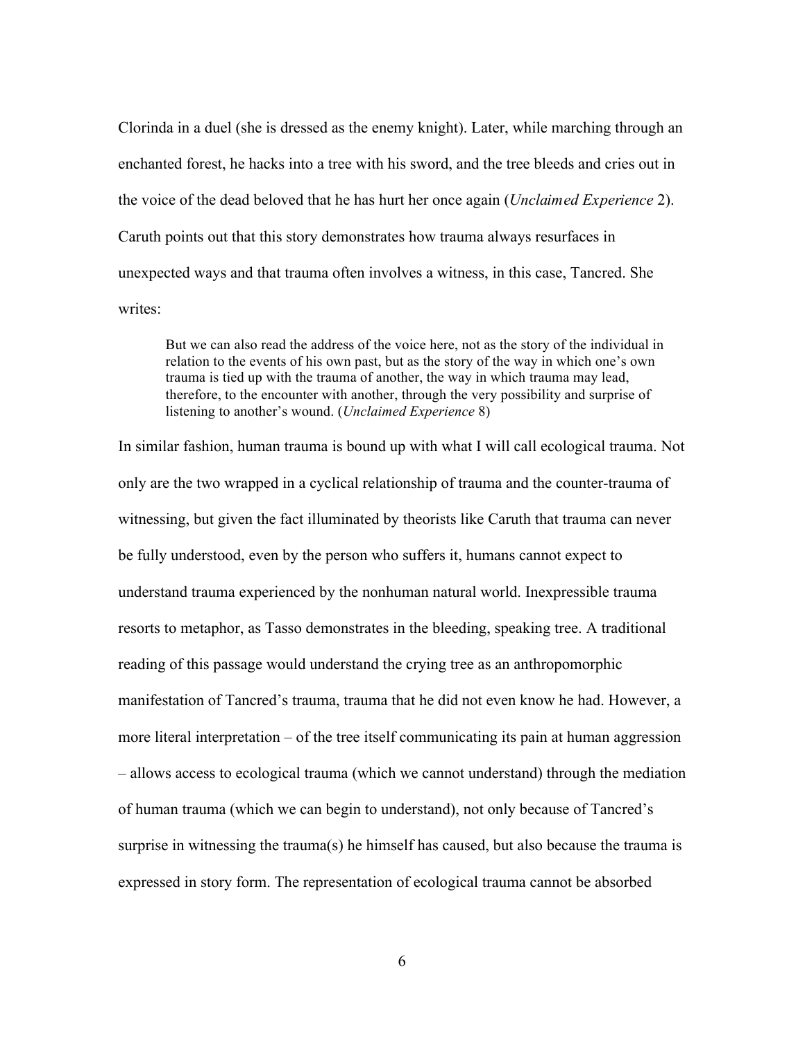Clorinda in a duel (she is dressed as the enemy knight). Later, while marching through an enchanted forest, he hacks into a tree with his sword, and the tree bleeds and cries out in the voice of the dead beloved that he has hurt her once again (*Unclaimed Experience* 2). Caruth points out that this story demonstrates how trauma always resurfaces in unexpected ways and that trauma often involves a witness, in this case, Tancred. She writes:

> But we can also read the address of the voice here, not as the story of the individual in relation to the events of his own past, but as the story of the way in which one's own trauma is tied up with the trauma of another, the way in which trauma may lead, therefore, to the encounter with another, through the very possibility and surprise of listening to another's wound. (*Unclaimed Experience* 8)

In similar fashion, human trauma is bound up with what I will call ecological trauma. Not only are the two wrapped in a cyclical relationship of trauma and the counter-trauma of witnessing, but given the fact illuminated by theorists like Caruth that trauma can never be fully understood, even by the person who suffers it, humans cannot expect to understand trauma experienced by the nonhuman natural world. Inexpressible trauma resorts to metaphor, as Tasso demonstrates in the bleeding, speaking tree. A traditional reading of this passage would understand the crying tree as an anthropomorphic manifestation of Tancred's trauma, trauma that he did not even know he had. However, a more literal interpretation – of the tree itself communicating its pain at human aggression – allows access to ecological trauma (which we cannot understand) through the mediation of human trauma (which we can begin to understand), not only because of Tancred's surprise in witnessing the trauma(s) he himself has caused, but also because the trauma is expressed in story form. The representation of ecological trauma cannot be absorbed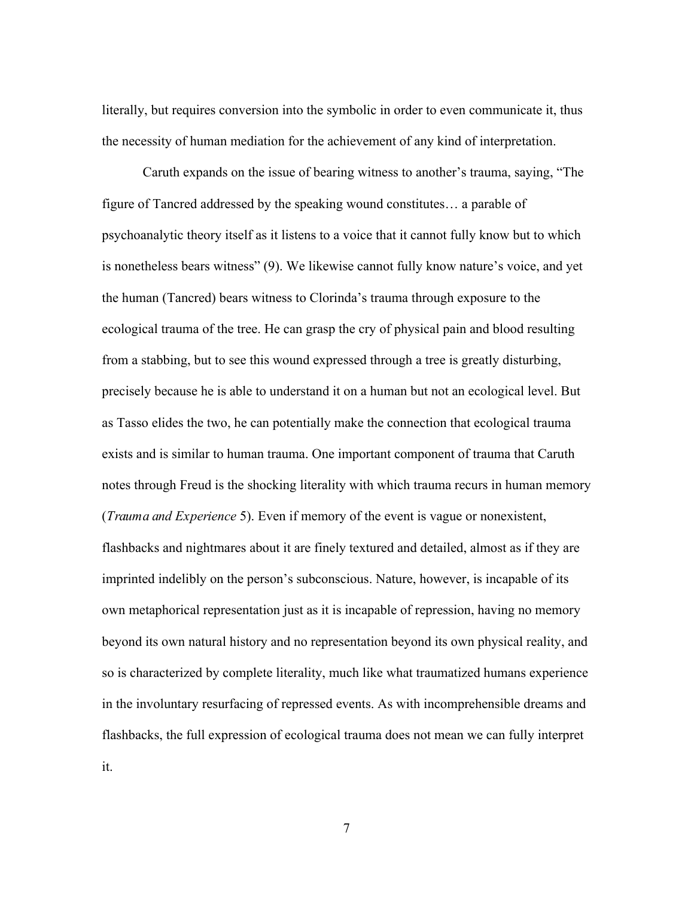literally, but requires conversion into the symbolic in order to even communicate it, thus the necessity of human mediation for the achievement of any kind of interpretation.

Caruth expands on the issue of bearing witness to another's trauma, saying, "The figure of Tancred addressed by the speaking wound constitutes… a parable of psychoanalytic theory itself as it listens to a voice that it cannot fully know but to which is nonetheless bears witness" (9). We likewise cannot fully know nature's voice, and yet the human (Tancred) bears witness to Clorinda's trauma through exposure to the ecological trauma of the tree. He can grasp the cry of physical pain and blood resulting from a stabbing, but to see this wound expressed through a tree is greatly disturbing, precisely because he is able to understand it on a human but not an ecological level. But as Tasso elides the two, he can potentially make the connection that ecological trauma exists and is similar to human trauma. One important component of trauma that Caruth notes through Freud is the shocking literality with which trauma recurs in human memory (*Trauma and Experience* 5). Even if memory of the event is vague or nonexistent, flashbacks and nightmares about it are finely textured and detailed, almost as if they are imprinted indelibly on the person's subconscious. Nature, however, is incapable of its own metaphorical representation just as it is incapable of repression, having no memory beyond its own natural history and no representation beyond its own physical reality, and so is characterized by complete literality, much like what traumatized humans experience in the involuntary resurfacing of repressed events. As with incomprehensible dreams and flashbacks, the full expression of ecological trauma does not mean we can fully interpret it.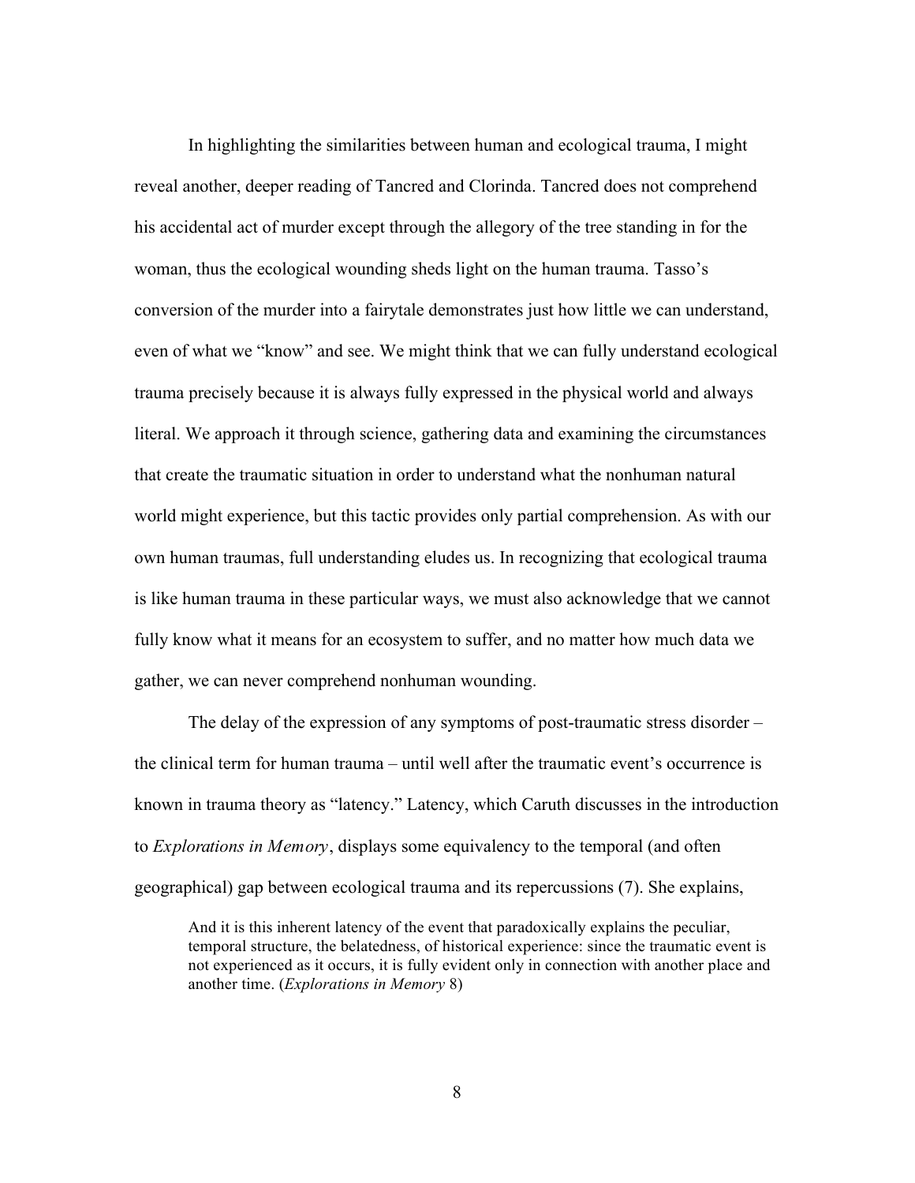In highlighting the similarities between human and ecological trauma, I might reveal another, deeper reading of Tancred and Clorinda. Tancred does not comprehend his accidental act of murder except through the allegory of the tree standing in for the woman, thus the ecological wounding sheds light on the human trauma. Tasso's conversion of the murder into a fairytale demonstrates just how little we can understand, even of what we "know" and see. We might think that we can fully understand ecological trauma precisely because it is always fully expressed in the physical world and always literal. We approach it through science, gathering data and examining the circumstances that create the traumatic situation in order to understand what the nonhuman natural world might experience, but this tactic provides only partial comprehension. As with our own human traumas, full understanding eludes us. In recognizing that ecological trauma is like human trauma in these particular ways, we must also acknowledge that we cannot fully know what it means for an ecosystem to suffer, and no matter how much data we gather, we can never comprehend nonhuman wounding.

The delay of the expression of any symptoms of post-traumatic stress disorder – the clinical term for human trauma – until well after the traumatic event's occurrence is known in trauma theory as "latency." Latency, which Caruth discusses in the introduction to *Explorations in Memory*, displays some equivalency to the temporal (and often geographical) gap between ecological trauma and its repercussions (7). She explains,

> And it is this inherent latency of the event that paradoxically explains the peculiar, temporal structure, the belatedness, of historical experience: since the traumatic event is not experienced as it occurs, it is fully evident only in connection with another place and another time. (*Explorations in Memory* 8)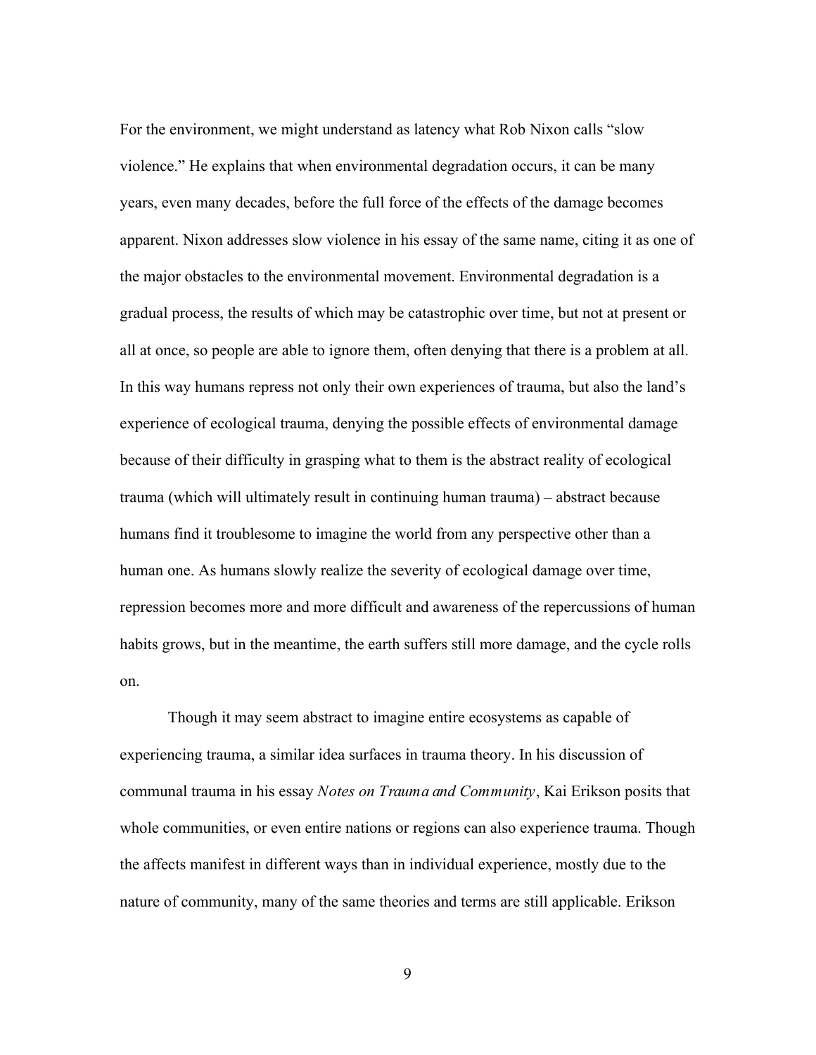For the environment, we might understand as latency what Rob Nixon calls "slow violence." He explains that when environmental degradation occurs, it can be many years, even many decades, before the full force of the effects of the damage becomes apparent. Nixon addresses slow violence in his essay of the same name, citing it as one of the major obstacles to the environmental movement. Environmental degradation is a gradual process, the results of which may be catastrophic over time, but not at present or all at once, so people are able to ignore them, often denying that there is a problem at all. In this way humans repress not only their own experiences of trauma, but also the land's experience of ecological trauma, denying the possible effects of environmental damage because of their difficulty in grasping what to them is the abstract reality of ecological trauma (which will ultimately result in continuing human trauma) – abstract because humans find it troublesome to imagine the world from any perspective other than a human one. As humans slowly realize the severity of ecological damage over time, repression becomes more and more difficult and awareness of the repercussions of human habits grows, but in the meantime, the earth suffers still more damage, and the cycle rolls on.

Though it may seem abstract to imagine entire ecosystems as capable of experiencing trauma, a similar idea surfaces in trauma theory. In his discussion of communal trauma in his essay *Notes on Trauma and Community*, Kai Erikson posits that whole communities, or even entire nations or regions can also experience trauma. Though the affects manifest in different ways than in individual experience, mostly due to the nature of community, many of the same theories and terms are still applicable. Erikson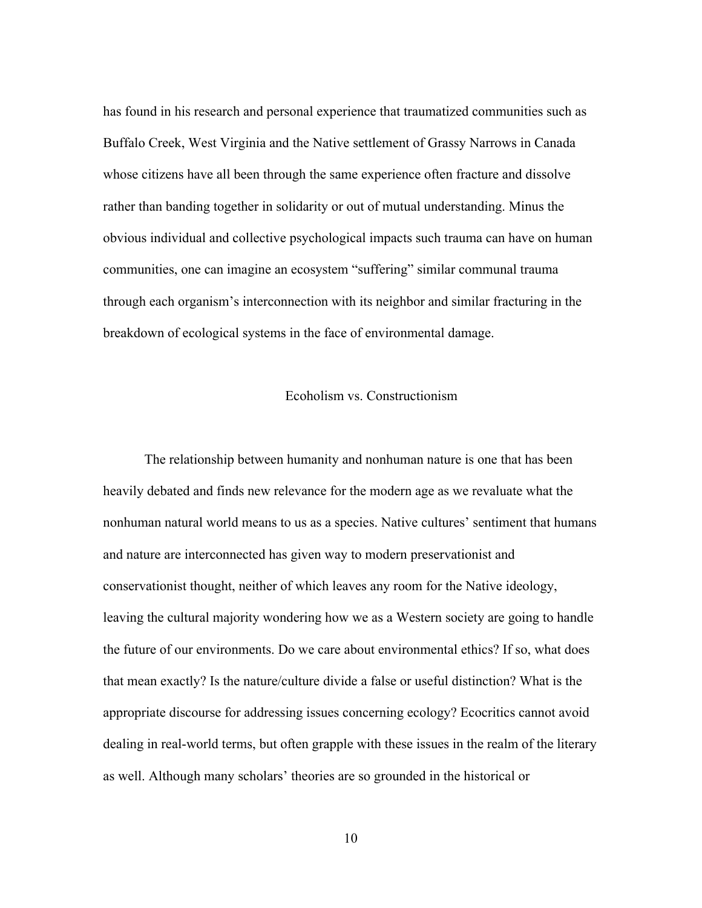has found in his research and personal experience that traumatized communities such as Buffalo Creek, West Virginia and the Native settlement of Grassy Narrows in Canada whose citizens have all been through the same experience often fracture and dissolve rather than banding together in solidarity or out of mutual understanding. Minus the obvious individual and collective psychological impacts such trauma can have on human communities, one can imagine an ecosystem "suffering" similar communal trauma through each organism's interconnection with its neighbor and similar fracturing in the breakdown of ecological systems in the face of environmental damage.

## Ecoholism vs. Constructionism

The relationship between humanity and nonhuman nature is one that has been heavily debated and finds new relevance for the modern age as we revaluate what the nonhuman natural world means to us as a species. Native cultures' sentiment that humans and nature are interconnected has given way to modern preservationist and conservationist thought, neither of which leaves any room for the Native ideology, leaving the cultural majority wondering how we as a Western society are going to handle the future of our environments. Do we care about environmental ethics? If so, what does that mean exactly? Is the nature/culture divide a false or useful distinction? What is the appropriate discourse for addressing issues concerning ecology? Ecocritics cannot avoid dealing in real-world terms, but often grapple with these issues in the realm of the literary as well. Although many scholars' theories are so grounded in the historical or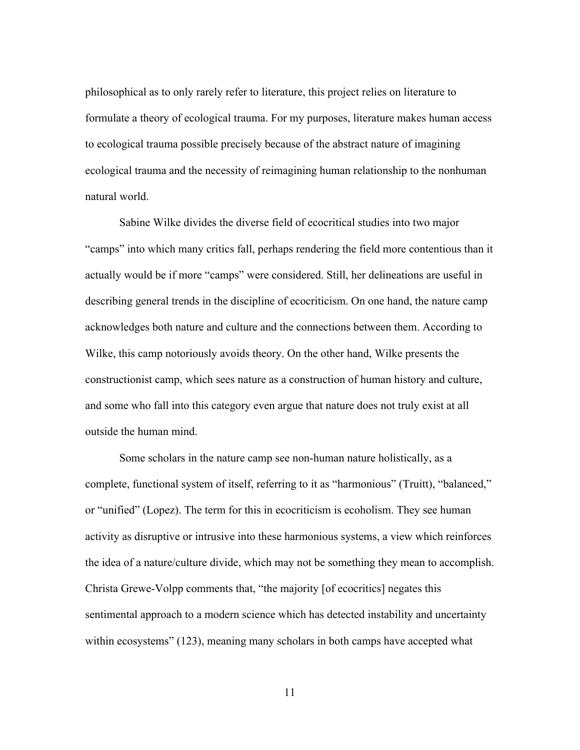philosophical as to only rarely refer to literature, this project relies on literature to formulate a theory of ecological trauma. For my purposes, literature makes human access to ecological trauma possible precisely because of the abstract nature of imagining ecological trauma and the necessity of reimagining human relationship to the nonhuman natural world.

Sabine Wilke divides the diverse field of ecocritical studies into two major "camps" into which many critics fall, perhaps rendering the field more contentious than it actually would be if more "camps" were considered. Still, her delineations are useful in describing general trends in the discipline of ecocriticism. On one hand, the nature camp acknowledges both nature and culture and the connections between them. According to Wilke, this camp notoriously avoids theory. On the other hand, Wilke presents the constructionist camp, which sees nature as a construction of human history and culture, and some who fall into this category even argue that nature does not truly exist at all outside the human mind.

Some scholars in the nature camp see non-human nature holistically, as a complete, functional system of itself, referring to it as "harmonious" (Truitt), "balanced," or "unified" (Lopez). The term for this in ecocriticism is ecoholism. They see human activity as disruptive or intrusive into these harmonious systems, a view which reinforces the idea of a nature/culture divide, which may not be something they mean to accomplish. Christa Grewe-Volpp comments that, "the majority [of ecocritics] negates this sentimental approach to a modern science which has detected instability and uncertainty within ecosystems" (123), meaning many scholars in both camps have accepted what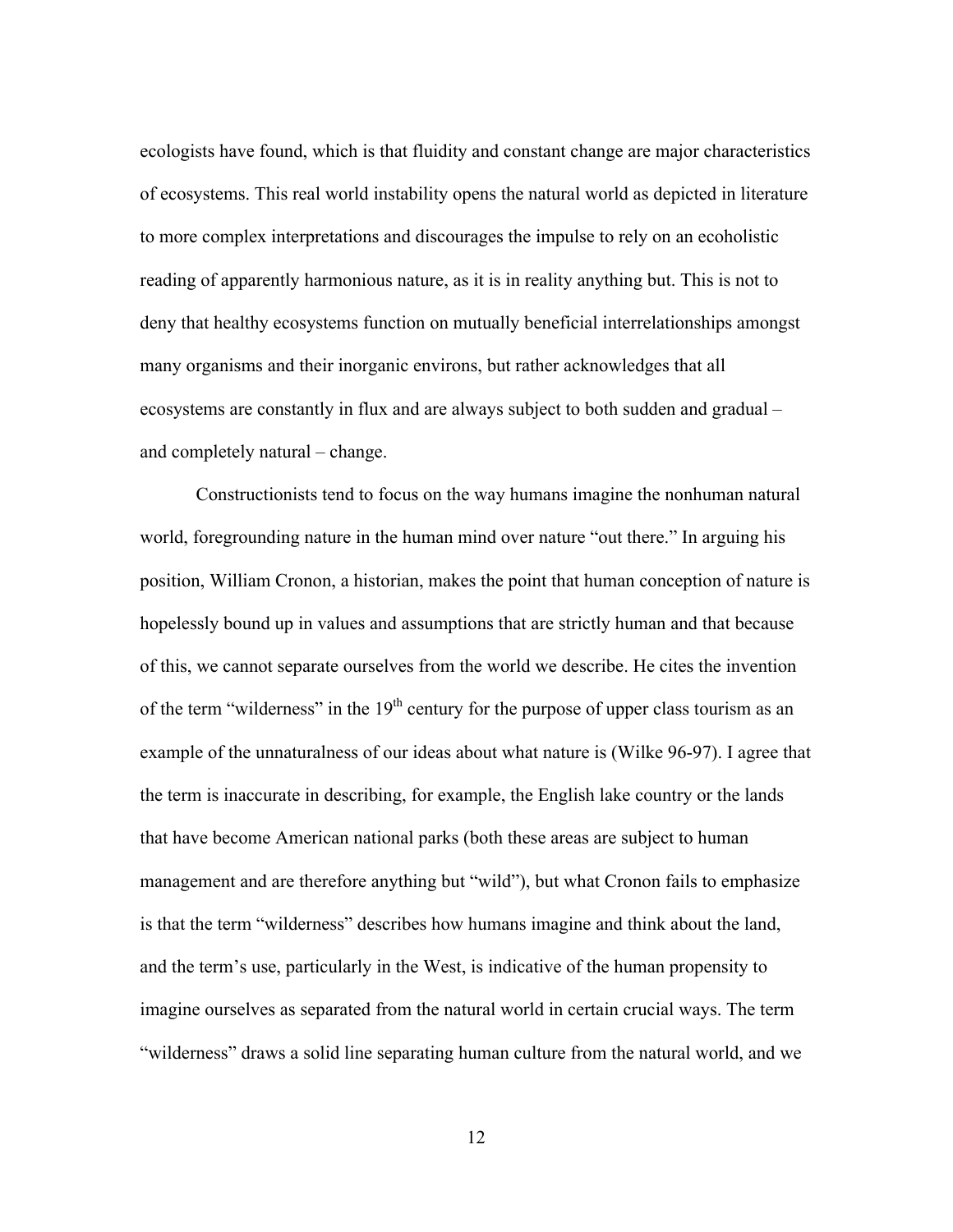ecologists have found, which is that fluidity and constant change are major characteristics of ecosystems. This real world instability opens the natural world as depicted in literature to more complex interpretations and discourages the impulse to rely on an ecoholistic reading of apparently harmonious nature, as it is in reality anything but. This is not to deny that healthy ecosystems function on mutually beneficial interrelationships amongst many organisms and their inorganic environs, but rather acknowledges that all ecosystems are constantly in flux and are always subject to both sudden and gradual – and completely natural – change.

Constructionists tend to focus on the way humans imagine the nonhuman natural world, foregrounding nature in the human mind over nature "out there." In arguing his position, William Cronon, a historian, makes the point that human conception of nature is hopelessly bound up in values and assumptions that are strictly human and that because of this, we cannot separate ourselves from the world we describe. He cites the invention of the term "wilderness" in the 19th century for the purpose of upper class tourism as an example of the unnaturalness of our ideas about what nature is (Wilke 96-97). I agree that the term is inaccurate in describing, for example, the English lake country or the lands that have become American national parks (both these areas are subject to human management and are therefore anything but "wild"), but what Cronon fails to emphasize is that the term "wilderness" describes how humans imagine and think about the land, and the term's use, particularly in the West, is indicative of the human propensity to imagine ourselves as separated from the natural world in certain crucial ways. The term "wilderness" draws a solid line separating human culture from the natural world, and we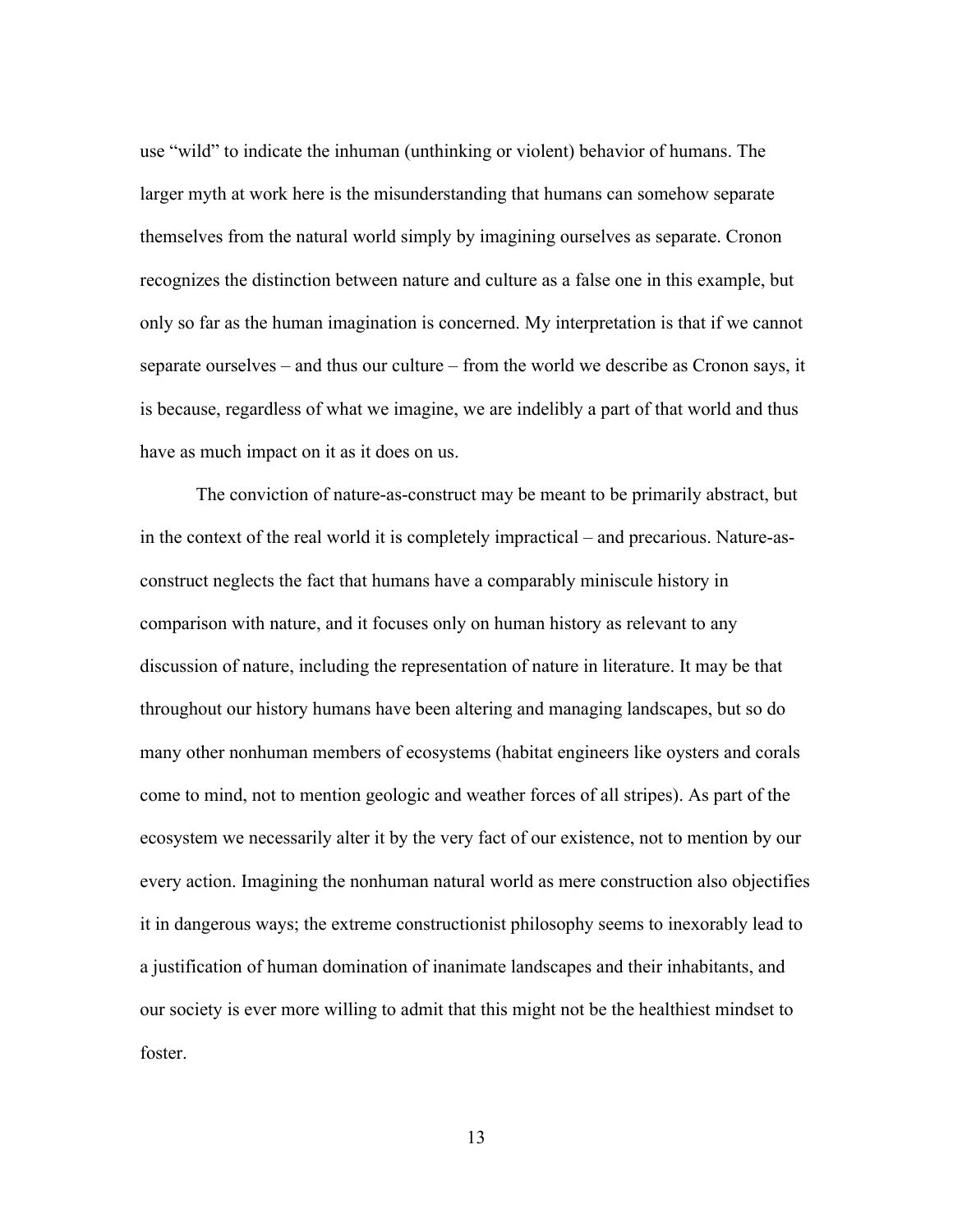use "wild" to indicate the inhuman (unthinking or violent) behavior of humans. The larger myth at work here is the misunderstanding that humans can somehow separate themselves from the natural world simply by imagining ourselves as separate. Cronon recognizes the distinction between nature and culture as a false one in this example, but only so far as the human imagination is concerned. My interpretation is that if we cannot separate ourselves – and thus our culture – from the world we describe as Cronon says, it is because, regardless of what we imagine, we are indelibly a part of that world and thus have as much impact on it as it does on us.

The conviction of nature-as-construct may be meant to be primarily abstract, but in the context of the real world it is completely impractical – and precarious. Nature-as-construct neglects the fact that humans have a comparably miniscule history in comparison with nature, and it focuses only on human history as relevant to any discussion of nature, including the representation of nature in literature. It may be that throughout our history humans have been altering and managing landscapes, but so do many other nonhuman members of ecosystems (habitat engineers like oysters and corals come to mind, not to mention geologic and weather forces of all stripes). As part of the ecosystem we necessarily alter it by the very fact of our existence, not to mention by our every action. Imagining the nonhuman natural world as mere construction also objectifies it in dangerous ways; the extreme constructionist philosophy seems to inexorably lead to a justification of human domination of inanimate landscapes and their inhabitants, and our society is ever more willing to admit that this might not be the healthiest mindset to foster.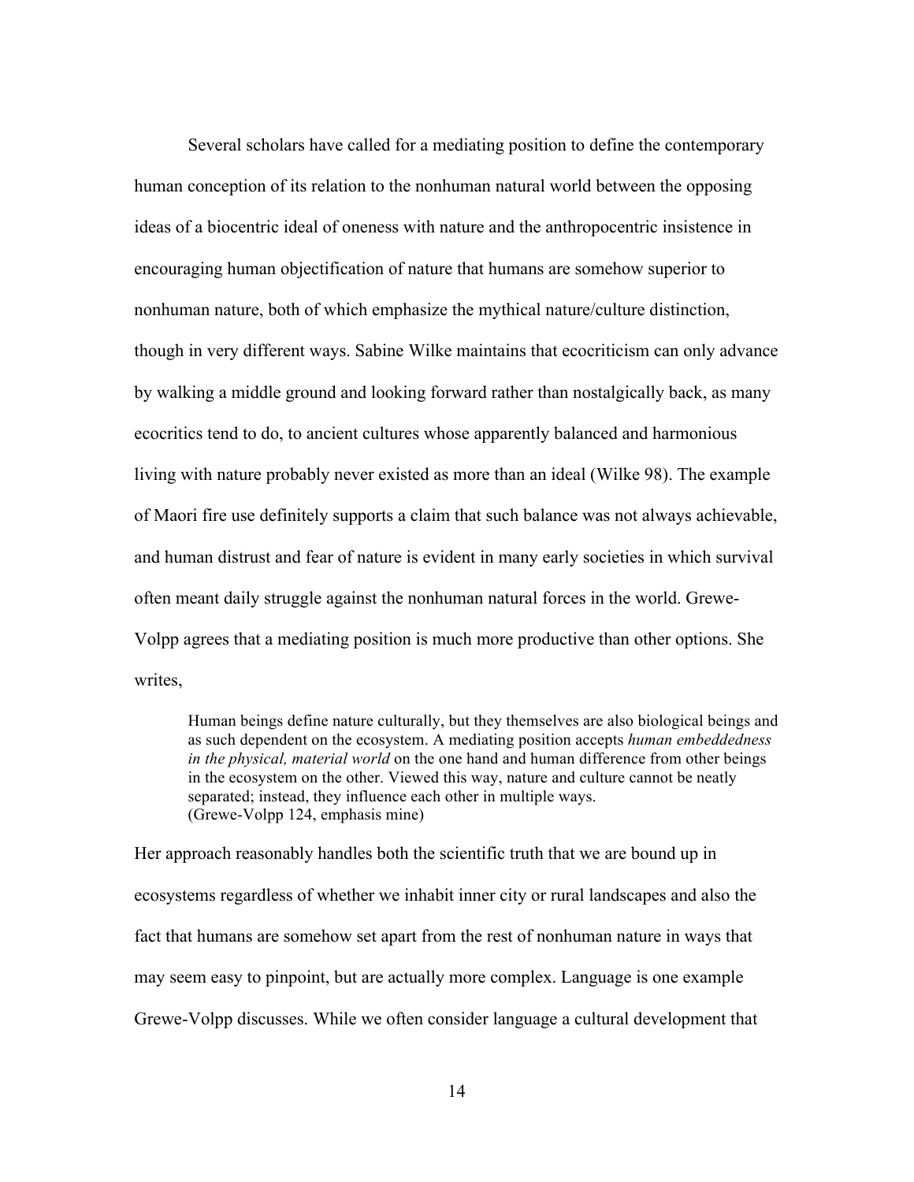Several scholars have called for a mediating position to define the contemporary human conception of its relation to the nonhuman natural world between the opposing ideas of a biocentric ideal of oneness with nature and the anthropocentric insistence in encouraging human objectification of nature that humans are somehow superior to nonhuman nature, both of which emphasize the mythical nature/culture distinction, though in very different ways. Sabine Wilke maintains that ecocriticism can only advance by walking a middle ground and looking forward rather than nostalgically back, as many ecocritics tend to do, to ancient cultures whose apparently balanced and harmonious living with nature probably never existed as more than an ideal (Wilke 98). The example of Maori fire use definitely supports a claim that such balance was not always achievable, and human distrust and fear of nature is evident in many early societies in which survival often meant daily struggle against the nonhuman natural forces in the world. Grewe-Volpp agrees that a mediating position is much more productive than other options. She writes,

> Human beings define nature culturally, but they themselves are also biological beings and as such dependent on the ecosystem. A mediating position accepts *human embeddedness in the physical, material world* on the one hand and human difference from other beings in the ecosystem on the other. Viewed this way, nature and culture cannot be neatly separated; instead, they influence each other in multiple ways.
> (Grewe-Volpp 124, emphasis mine)

Her approach reasonably handles both the scientific truth that we are bound up in ecosystems regardless of whether we inhabit inner city or rural landscapes and also the fact that humans are somehow set apart from the rest of nonhuman nature in ways that may seem easy to pinpoint, but are actually more complex. Language is one example Grewe-Volpp discusses. While we often consider language a cultural development that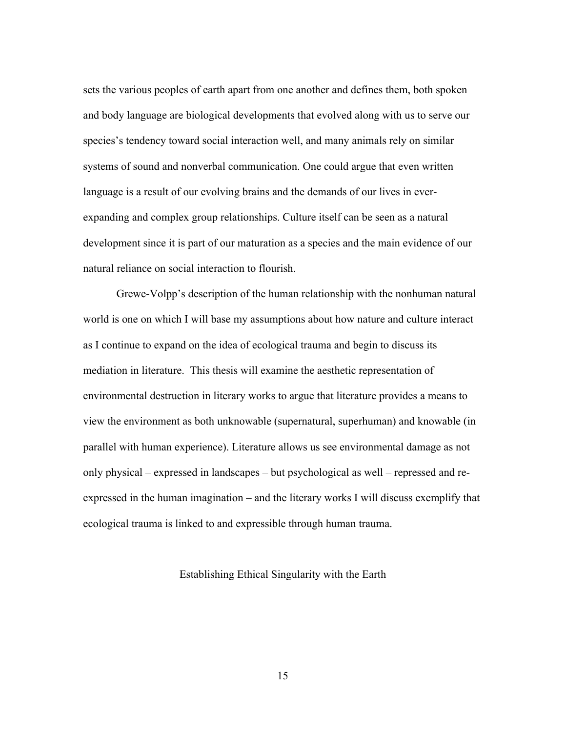sets the various peoples of earth apart from one another and defines them, both spoken and body language are biological developments that evolved along with us to serve our species's tendency toward social interaction well, and many animals rely on similar systems of sound and nonverbal communication. One could argue that even written language is a result of our evolving brains and the demands of our lives in ever-expanding and complex group relationships. Culture itself can be seen as a natural development since it is part of our maturation as a species and the main evidence of our natural reliance on social interaction to flourish.

Grewe-Volpp's description of the human relationship with the nonhuman natural world is one on which I will base my assumptions about how nature and culture interact as I continue to expand on the idea of ecological trauma and begin to discuss its mediation in literature. This thesis will examine the aesthetic representation of environmental destruction in literary works to argue that literature provides a means to view the environment as both unknowable (supernatural, superhuman) and knowable (in parallel with human experience). Literature allows us see environmental damage as not only physical – expressed in landscapes – but psychological as well – repressed and re-expressed in the human imagination – and the literary works I will discuss exemplify that ecological trauma is linked to and expressible through human trauma.

## Establishing Ethical Singularity with the Earth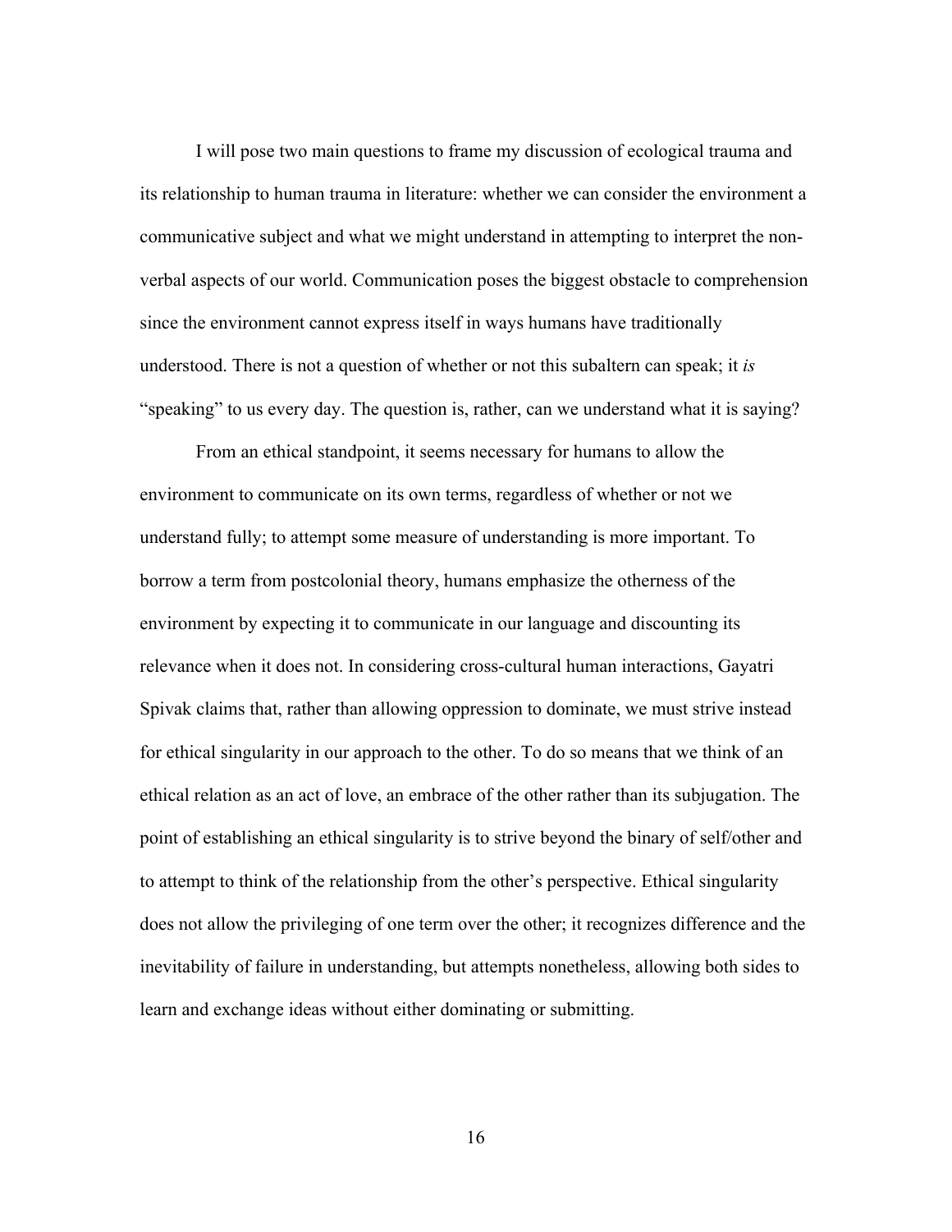I will pose two main questions to frame my discussion of ecological trauma and its relationship to human trauma in literature: whether we can consider the environment a communicative subject and what we might understand in attempting to interpret the non-verbal aspects of our world. Communication poses the biggest obstacle to comprehension since the environment cannot express itself in ways humans have traditionally understood. There is not a question of whether or not this subaltern can speak; it *is* "speaking" to us every day. The question is, rather, can we understand what it is saying?

From an ethical standpoint, it seems necessary for humans to allow the environment to communicate on its own terms, regardless of whether or not we understand fully; to attempt some measure of understanding is more important. To borrow a term from postcolonial theory, humans emphasize the otherness of the environment by expecting it to communicate in our language and discounting its relevance when it does not. In considering cross-cultural human interactions, Gayatri Spivak claims that, rather than allowing oppression to dominate, we must strive instead for ethical singularity in our approach to the other. To do so means that we think of an ethical relation as an act of love, an embrace of the other rather than its subjugation. The point of establishing an ethical singularity is to strive beyond the binary of self/other and to attempt to think of the relationship from the other's perspective. Ethical singularity does not allow the privileging of one term over the other; it recognizes difference and the inevitability of failure in understanding, but attempts nonetheless, allowing both sides to learn and exchange ideas without either dominating or submitting.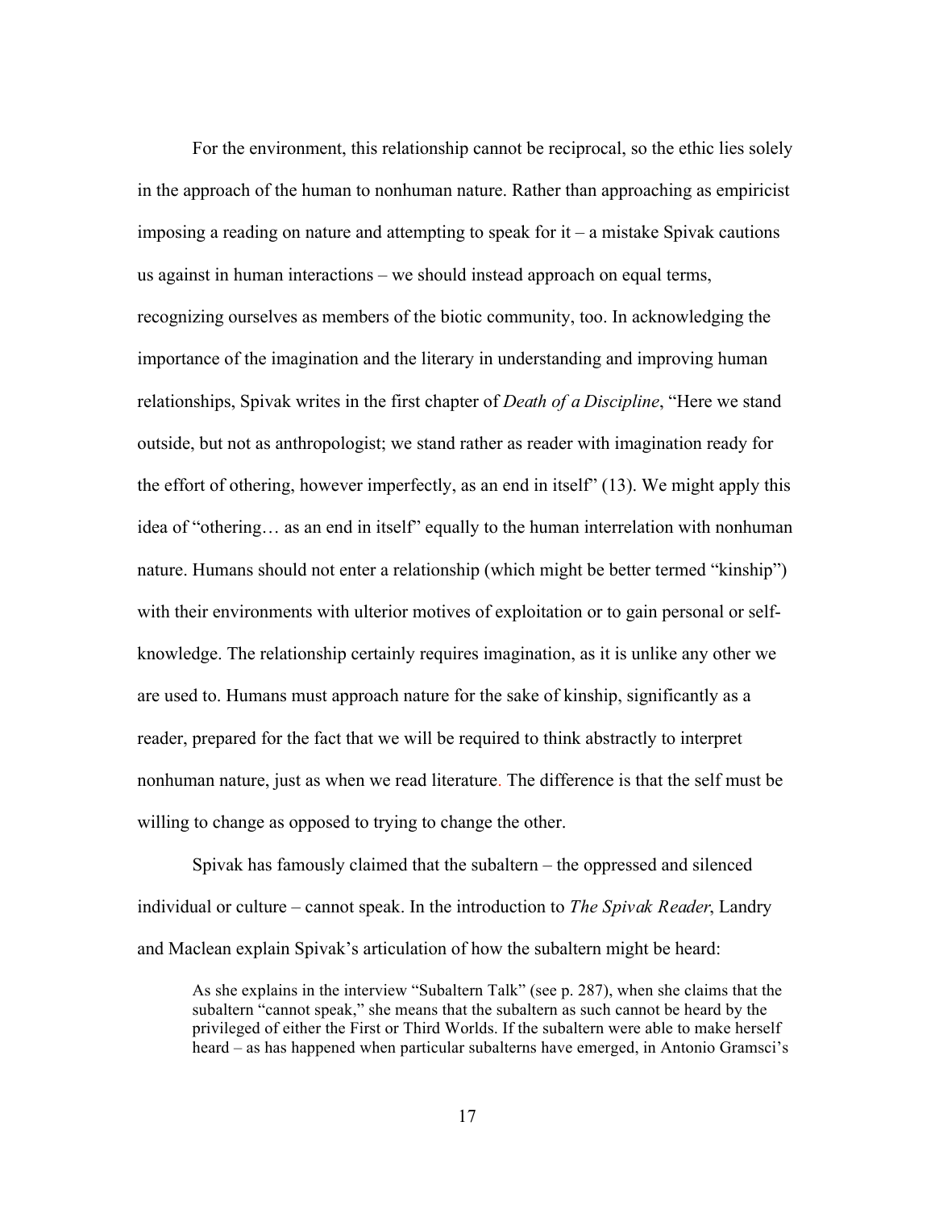For the environment, this relationship cannot be reciprocal, so the ethic lies solely in the approach of the human to nonhuman nature. Rather than approaching as empiricist imposing a reading on nature and attempting to speak for it – a mistake Spivak cautions us against in human interactions – we should instead approach on equal terms, recognizing ourselves as members of the biotic community, too. In acknowledging the importance of the imagination and the literary in understanding and improving human relationships, Spivak writes in the first chapter of *Death of a Discipline*, "Here we stand outside, but not as anthropologist; we stand rather as reader with imagination ready for the effort of othering, however imperfectly, as an end in itself" (13). We might apply this idea of "othering… as an end in itself" equally to the human interrelation with nonhuman nature. Humans should not enter a relationship (which might be better termed "kinship") with their environments with ulterior motives of exploitation or to gain personal or self-knowledge. The relationship certainly requires imagination, as it is unlike any other we are used to. Humans must approach nature for the sake of kinship, significantly as a reader, prepared for the fact that we will be required to think abstractly to interpret nonhuman nature, just as when we read literature. The difference is that the self must be willing to change as opposed to trying to change the other.

Spivak has famously claimed that the subaltern – the oppressed and silenced individual or culture – cannot speak. In the introduction to *The Spivak Reader*, Landry and Maclean explain Spivak's articulation of how the subaltern might be heard:

> As she explains in the interview "Subaltern Talk" (see p. 287), when she claims that the subaltern "cannot speak," she means that the subaltern as such cannot be heard by the privileged of either the First or Third Worlds. If the subaltern were able to make herself heard – as has happened when particular subalterns have emerged, in Antonio Gramsci's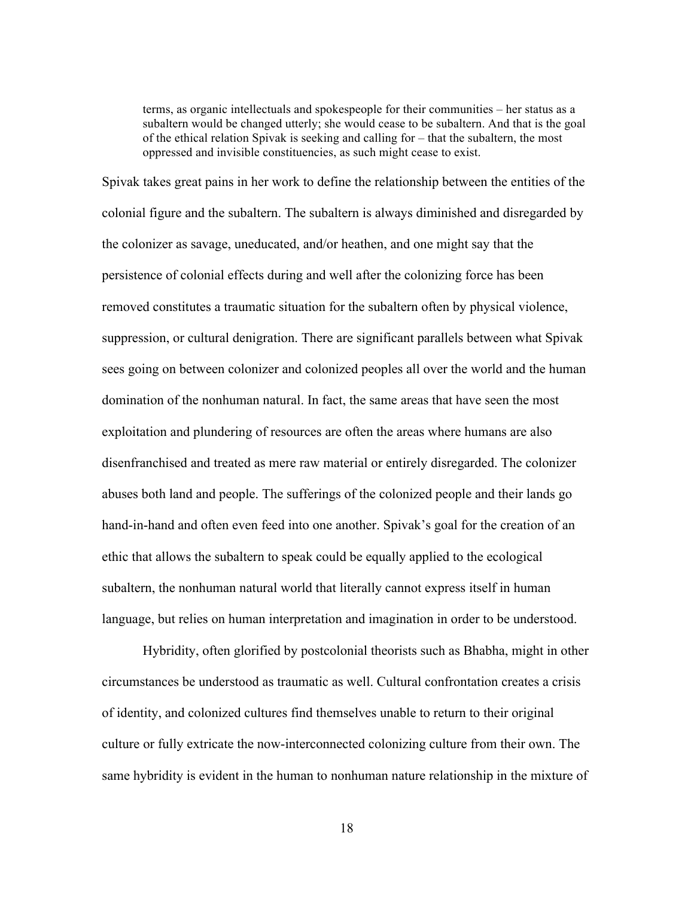> terms, as organic intellectuals and spokespeople for their communities – her status as a subaltern would be changed utterly; she would cease to be subaltern. And that is the goal of the ethical relation Spivak is seeking and calling for – that the subaltern, the most oppressed and invisible constituencies, as such might cease to exist.

Spivak takes great pains in her work to define the relationship between the entities of the colonial figure and the subaltern. The subaltern is always diminished and disregarded by the colonizer as savage, uneducated, and/or heathen, and one might say that the persistence of colonial effects during and well after the colonizing force has been removed constitutes a traumatic situation for the subaltern often by physical violence, suppression, or cultural denigration. There are significant parallels between what Spivak sees going on between colonizer and colonized peoples all over the world and the human domination of the nonhuman natural. In fact, the same areas that have seen the most exploitation and plundering of resources are often the areas where humans are also disenfranchised and treated as mere raw material or entirely disregarded. The colonizer abuses both land and people. The sufferings of the colonized people and their lands go hand-in-hand and often even feed into one another. Spivak's goal for the creation of an ethic that allows the subaltern to speak could be equally applied to the ecological subaltern, the nonhuman natural world that literally cannot express itself in human language, but relies on human interpretation and imagination in order to be understood.

Hybridity, often glorified by postcolonial theorists such as Bhabha, might in other circumstances be understood as traumatic as well. Cultural confrontation creates a crisis of identity, and colonized cultures find themselves unable to return to their original culture or fully extricate the now-interconnected colonizing culture from their own. The same hybridity is evident in the human to nonhuman nature relationship in the mixture of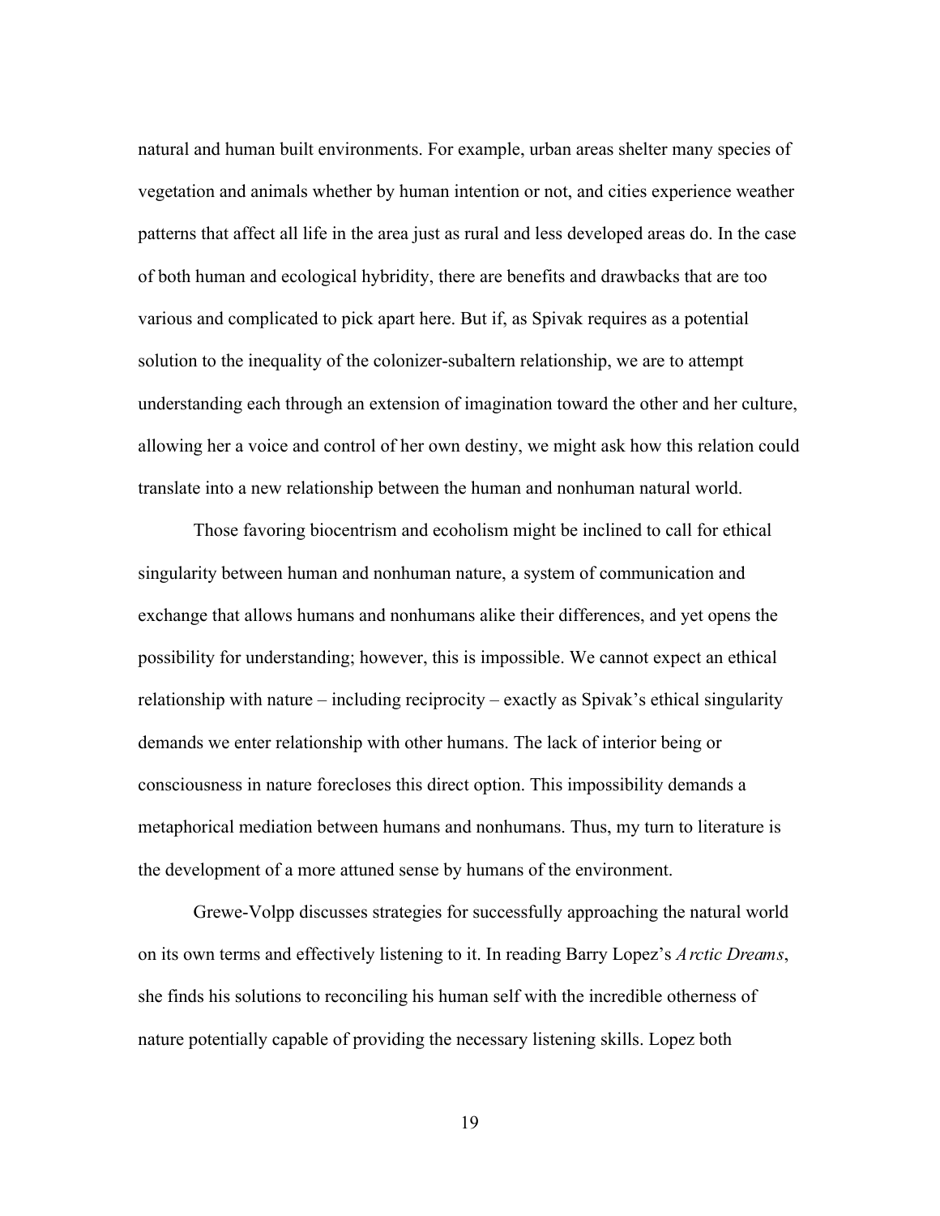natural and human built environments. For example, urban areas shelter many species of vegetation and animals whether by human intention or not, and cities experience weather patterns that affect all life in the area just as rural and less developed areas do. In the case of both human and ecological hybridity, there are benefits and drawbacks that are too various and complicated to pick apart here. But if, as Spivak requires as a potential solution to the inequality of the colonizer-subaltern relationship, we are to attempt understanding each through an extension of imagination toward the other and her culture, allowing her a voice and control of her own destiny, we might ask how this relation could translate into a new relationship between the human and nonhuman natural world.

Those favoring biocentrism and ecoholism might be inclined to call for ethical singularity between human and nonhuman nature, a system of communication and exchange that allows humans and nonhumans alike their differences, and yet opens the possibility for understanding; however, this is impossible. We cannot expect an ethical relationship with nature – including reciprocity – exactly as Spivak's ethical singularity demands we enter relationship with other humans. The lack of interior being or consciousness in nature forecloses this direct option. This impossibility demands a metaphorical mediation between humans and nonhumans. Thus, my turn to literature is the development of a more attuned sense by humans of the environment.

Grewe-Volpp discusses strategies for successfully approaching the natural world on its own terms and effectively listening to it. In reading Barry Lopez's *Arctic Dreams*, she finds his solutions to reconciling his human self with the incredible otherness of nature potentially capable of providing the necessary listening skills. Lopez both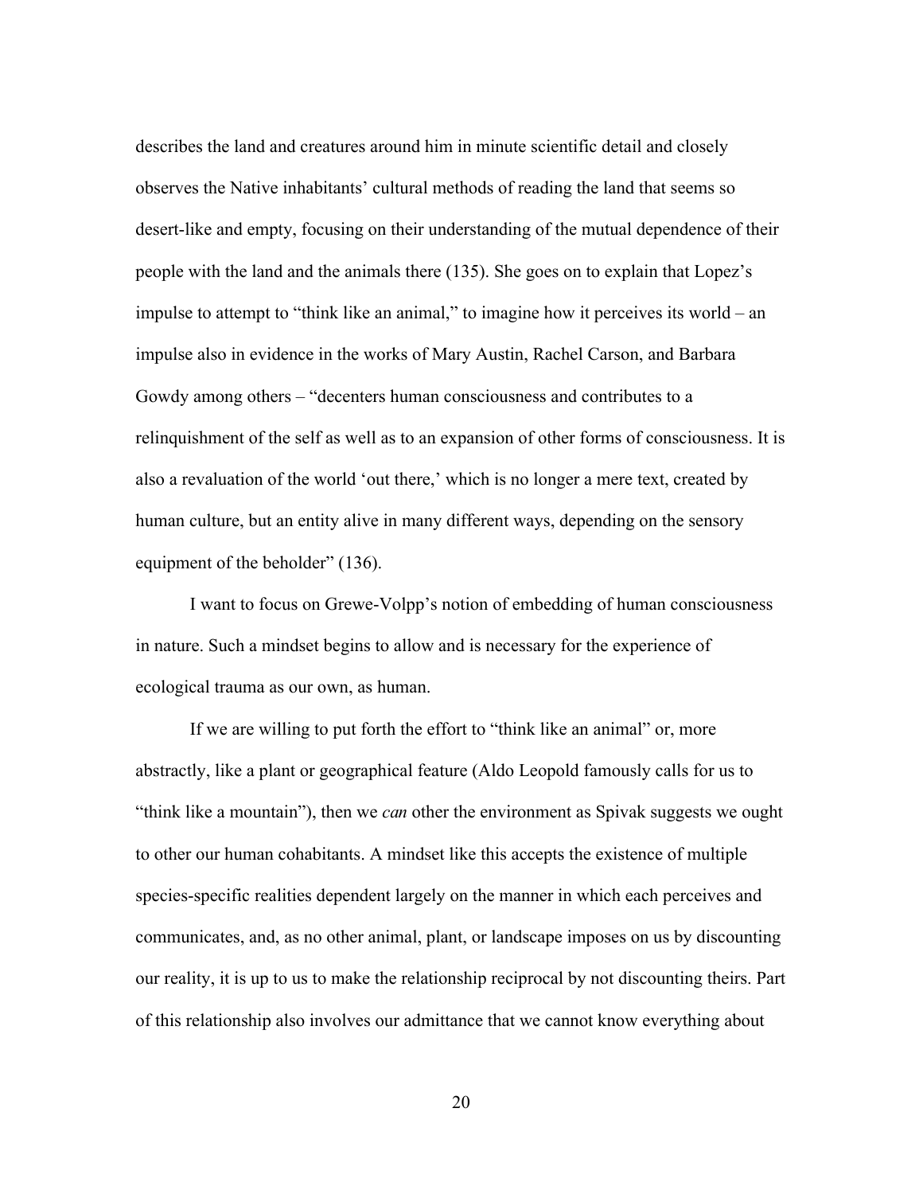describes the land and creatures around him in minute scientific detail and closely observes the Native inhabitants' cultural methods of reading the land that seems so desert-like and empty, focusing on their understanding of the mutual dependence of their people with the land and the animals there (135). She goes on to explain that Lopez's impulse to attempt to "think like an animal," to imagine how it perceives its world – an impulse also in evidence in the works of Mary Austin, Rachel Carson, and Barbara Gowdy among others – "decenters human consciousness and contributes to a relinquishment of the self as well as to an expansion of other forms of consciousness. It is also a revaluation of the world 'out there,' which is no longer a mere text, created by human culture, but an entity alive in many different ways, depending on the sensory equipment of the beholder" (136).

I want to focus on Grewe-Volpp's notion of embedding of human consciousness in nature. Such a mindset begins to allow and is necessary for the experience of ecological trauma as our own, as human.

If we are willing to put forth the effort to "think like an animal" or, more abstractly, like a plant or geographical feature (Aldo Leopold famously calls for us to "think like a mountain"), then we *can* other the environment as Spivak suggests we ought to other our human cohabitants. A mindset like this accepts the existence of multiple species-specific realities dependent largely on the manner in which each perceives and communicates, and, as no other animal, plant, or landscape imposes on us by discounting our reality, it is up to us to make the relationship reciprocal by not discounting theirs. Part of this relationship also involves our admittance that we cannot know everything about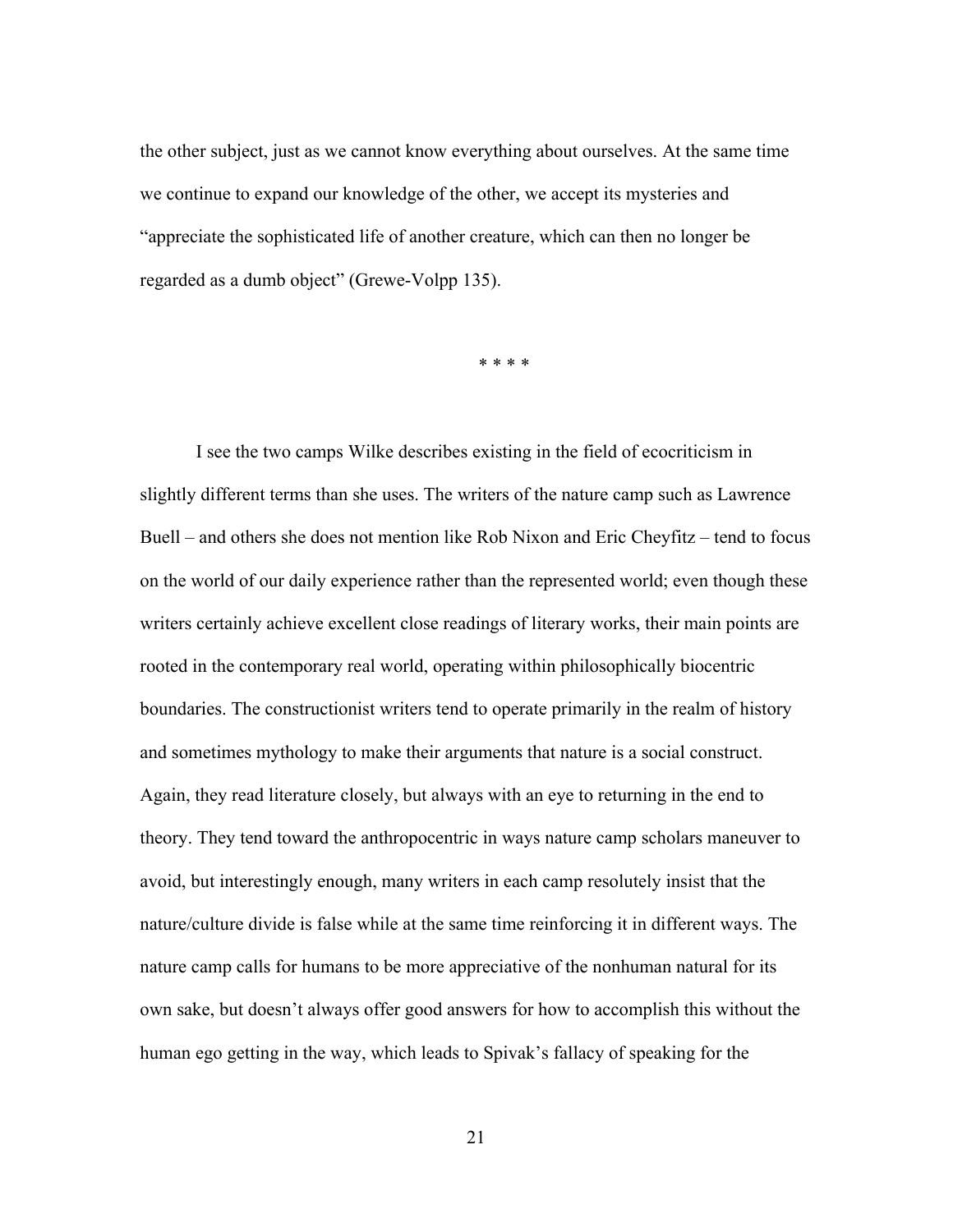the other subject, just as we cannot know everything about ourselves. At the same time we continue to expand our knowledge of the other, we accept its mysteries and "appreciate the sophisticated life of another creature, which can then no longer be regarded as a dumb object" (Grewe-Volpp 135).

\* \* \* \*

I see the two camps Wilke describes existing in the field of ecocriticism in slightly different terms than she uses. The writers of the nature camp such as Lawrence Buell – and others she does not mention like Rob Nixon and Eric Cheyfitz – tend to focus on the world of our daily experience rather than the represented world; even though these writers certainly achieve excellent close readings of literary works, their main points are rooted in the contemporary real world, operating within philosophically biocentric boundaries. The constructionist writers tend to operate primarily in the realm of history and sometimes mythology to make their arguments that nature is a social construct. Again, they read literature closely, but always with an eye to returning in the end to theory. They tend toward the anthropocentric in ways nature camp scholars maneuver to avoid, but interestingly enough, many writers in each camp resolutely insist that the nature/culture divide is false while at the same time reinforcing it in different ways. The nature camp calls for humans to be more appreciative of the nonhuman natural for its own sake, but doesn't always offer good answers for how to accomplish this without the human ego getting in the way, which leads to Spivak's fallacy of speaking for the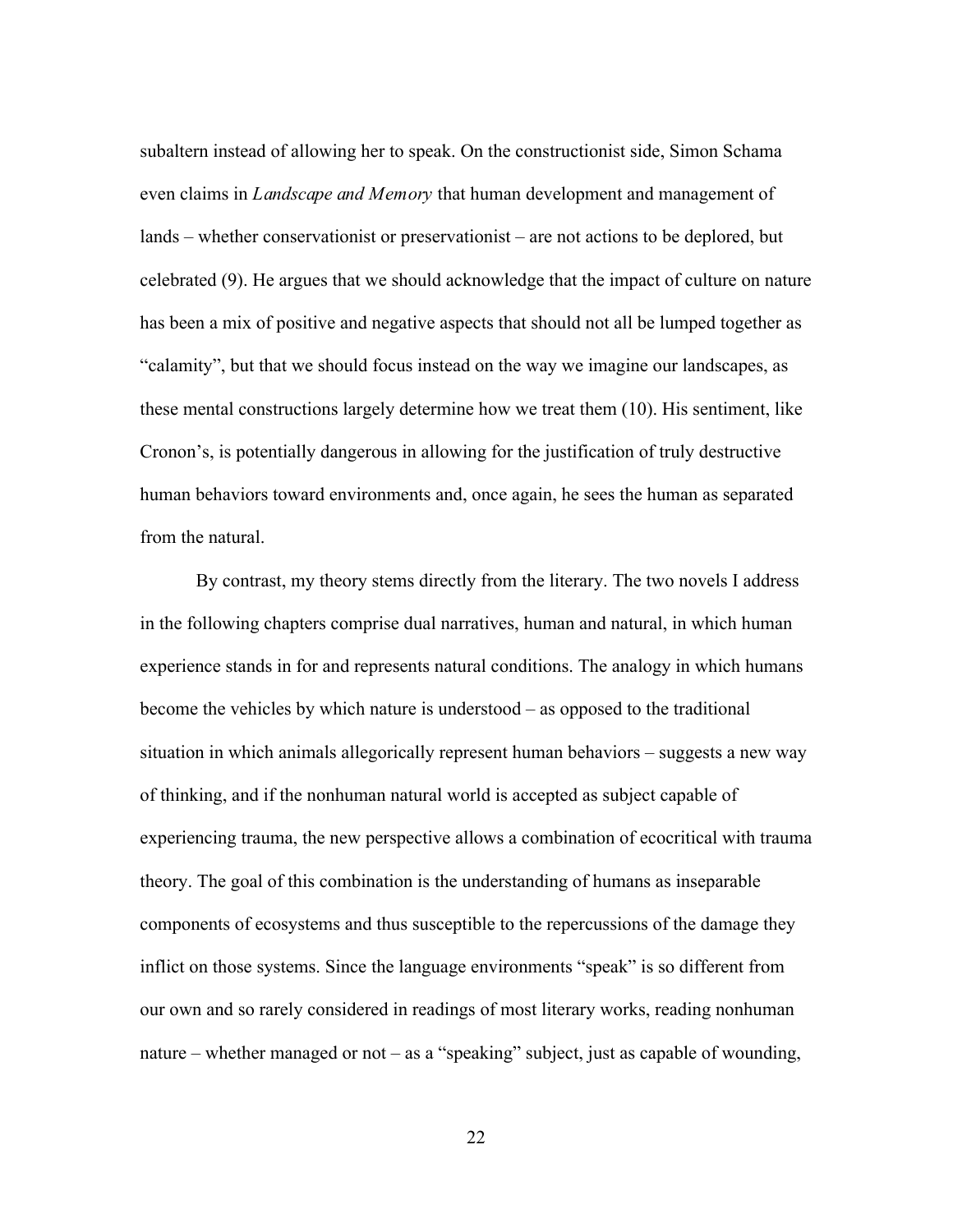subaltern instead of allowing her to speak. On the constructionist side, Simon Schama even claims in *Landscape and Memory* that human development and management of lands – whether conservationist or preservationist – are not actions to be deplored, but celebrated (9). He argues that we should acknowledge that the impact of culture on nature has been a mix of positive and negative aspects that should not all be lumped together as "calamity", but that we should focus instead on the way we imagine our landscapes, as these mental constructions largely determine how we treat them (10). His sentiment, like Cronon's, is potentially dangerous in allowing for the justification of truly destructive human behaviors toward environments and, once again, he sees the human as separated from the natural.

By contrast, my theory stems directly from the literary. The two novels I address in the following chapters comprise dual narratives, human and natural, in which human experience stands in for and represents natural conditions. The analogy in which humans become the vehicles by which nature is understood – as opposed to the traditional situation in which animals allegorically represent human behaviors – suggests a new way of thinking, and if the nonhuman natural world is accepted as subject capable of experiencing trauma, the new perspective allows a combination of ecocritical with trauma theory. The goal of this combination is the understanding of humans as inseparable components of ecosystems and thus susceptible to the repercussions of the damage they inflict on those systems. Since the language environments "speak" is so different from our own and so rarely considered in readings of most literary works, reading nonhuman nature – whether managed or not – as a "speaking" subject, just as capable of wounding,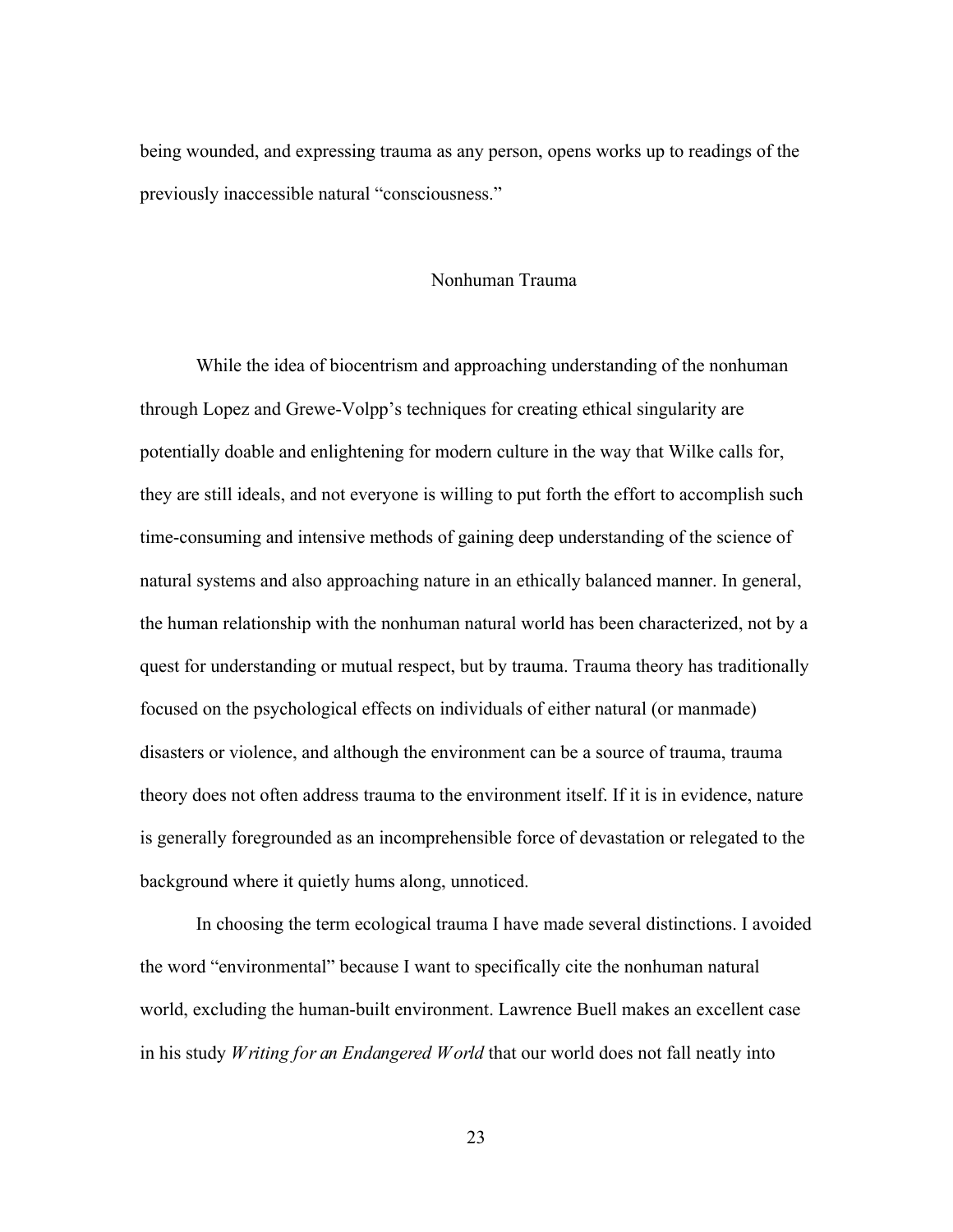being wounded, and expressing trauma as any person, opens works up to readings of the previously inaccessible natural "consciousness."

## Nonhuman Trauma

While the idea of biocentrism and approaching understanding of the nonhuman through Lopez and Grewe-Volpp's techniques for creating ethical singularity are potentially doable and enlightening for modern culture in the way that Wilke calls for, they are still ideals, and not everyone is willing to put forth the effort to accomplish such time-consuming and intensive methods of gaining deep understanding of the science of natural systems and also approaching nature in an ethically balanced manner. In general, the human relationship with the nonhuman natural world has been characterized, not by a quest for understanding or mutual respect, but by trauma. Trauma theory has traditionally focused on the psychological effects on individuals of either natural (or manmade) disasters or violence, and although the environment can be a source of trauma, trauma theory does not often address trauma to the environment itself. If it is in evidence, nature is generally foregrounded as an incomprehensible force of devastation or relegated to the background where it quietly hums along, unnoticed.

In choosing the term ecological trauma I have made several distinctions. I avoided the word "environmental" because I want to specifically cite the nonhuman natural world, excluding the human-built environment. Lawrence Buell makes an excellent case in his study *Writing for an Endangered World* that our world does not fall neatly into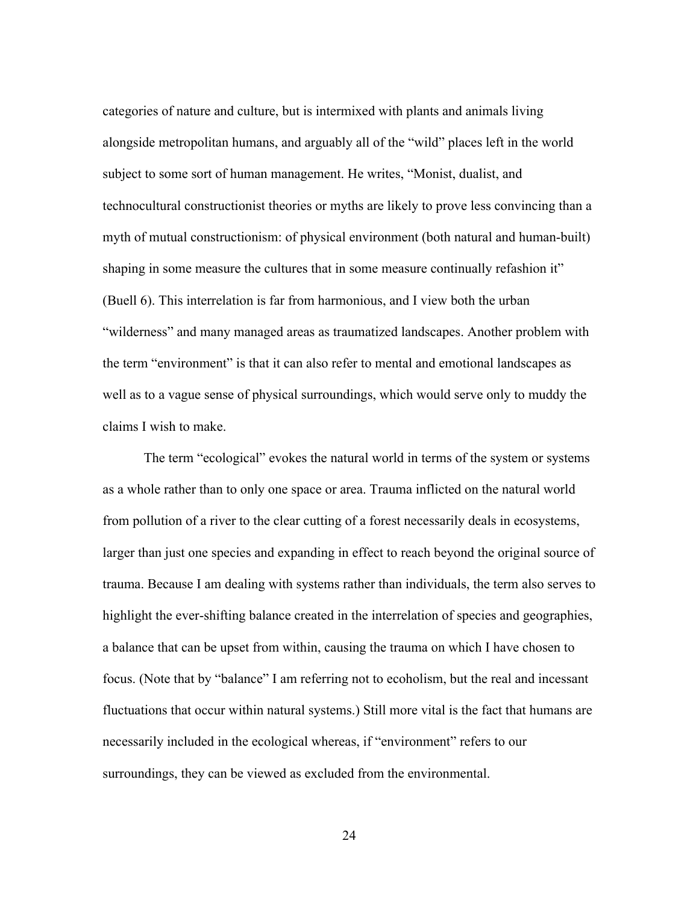categories of nature and culture, but is intermixed with plants and animals living alongside metropolitan humans, and arguably all of the "wild" places left in the world subject to some sort of human management. He writes, "Monist, dualist, and technocultural constructionist theories or myths are likely to prove less convincing than a myth of mutual constructionism: of physical environment (both natural and human-built) shaping in some measure the cultures that in some measure continually refashion it" (Buell 6). This interrelation is far from harmonious, and I view both the urban "wilderness" and many managed areas as traumatized landscapes. Another problem with the term "environment" is that it can also refer to mental and emotional landscapes as well as to a vague sense of physical surroundings, which would serve only to muddy the claims I wish to make.

The term "ecological" evokes the natural world in terms of the system or systems as a whole rather than to only one space or area. Trauma inflicted on the natural world from pollution of a river to the clear cutting of a forest necessarily deals in ecosystems, larger than just one species and expanding in effect to reach beyond the original source of trauma. Because I am dealing with systems rather than individuals, the term also serves to highlight the ever-shifting balance created in the interrelation of species and geographies, a balance that can be upset from within, causing the trauma on which I have chosen to focus. (Note that by "balance" I am referring not to ecoholism, but the real and incessant fluctuations that occur within natural systems.) Still more vital is the fact that humans are necessarily included in the ecological whereas, if "environment" refers to our surroundings, they can be viewed as excluded from the environmental.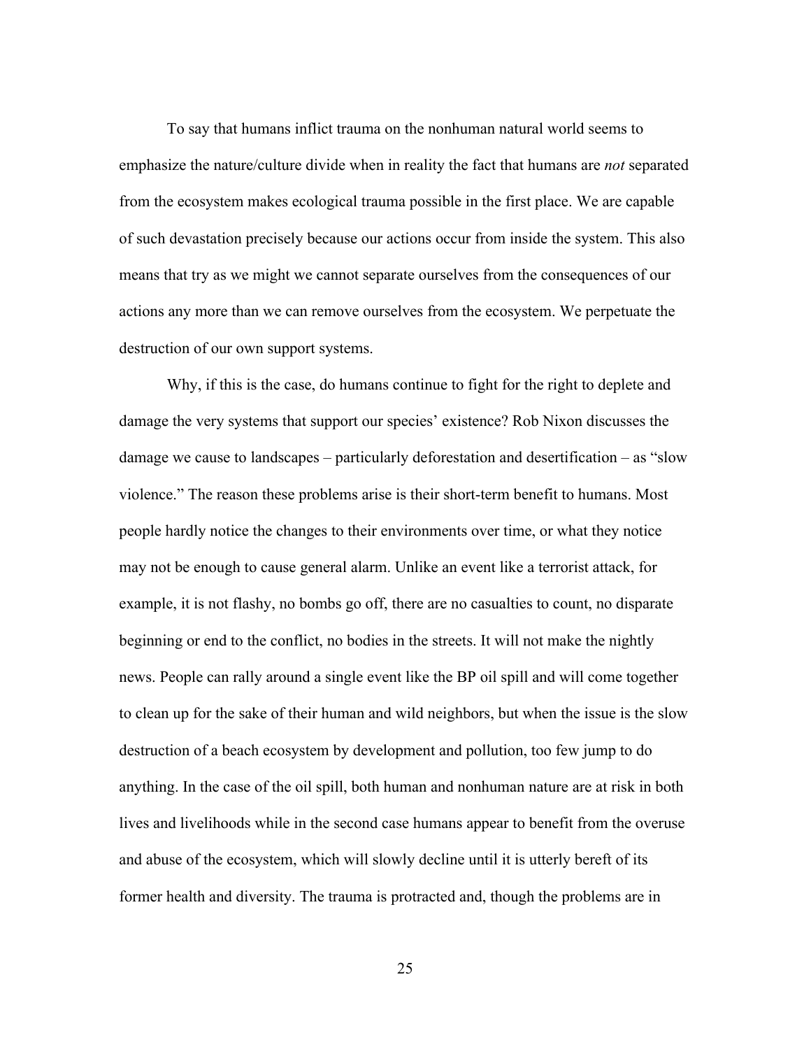To say that humans inflict trauma on the nonhuman natural world seems to emphasize the nature/culture divide when in reality the fact that humans are *not* separated from the ecosystem makes ecological trauma possible in the first place. We are capable of such devastation precisely because our actions occur from inside the system. This also means that try as we might we cannot separate ourselves from the consequences of our actions any more than we can remove ourselves from the ecosystem. We perpetuate the destruction of our own support systems.

Why, if this is the case, do humans continue to fight for the right to deplete and damage the very systems that support our species' existence? Rob Nixon discusses the damage we cause to landscapes – particularly deforestation and desertification – as "slow violence." The reason these problems arise is their short-term benefit to humans. Most people hardly notice the changes to their environments over time, or what they notice may not be enough to cause general alarm. Unlike an event like a terrorist attack, for example, it is not flashy, no bombs go off, there are no casualties to count, no disparate beginning or end to the conflict, no bodies in the streets. It will not make the nightly news. People can rally around a single event like the BP oil spill and will come together to clean up for the sake of their human and wild neighbors, but when the issue is the slow destruction of a beach ecosystem by development and pollution, too few jump to do anything. In the case of the oil spill, both human and nonhuman nature are at risk in both lives and livelihoods while in the second case humans appear to benefit from the overuse and abuse of the ecosystem, which will slowly decline until it is utterly bereft of its former health and diversity. The trauma is protracted and, though the problems are in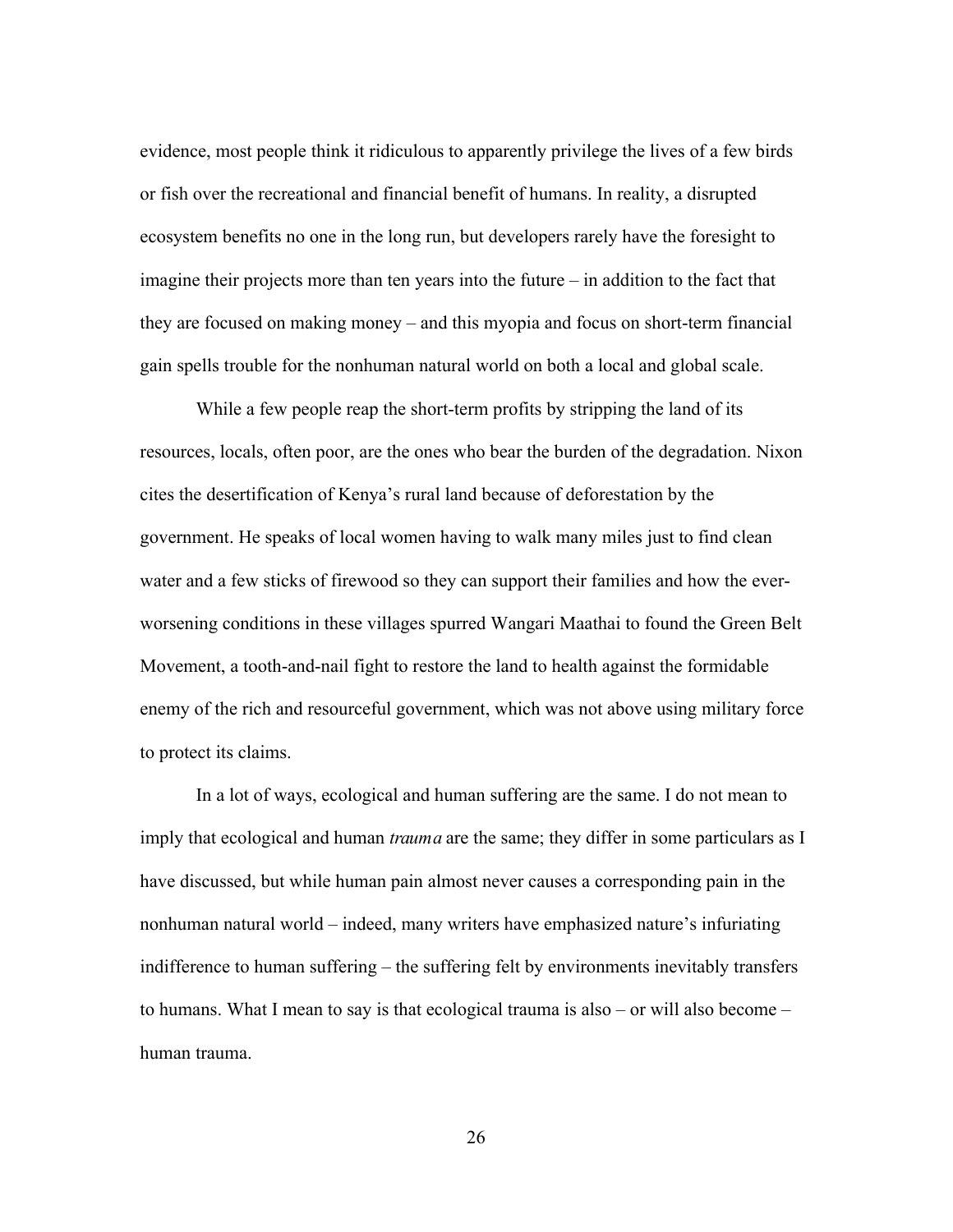evidence, most people think it ridiculous to apparently privilege the lives of a few birds or fish over the recreational and financial benefit of humans. In reality, a disrupted ecosystem benefits no one in the long run, but developers rarely have the foresight to imagine their projects more than ten years into the future – in addition to the fact that they are focused on making money – and this myopia and focus on short-term financial gain spells trouble for the nonhuman natural world on both a local and global scale.

While a few people reap the short-term profits by stripping the land of its resources, locals, often poor, are the ones who bear the burden of the degradation. Nixon cites the desertification of Kenya's rural land because of deforestation by the government. He speaks of local women having to walk many miles just to find clean water and a few sticks of firewood so they can support their families and how the ever-worsening conditions in these villages spurred Wangari Maathai to found the Green Belt Movement, a tooth-and-nail fight to restore the land to health against the formidable enemy of the rich and resourceful government, which was not above using military force to protect its claims.

In a lot of ways, ecological and human suffering are the same. I do not mean to imply that ecological and human *trauma* are the same; they differ in some particulars as I have discussed, but while human pain almost never causes a corresponding pain in the nonhuman natural world – indeed, many writers have emphasized nature's infuriating indifference to human suffering – the suffering felt by environments inevitably transfers to humans. What I mean to say is that ecological trauma is also – or will also become – human trauma.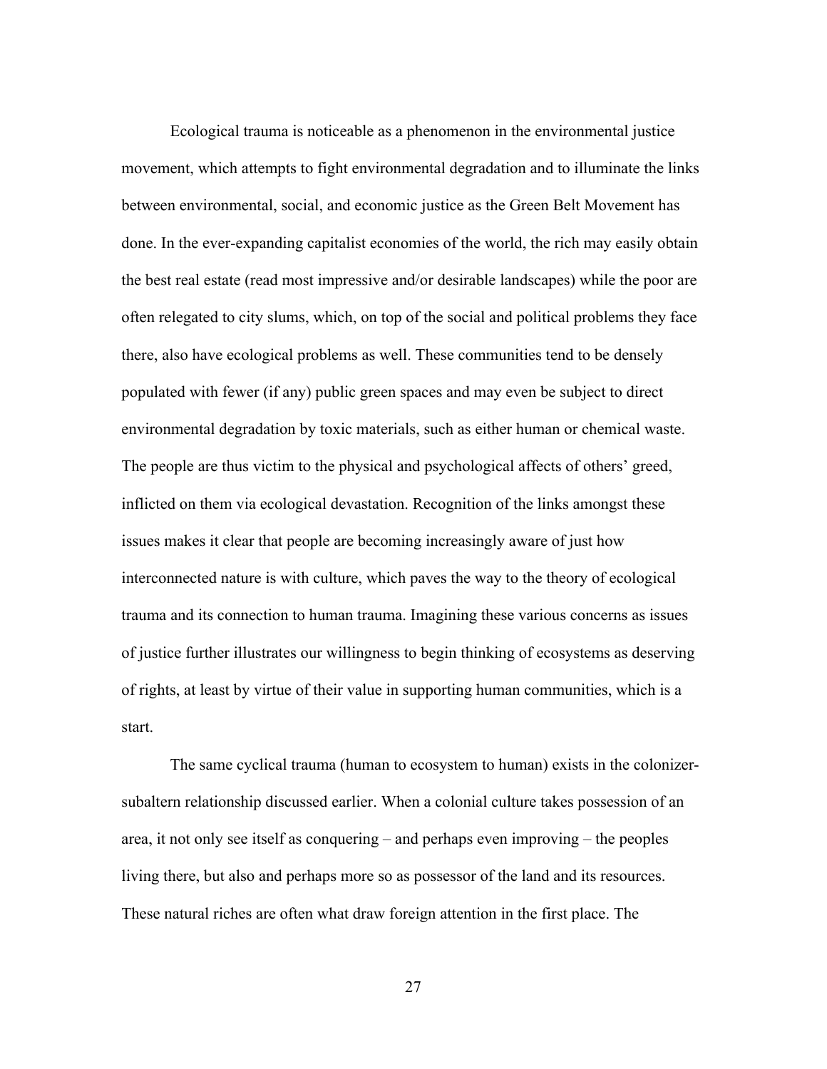Ecological trauma is noticeable as a phenomenon in the environmental justice movement, which attempts to fight environmental degradation and to illuminate the links between environmental, social, and economic justice as the Green Belt Movement has done. In the ever-expanding capitalist economies of the world, the rich may easily obtain the best real estate (read most impressive and/or desirable landscapes) while the poor are often relegated to city slums, which, on top of the social and political problems they face there, also have ecological problems as well. These communities tend to be densely populated with fewer (if any) public green spaces and may even be subject to direct environmental degradation by toxic materials, such as either human or chemical waste. The people are thus victim to the physical and psychological affects of others' greed, inflicted on them via ecological devastation. Recognition of the links amongst these issues makes it clear that people are becoming increasingly aware of just how interconnected nature is with culture, which paves the way to the theory of ecological trauma and its connection to human trauma. Imagining these various concerns as issues of justice further illustrates our willingness to begin thinking of ecosystems as deserving of rights, at least by virtue of their value in supporting human communities, which is a start.

The same cyclical trauma (human to ecosystem to human) exists in the colonizer-subaltern relationship discussed earlier. When a colonial culture takes possession of an area, it not only see itself as conquering – and perhaps even improving – the peoples living there, but also and perhaps more so as possessor of the land and its resources. These natural riches are often what draw foreign attention in the first place. The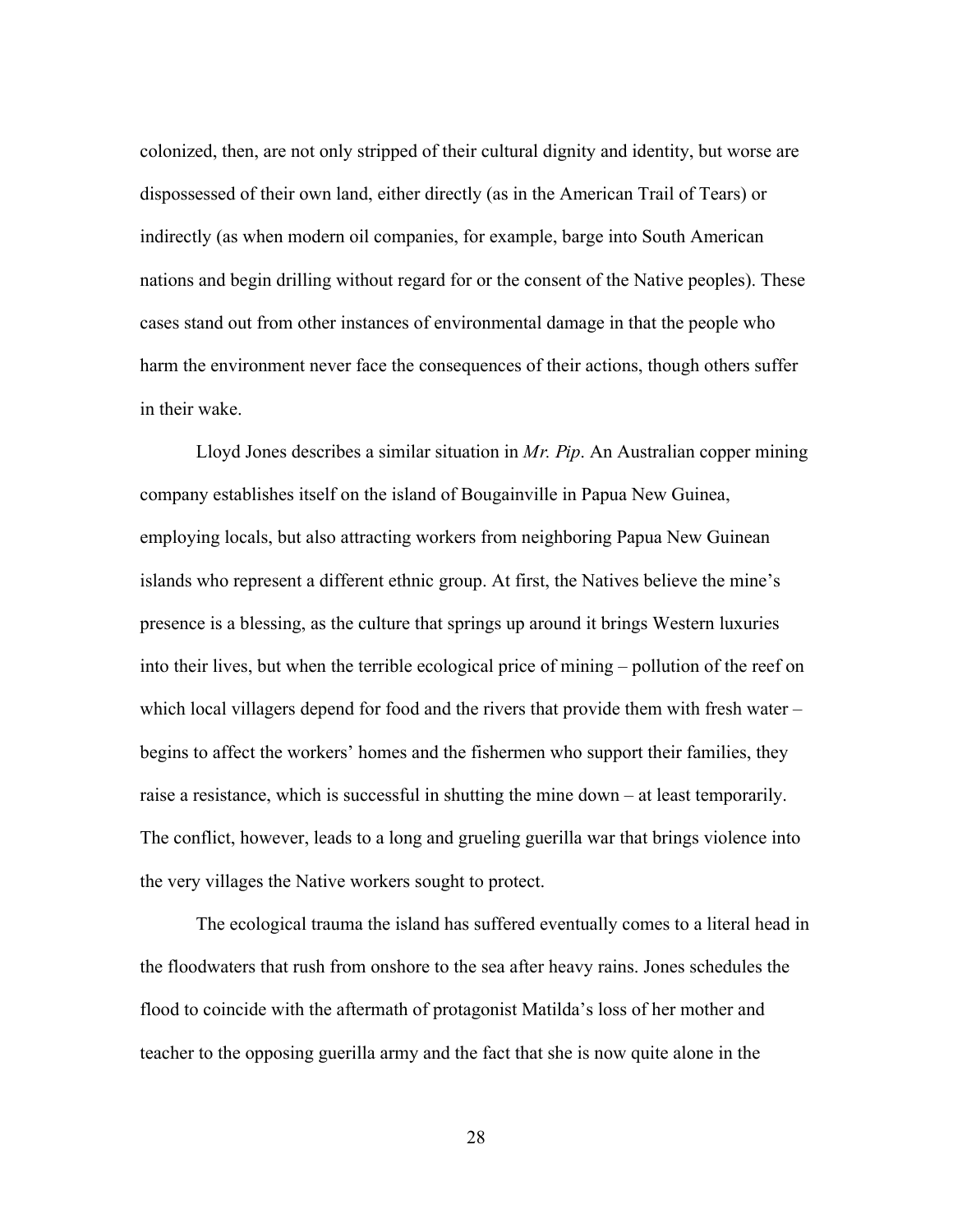colonized, then, are not only stripped of their cultural dignity and identity, but worse are dispossessed of their own land, either directly (as in the American Trail of Tears) or indirectly (as when modern oil companies, for example, barge into South American nations and begin drilling without regard for or the consent of the Native peoples). These cases stand out from other instances of environmental damage in that the people who harm the environment never face the consequences of their actions, though others suffer in their wake.

Lloyd Jones describes a similar situation in *Mr. Pip*. An Australian copper mining company establishes itself on the island of Bougainville in Papua New Guinea, employing locals, but also attracting workers from neighboring Papua New Guinean islands who represent a different ethnic group. At first, the Natives believe the mine's presence is a blessing, as the culture that springs up around it brings Western luxuries into their lives, but when the terrible ecological price of mining – pollution of the reef on which local villagers depend for food and the rivers that provide them with fresh water – begins to affect the workers' homes and the fishermen who support their families, they raise a resistance, which is successful in shutting the mine down – at least temporarily. The conflict, however, leads to a long and grueling guerilla war that brings violence into the very villages the Native workers sought to protect.

The ecological trauma the island has suffered eventually comes to a literal head in the floodwaters that rush from onshore to the sea after heavy rains. Jones schedules the flood to coincide with the aftermath of protagonist Matilda's loss of her mother and teacher to the opposing guerilla army and the fact that she is now quite alone in the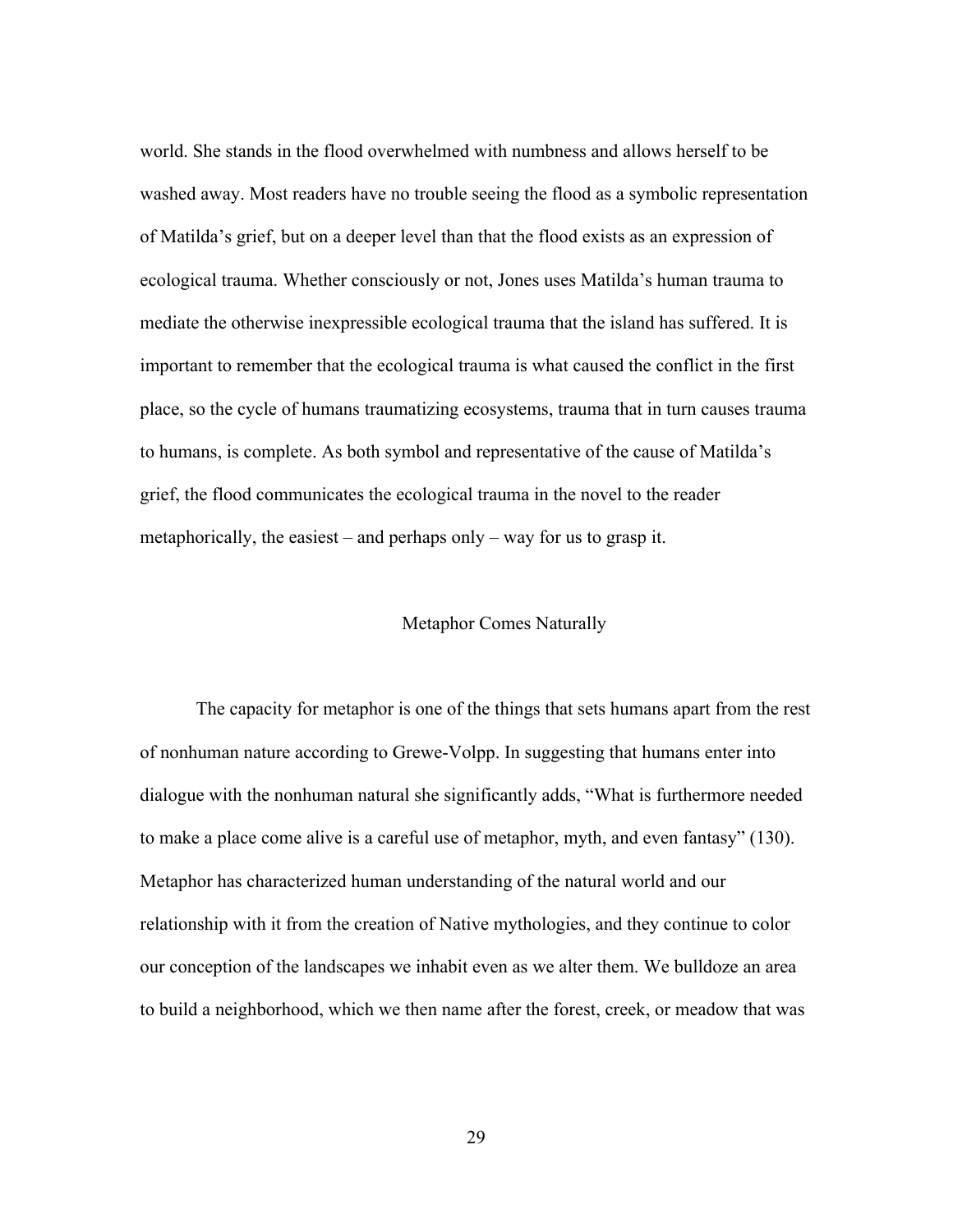world. She stands in the flood overwhelmed with numbness and allows herself to be washed away. Most readers have no trouble seeing the flood as a symbolic representation of Matilda's grief, but on a deeper level than that the flood exists as an expression of ecological trauma. Whether consciously or not, Jones uses Matilda's human trauma to mediate the otherwise inexpressible ecological trauma that the island has suffered. It is important to remember that the ecological trauma is what caused the conflict in the first place, so the cycle of humans traumatizing ecosystems, trauma that in turn causes trauma to humans, is complete. As both symbol and representative of the cause of Matilda's grief, the flood communicates the ecological trauma in the novel to the reader metaphorically, the easiest – and perhaps only – way for us to grasp it.

## Metaphor Comes Naturally

The capacity for metaphor is one of the things that sets humans apart from the rest of nonhuman nature according to Grewe-Volpp. In suggesting that humans enter into dialogue with the nonhuman natural she significantly adds, "What is furthermore needed to make a place come alive is a careful use of metaphor, myth, and even fantasy" (130). Metaphor has characterized human understanding of the natural world and our relationship with it from the creation of Native mythologies, and they continue to color our conception of the landscapes we inhabit even as we alter them. We bulldoze an area to build a neighborhood, which we then name after the forest, creek, or meadow that was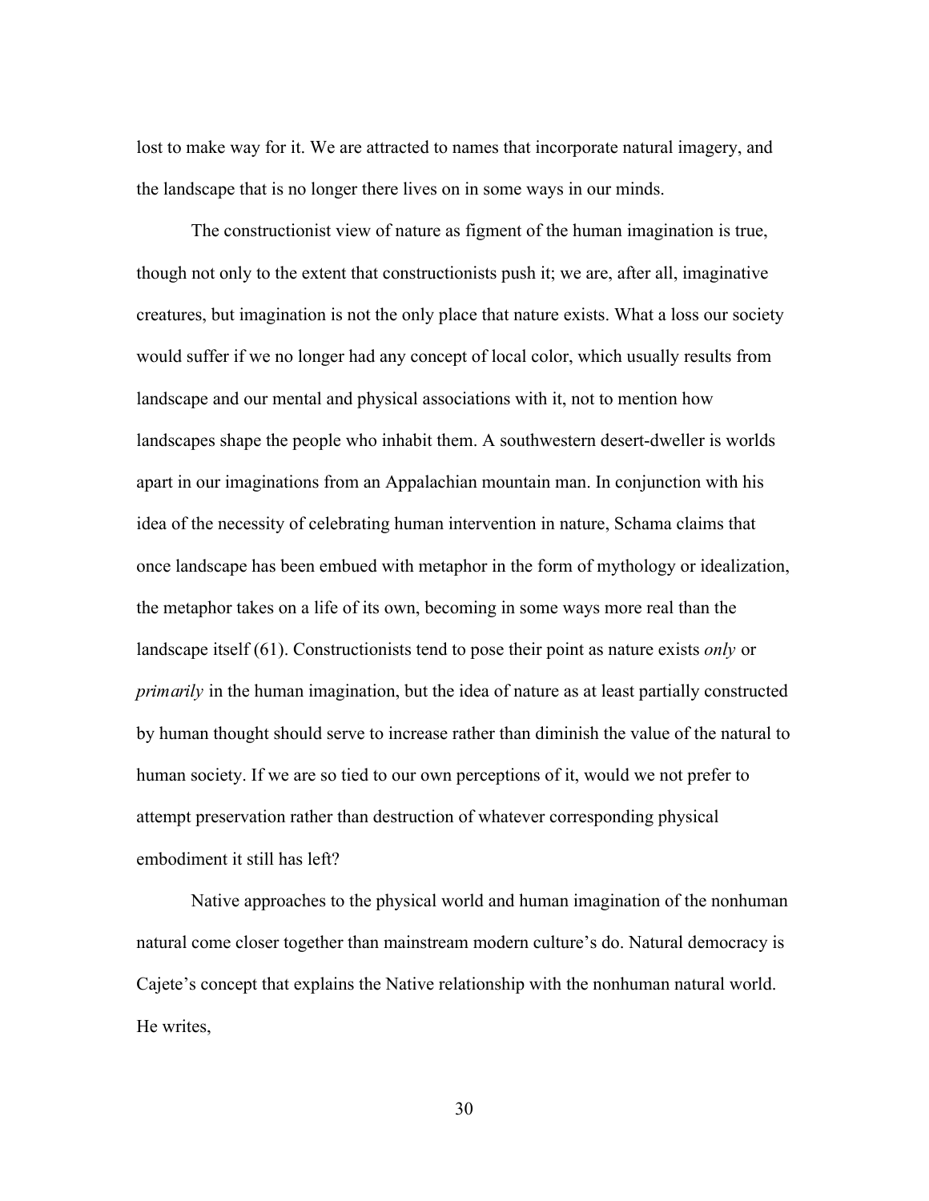lost to make way for it. We are attracted to names that incorporate natural imagery, and the landscape that is no longer there lives on in some ways in our minds.

The constructionist view of nature as figment of the human imagination is true, though not only to the extent that constructionists push it; we are, after all, imaginative creatures, but imagination is not the only place that nature exists. What a loss our society would suffer if we no longer had any concept of local color, which usually results from landscape and our mental and physical associations with it, not to mention how landscapes shape the people who inhabit them. A southwestern desert-dweller is worlds apart in our imaginations from an Appalachian mountain man. In conjunction with his idea of the necessity of celebrating human intervention in nature, Schama claims that once landscape has been embued with metaphor in the form of mythology or idealization, the metaphor takes on a life of its own, becoming in some ways more real than the landscape itself (61). Constructionists tend to pose their point as nature exists *only* or *primarily* in the human imagination, but the idea of nature as at least partially constructed by human thought should serve to increase rather than diminish the value of the natural to human society. If we are so tied to our own perceptions of it, would we not prefer to attempt preservation rather than destruction of whatever corresponding physical embodiment it still has left?

Native approaches to the physical world and human imagination of the nonhuman natural come closer together than mainstream modern culture's do. Natural democracy is Cajete's concept that explains the Native relationship with the nonhuman natural world. He writes,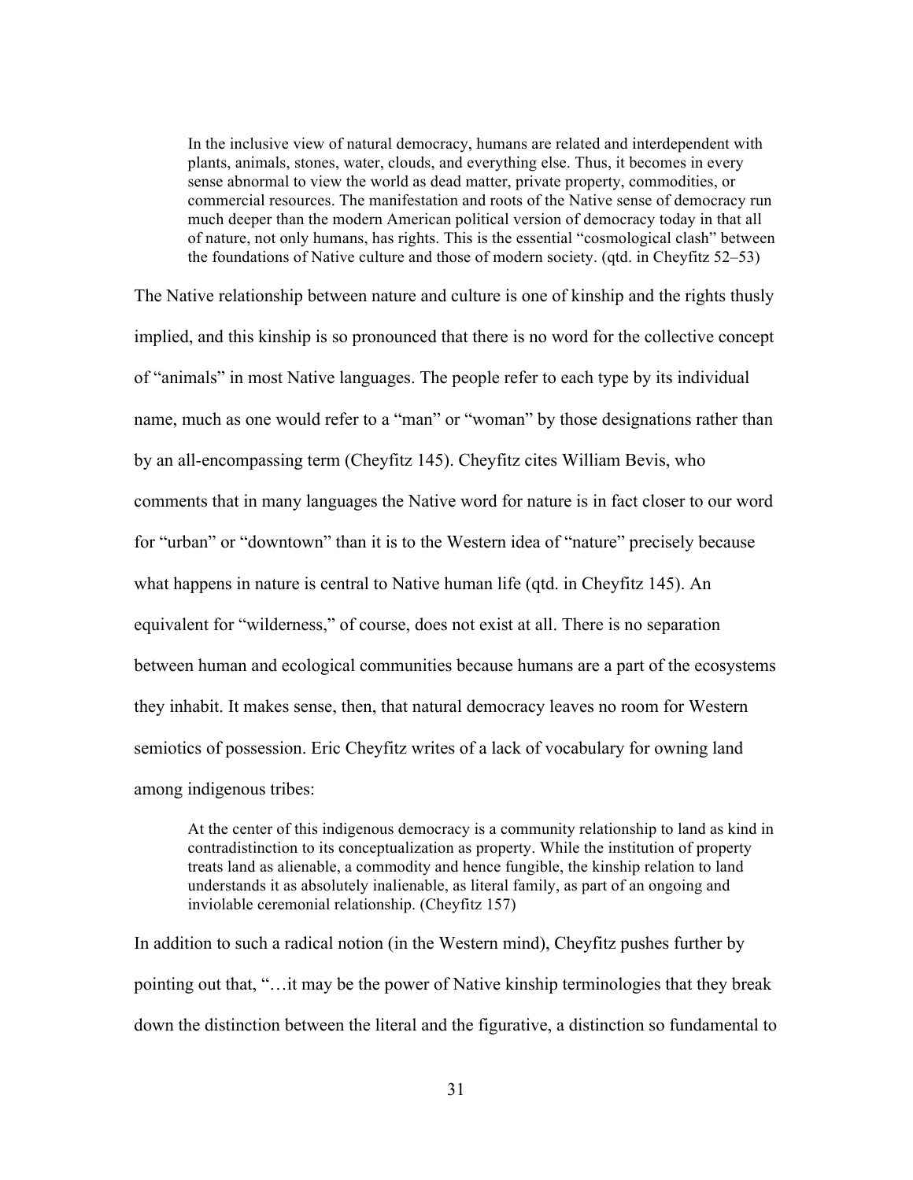> In the inclusive view of natural democracy, humans are related and interdependent with plants, animals, stones, water, clouds, and everything else. Thus, it becomes in every sense abnormal to view the world as dead matter, private property, commodities, or commercial resources. The manifestation and roots of the Native sense of democracy run much deeper than the modern American political version of democracy today in that all of nature, not only humans, has rights. This is the essential "cosmological clash" between the foundations of Native culture and those of modern society. (qtd. in Cheyfitz 52–53)

The Native relationship between nature and culture is one of kinship and the rights thusly implied, and this kinship is so pronounced that there is no word for the collective concept of "animals" in most Native languages. The people refer to each type by its individual name, much as one would refer to a "man" or "woman" by those designations rather than by an all-encompassing term (Cheyfitz 145). Cheyfitz cites William Bevis, who comments that in many languages the Native word for nature is in fact closer to our word for "urban" or "downtown" than it is to the Western idea of "nature" precisely because what happens in nature is central to Native human life (qtd. in Cheyfitz 145). An equivalent for "wilderness," of course, does not exist at all. There is no separation between human and ecological communities because humans are a part of the ecosystems they inhabit. It makes sense, then, that natural democracy leaves no room for Western semiotics of possession. Eric Cheyfitz writes of a lack of vocabulary for owning land among indigenous tribes:

> At the center of this indigenous democracy is a community relationship to land as kind in contradistinction to its conceptualization as property. While the institution of property treats land as alienable, a commodity and hence fungible, the kinship relation to land understands it as absolutely inalienable, as literal family, as part of an ongoing and inviolable ceremonial relationship. (Cheyfitz 157)

In addition to such a radical notion (in the Western mind), Cheyfitz pushes further by pointing out that, "…it may be the power of Native kinship terminologies that they break down the distinction between the literal and the figurative, a distinction so fundamental to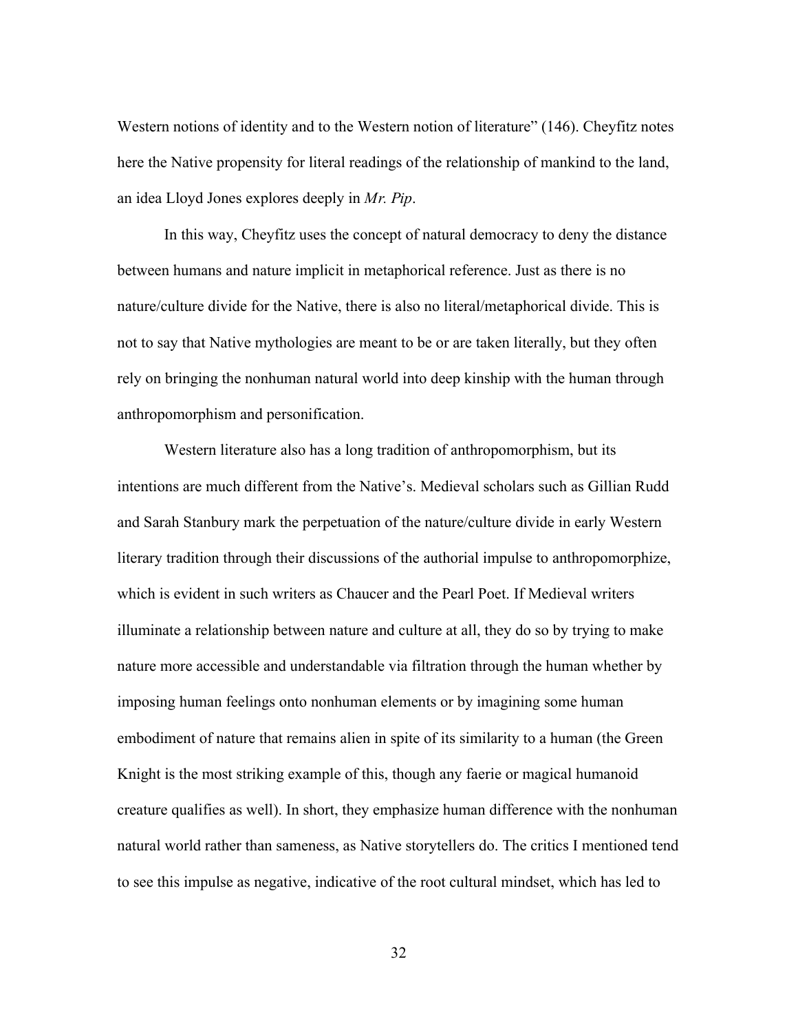Western notions of identity and to the Western notion of literature" (146). Cheyfitz notes here the Native propensity for literal readings of the relationship of mankind to the land, an idea Lloyd Jones explores deeply in *Mr. Pip*.

In this way, Cheyfitz uses the concept of natural democracy to deny the distance between humans and nature implicit in metaphorical reference. Just as there is no nature/culture divide for the Native, there is also no literal/metaphorical divide. This is not to say that Native mythologies are meant to be or are taken literally, but they often rely on bringing the nonhuman natural world into deep kinship with the human through anthropomorphism and personification.

Western literature also has a long tradition of anthropomorphism, but its intentions are much different from the Native's. Medieval scholars such as Gillian Rudd and Sarah Stanbury mark the perpetuation of the nature/culture divide in early Western literary tradition through their discussions of the authorial impulse to anthropomorphize, which is evident in such writers as Chaucer and the Pearl Poet. If Medieval writers illuminate a relationship between nature and culture at all, they do so by trying to make nature more accessible and understandable via filtration through the human whether by imposing human feelings onto nonhuman elements or by imagining some human embodiment of nature that remains alien in spite of its similarity to a human (the Green Knight is the most striking example of this, though any faerie or magical humanoid creature qualifies as well). In short, they emphasize human difference with the nonhuman natural world rather than sameness, as Native storytellers do. The critics I mentioned tend to see this impulse as negative, indicative of the root cultural mindset, which has led to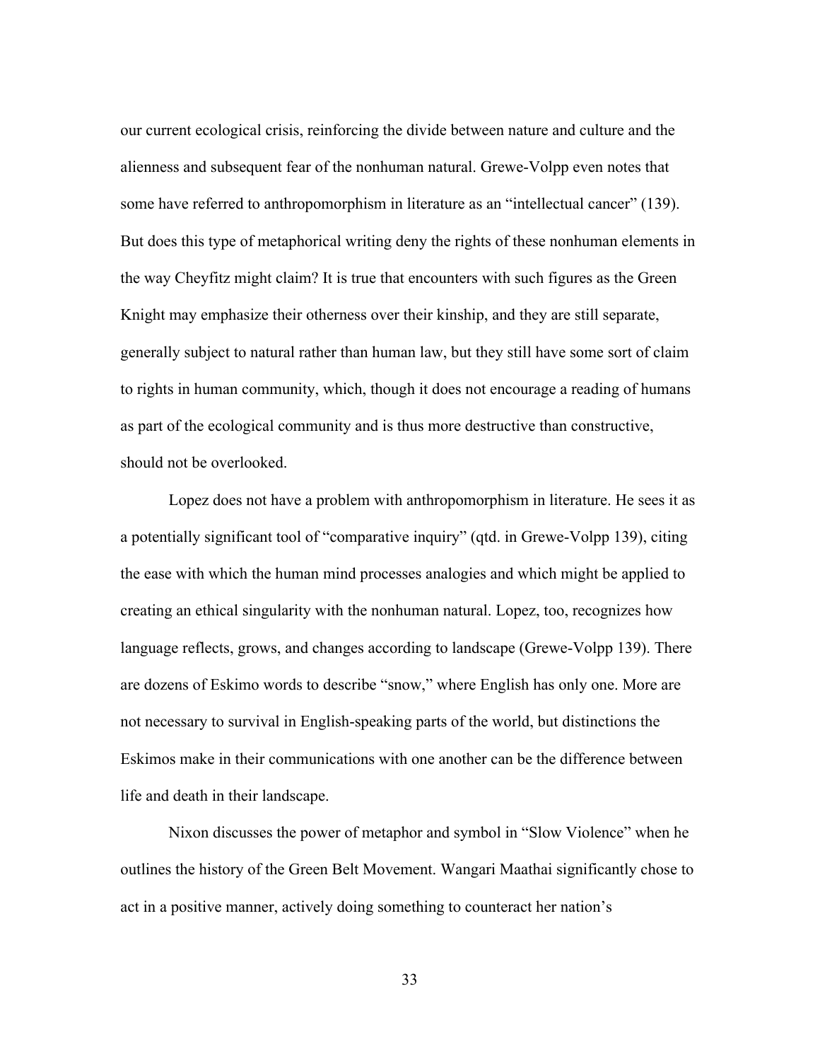our current ecological crisis, reinforcing the divide between nature and culture and the alienness and subsequent fear of the nonhuman natural. Grewe-Volpp even notes that some have referred to anthropomorphism in literature as an "intellectual cancer" (139). But does this type of metaphorical writing deny the rights of these nonhuman elements in the way Cheyfitz might claim? It is true that encounters with such figures as the Green Knight may emphasize their otherness over their kinship, and they are still separate, generally subject to natural rather than human law, but they still have some sort of claim to rights in human community, which, though it does not encourage a reading of humans as part of the ecological community and is thus more destructive than constructive, should not be overlooked.

Lopez does not have a problem with anthropomorphism in literature. He sees it as a potentially significant tool of "comparative inquiry" (qtd. in Grewe-Volpp 139), citing the ease with which the human mind processes analogies and which might be applied to creating an ethical singularity with the nonhuman natural. Lopez, too, recognizes how language reflects, grows, and changes according to landscape (Grewe-Volpp 139). There are dozens of Eskimo words to describe "snow," where English has only one. More are not necessary to survival in English-speaking parts of the world, but distinctions the Eskimos make in their communications with one another can be the difference between life and death in their landscape.

Nixon discusses the power of metaphor and symbol in "Slow Violence" when he outlines the history of the Green Belt Movement. Wangari Maathai significantly chose to act in a positive manner, actively doing something to counteract her nation's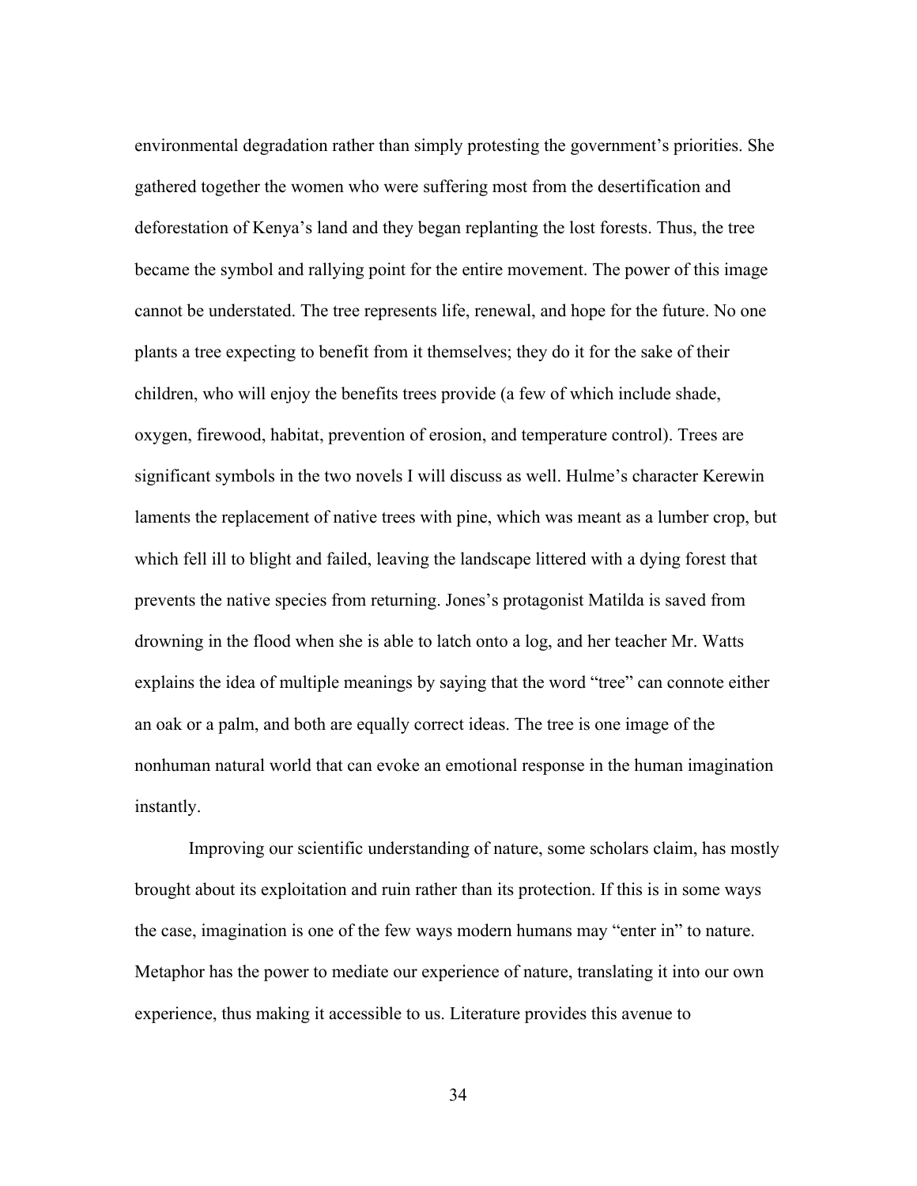environmental degradation rather than simply protesting the government's priorities. She gathered together the women who were suffering most from the desertification and deforestation of Kenya's land and they began replanting the lost forests. Thus, the tree became the symbol and rallying point for the entire movement. The power of this image cannot be understated. The tree represents life, renewal, and hope for the future. No one plants a tree expecting to benefit from it themselves; they do it for the sake of their children, who will enjoy the benefits trees provide (a few of which include shade, oxygen, firewood, habitat, prevention of erosion, and temperature control). Trees are significant symbols in the two novels I will discuss as well. Hulme's character Kerewin laments the replacement of native trees with pine, which was meant as a lumber crop, but which fell ill to blight and failed, leaving the landscape littered with a dying forest that prevents the native species from returning. Jones's protagonist Matilda is saved from drowning in the flood when she is able to latch onto a log, and her teacher Mr. Watts explains the idea of multiple meanings by saying that the word "tree" can connote either an oak or a palm, and both are equally correct ideas. The tree is one image of the nonhuman natural world that can evoke an emotional response in the human imagination instantly.

Improving our scientific understanding of nature, some scholars claim, has mostly brought about its exploitation and ruin rather than its protection. If this is in some ways the case, imagination is one of the few ways modern humans may "enter in" to nature. Metaphor has the power to mediate our experience of nature, translating it into our own experience, thus making it accessible to us. Literature provides this avenue to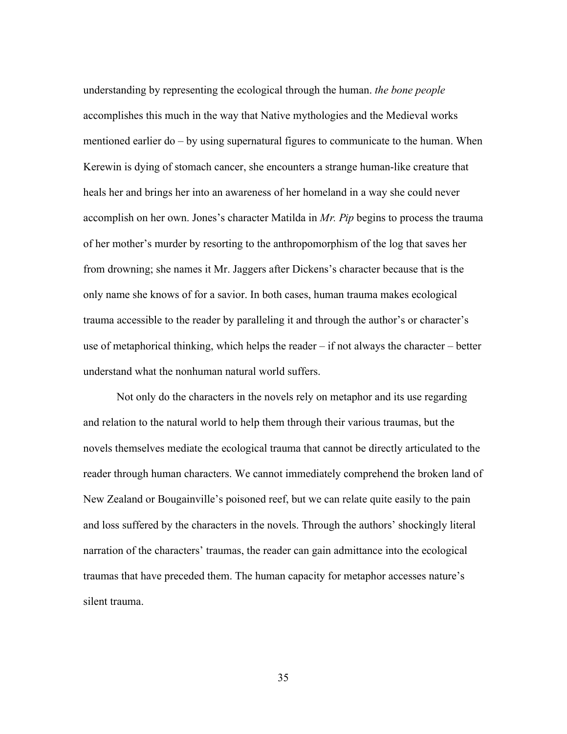understanding by representing the ecological through the human. *the bone people* accomplishes this much in the way that Native mythologies and the Medieval works mentioned earlier do – by using supernatural figures to communicate to the human. When Kerewin is dying of stomach cancer, she encounters a strange human-like creature that heals her and brings her into an awareness of her homeland in a way she could never accomplish on her own. Jones's character Matilda in *Mr. Pip* begins to process the trauma of her mother's murder by resorting to the anthropomorphism of the log that saves her from drowning; she names it Mr. Jaggers after Dickens's character because that is the only name she knows of for a savior. In both cases, human trauma makes ecological trauma accessible to the reader by paralleling it and through the author's or character's use of metaphorical thinking, which helps the reader – if not always the character – better understand what the nonhuman natural world suffers.

Not only do the characters in the novels rely on metaphor and its use regarding and relation to the natural world to help them through their various traumas, but the novels themselves mediate the ecological trauma that cannot be directly articulated to the reader through human characters. We cannot immediately comprehend the broken land of New Zealand or Bougainville's poisoned reef, but we can relate quite easily to the pain and loss suffered by the characters in the novels. Through the authors' shockingly literal narration of the characters' traumas, the reader can gain admittance into the ecological traumas that have preceded them. The human capacity for metaphor accesses nature's silent trauma.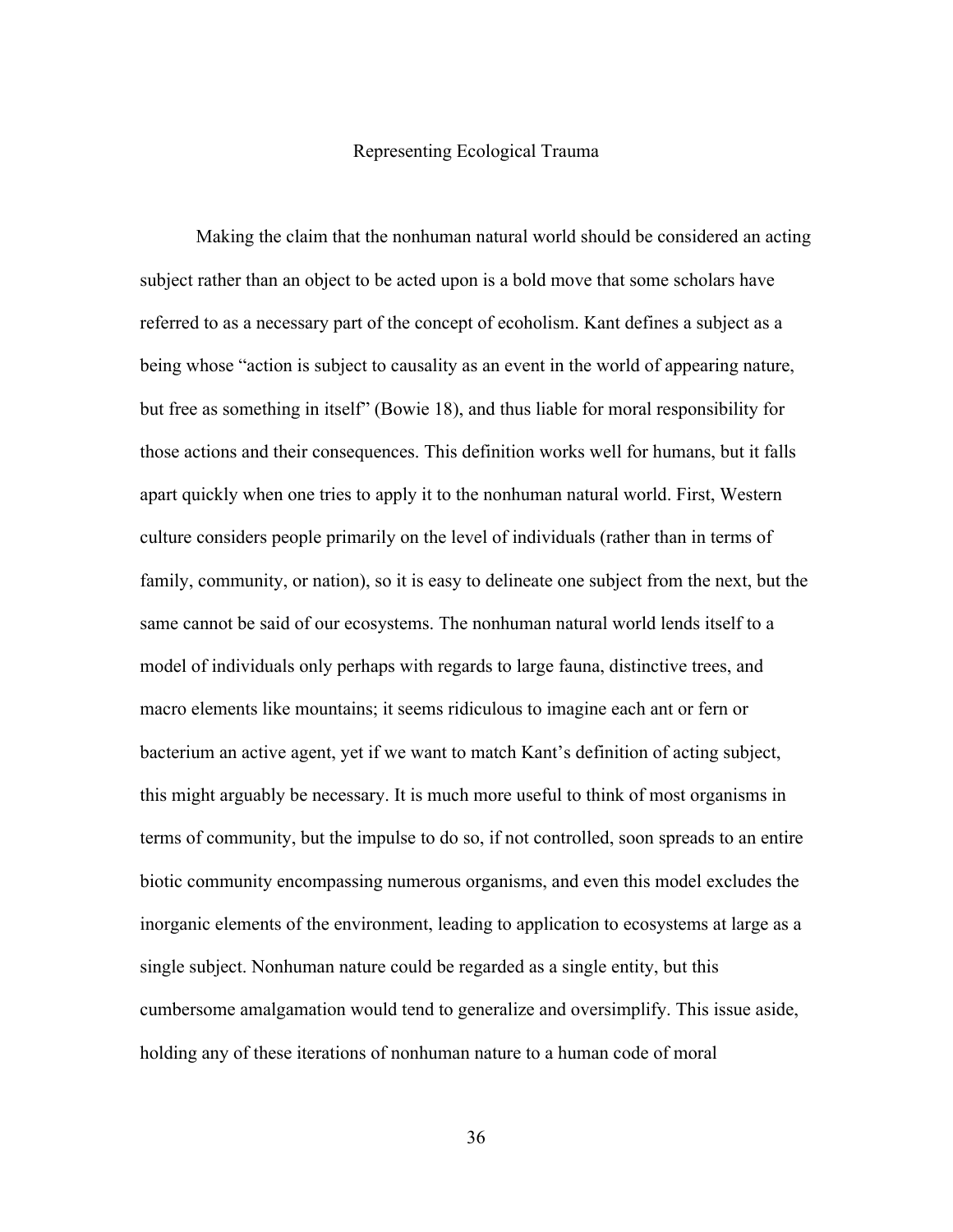## Representing Ecological Trauma

Making the claim that the nonhuman natural world should be considered an acting subject rather than an object to be acted upon is a bold move that some scholars have referred to as a necessary part of the concept of ecoholism. Kant defines a subject as a being whose "action is subject to causality as an event in the world of appearing nature, but free as something in itself" (Bowie 18), and thus liable for moral responsibility for those actions and their consequences. This definition works well for humans, but it falls apart quickly when one tries to apply it to the nonhuman natural world. First, Western culture considers people primarily on the level of individuals (rather than in terms of family, community, or nation), so it is easy to delineate one subject from the next, but the same cannot be said of our ecosystems. The nonhuman natural world lends itself to a model of individuals only perhaps with regards to large fauna, distinctive trees, and macro elements like mountains; it seems ridiculous to imagine each ant or fern or bacterium an active agent, yet if we want to match Kant's definition of acting subject, this might arguably be necessary. It is much more useful to think of most organisms in terms of community, but the impulse to do so, if not controlled, soon spreads to an entire biotic community encompassing numerous organisms, and even this model excludes the inorganic elements of the environment, leading to application to ecosystems at large as a single subject. Nonhuman nature could be regarded as a single entity, but this cumbersome amalgamation would tend to generalize and oversimplify. This issue aside, holding any of these iterations of nonhuman nature to a human code of moral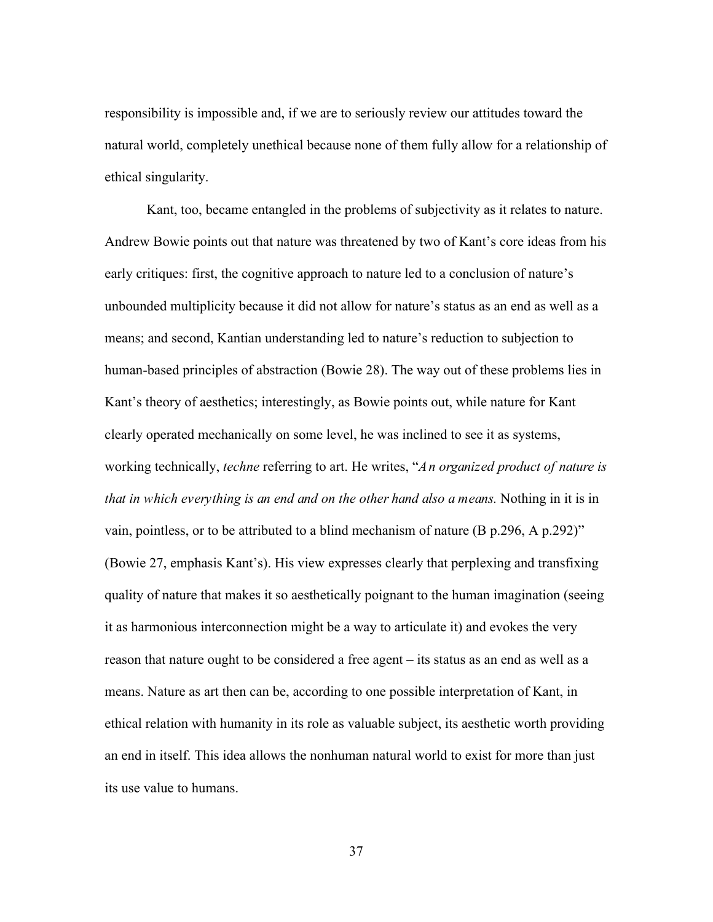responsibility is impossible and, if we are to seriously review our attitudes toward the natural world, completely unethical because none of them fully allow for a relationship of ethical singularity.

Kant, too, became entangled in the problems of subjectivity as it relates to nature. Andrew Bowie points out that nature was threatened by two of Kant's core ideas from his early critiques: first, the cognitive approach to nature led to a conclusion of nature's unbounded multiplicity because it did not allow for nature's status as an end as well as a means; and second, Kantian understanding led to nature's reduction to subjection to human-based principles of abstraction (Bowie 28). The way out of these problems lies in Kant's theory of aesthetics; interestingly, as Bowie points out, while nature for Kant clearly operated mechanically on some level, he was inclined to see it as systems, working technically, *techne* referring to art. He writes, "*An organized product of nature is that in which everything is an end and on the other hand also a means.* Nothing in it is in vain, pointless, or to be attributed to a blind mechanism of nature (B p.296, A p.292)" (Bowie 27, emphasis Kant's). His view expresses clearly that perplexing and transfixing quality of nature that makes it so aesthetically poignant to the human imagination (seeing it as harmonious interconnection might be a way to articulate it) and evokes the very reason that nature ought to be considered a free agent – its status as an end as well as a means. Nature as art then can be, according to one possible interpretation of Kant, in ethical relation with humanity in its role as valuable subject, its aesthetic worth providing an end in itself. This idea allows the nonhuman natural world to exist for more than just its use value to humans.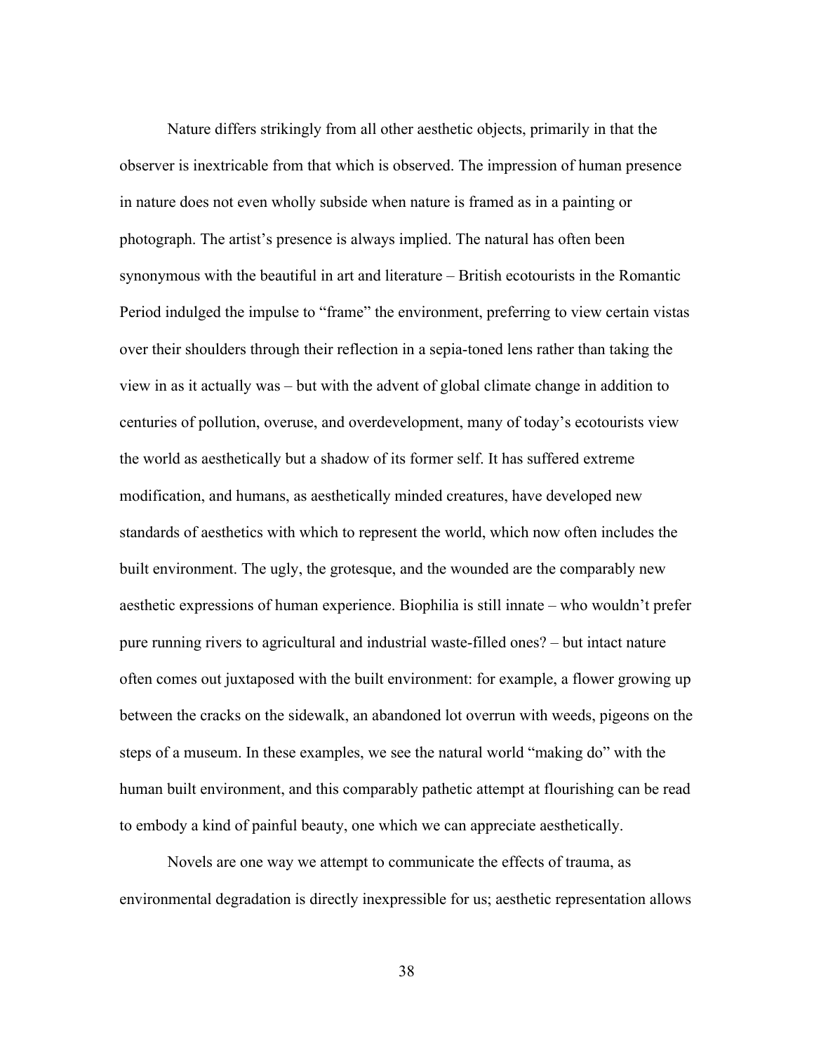Nature differs strikingly from all other aesthetic objects, primarily in that the observer is inextricable from that which is observed. The impression of human presence in nature does not even wholly subside when nature is framed as in a painting or photograph. The artist's presence is always implied. The natural has often been synonymous with the beautiful in art and literature – British ecotourists in the Romantic Period indulged the impulse to "frame" the environment, preferring to view certain vistas over their shoulders through their reflection in a sepia-toned lens rather than taking the view in as it actually was – but with the advent of global climate change in addition to centuries of pollution, overuse, and overdevelopment, many of today's ecotourists view the world as aesthetically but a shadow of its former self. It has suffered extreme modification, and humans, as aesthetically minded creatures, have developed new standards of aesthetics with which to represent the world, which now often includes the built environment. The ugly, the grotesque, and the wounded are the comparably new aesthetic expressions of human experience. Biophilia is still innate – who wouldn't prefer pure running rivers to agricultural and industrial waste-filled ones? – but intact nature often comes out juxtaposed with the built environment: for example, a flower growing up between the cracks on the sidewalk, an abandoned lot overrun with weeds, pigeons on the steps of a museum. In these examples, we see the natural world "making do" with the human built environment, and this comparably pathetic attempt at flourishing can be read to embody a kind of painful beauty, one which we can appreciate aesthetically.

Novels are one way we attempt to communicate the effects of trauma, as environmental degradation is directly inexpressible for us; aesthetic representation allows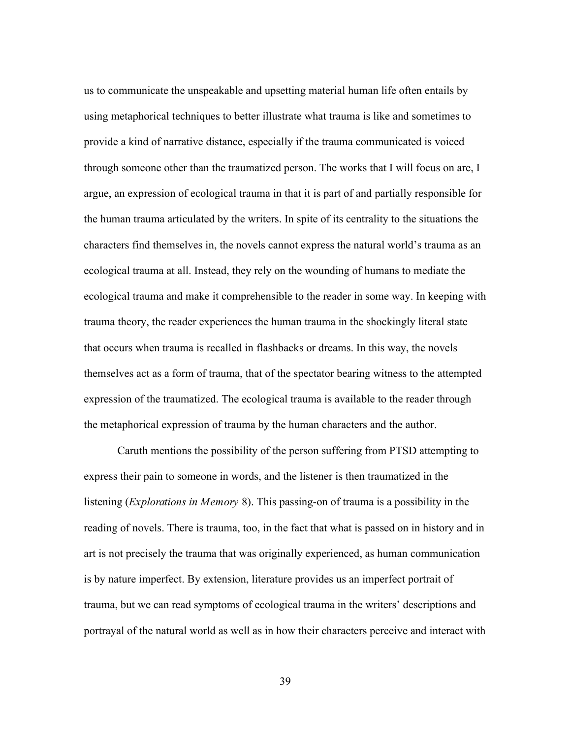us to communicate the unspeakable and upsetting material human life often entails by using metaphorical techniques to better illustrate what trauma is like and sometimes to provide a kind of narrative distance, especially if the trauma communicated is voiced through someone other than the traumatized person. The works that I will focus on are, I argue, an expression of ecological trauma in that it is part of and partially responsible for the human trauma articulated by the writers. In spite of its centrality to the situations the characters find themselves in, the novels cannot express the natural world's trauma as an ecological trauma at all. Instead, they rely on the wounding of humans to mediate the ecological trauma and make it comprehensible to the reader in some way. In keeping with trauma theory, the reader experiences the human trauma in the shockingly literal state that occurs when trauma is recalled in flashbacks or dreams. In this way, the novels themselves act as a form of trauma, that of the spectator bearing witness to the attempted expression of the traumatized. The ecological trauma is available to the reader through the metaphorical expression of trauma by the human characters and the author.

Caruth mentions the possibility of the person suffering from PTSD attempting to express their pain to someone in words, and the listener is then traumatized in the listening (*Explorations in Memory* 8). This passing-on of trauma is a possibility in the reading of novels. There is trauma, too, in the fact that what is passed on in history and in art is not precisely the trauma that was originally experienced, as human communication is by nature imperfect. By extension, literature provides us an imperfect portrait of trauma, but we can read symptoms of ecological trauma in the writers' descriptions and portrayal of the natural world as well as in how their characters perceive and interact with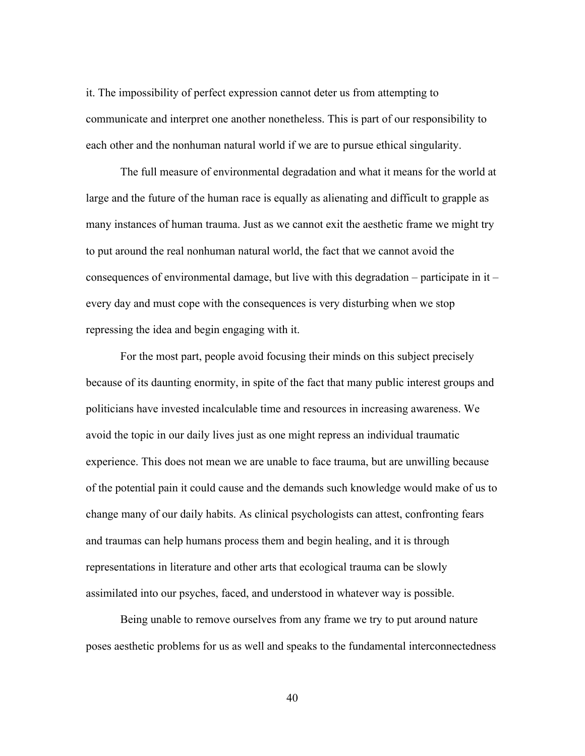it. The impossibility of perfect expression cannot deter us from attempting to communicate and interpret one another nonetheless. This is part of our responsibility to each other and the nonhuman natural world if we are to pursue ethical singularity.

The full measure of environmental degradation and what it means for the world at large and the future of the human race is equally as alienating and difficult to grapple as many instances of human trauma. Just as we cannot exit the aesthetic frame we might try to put around the real nonhuman natural world, the fact that we cannot avoid the consequences of environmental damage, but live with this degradation – participate in it – every day and must cope with the consequences is very disturbing when we stop repressing the idea and begin engaging with it.

For the most part, people avoid focusing their minds on this subject precisely because of its daunting enormity, in spite of the fact that many public interest groups and politicians have invested incalculable time and resources in increasing awareness. We avoid the topic in our daily lives just as one might repress an individual traumatic experience. This does not mean we are unable to face trauma, but are unwilling because of the potential pain it could cause and the demands such knowledge would make of us to change many of our daily habits. As clinical psychologists can attest, confronting fears and traumas can help humans process them and begin healing, and it is through representations in literature and other arts that ecological trauma can be slowly assimilated into our psyches, faced, and understood in whatever way is possible.

Being unable to remove ourselves from any frame we try to put around nature poses aesthetic problems for us as well and speaks to the fundamental interconnectedness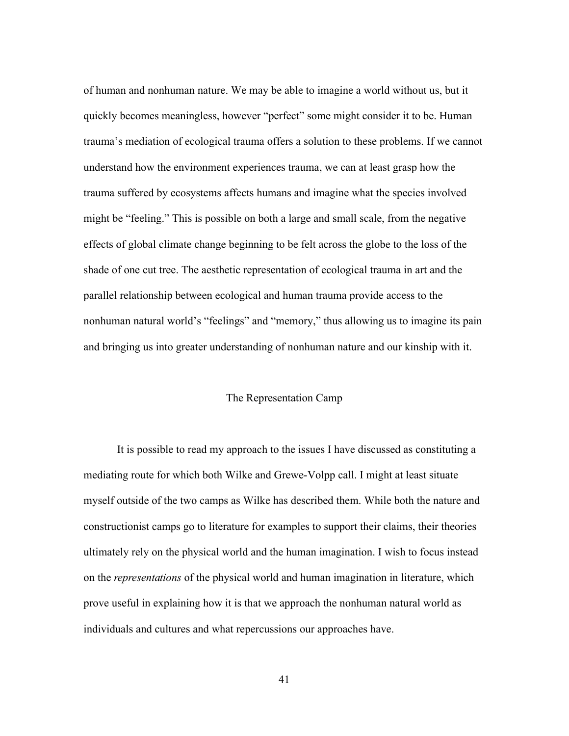of human and nonhuman nature. We may be able to imagine a world without us, but it quickly becomes meaningless, however "perfect" some might consider it to be. Human trauma's mediation of ecological trauma offers a solution to these problems. If we cannot understand how the environment experiences trauma, we can at least grasp how the trauma suffered by ecosystems affects humans and imagine what the species involved might be "feeling." This is possible on both a large and small scale, from the negative effects of global climate change beginning to be felt across the globe to the loss of the shade of one cut tree. The aesthetic representation of ecological trauma in art and the parallel relationship between ecological and human trauma provide access to the nonhuman natural world's "feelings" and "memory," thus allowing us to imagine its pain and bringing us into greater understanding of nonhuman nature and our kinship with it.

## The Representation Camp

It is possible to read my approach to the issues I have discussed as constituting a mediating route for which both Wilke and Grewe-Volpp call. I might at least situate myself outside of the two camps as Wilke has described them. While both the nature and constructionist camps go to literature for examples to support their claims, their theories ultimately rely on the physical world and the human imagination. I wish to focus instead on the *representations* of the physical world and human imagination in literature, which prove useful in explaining how it is that we approach the nonhuman natural world as individuals and cultures and what repercussions our approaches have.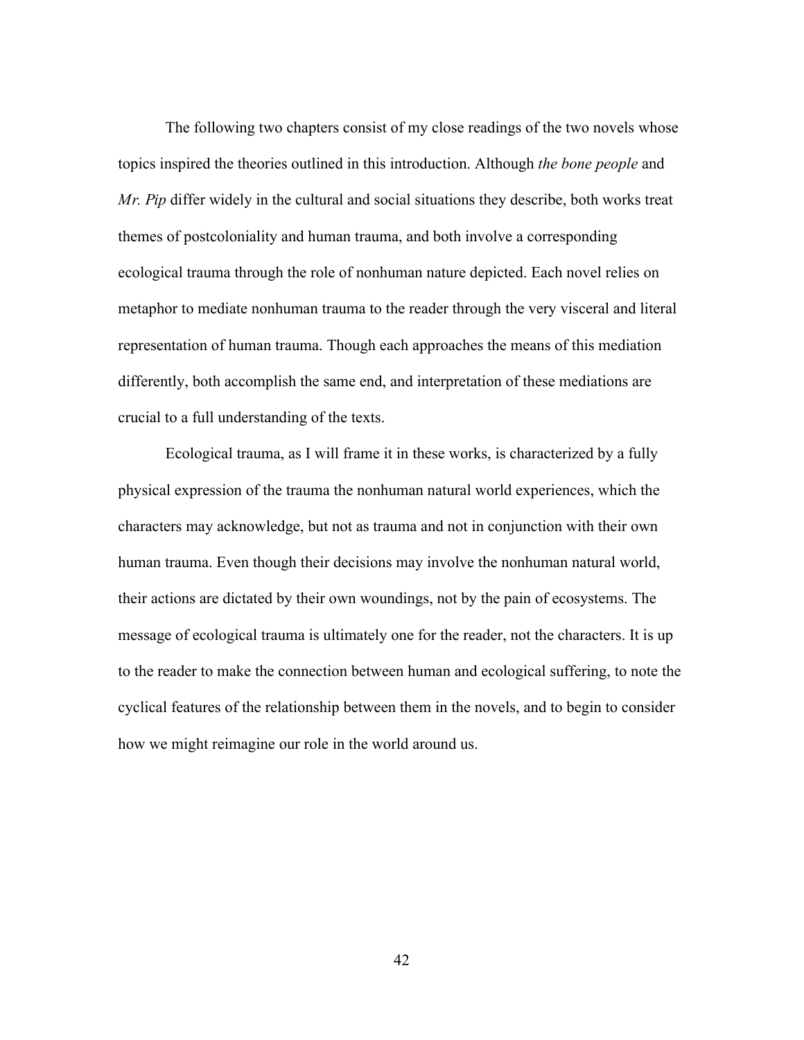The following two chapters consist of my close readings of the two novels whose topics inspired the theories outlined in this introduction. Although *the bone people* and *Mr. Pip* differ widely in the cultural and social situations they describe, both works treat themes of postcoloniality and human trauma, and both involve a corresponding ecological trauma through the role of nonhuman nature depicted. Each novel relies on metaphor to mediate nonhuman trauma to the reader through the very visceral and literal representation of human trauma. Though each approaches the means of this mediation differently, both accomplish the same end, and interpretation of these mediations are crucial to a full understanding of the texts.

Ecological trauma, as I will frame it in these works, is characterized by a fully physical expression of the trauma the nonhuman natural world experiences, which the characters may acknowledge, but not as trauma and not in conjunction with their own human trauma. Even though their decisions may involve the nonhuman natural world, their actions are dictated by their own woundings, not by the pain of ecosystems. The message of ecological trauma is ultimately one for the reader, not the characters. It is up to the reader to make the connection between human and ecological suffering, to note the cyclical features of the relationship between them in the novels, and to begin to consider how we might reimagine our role in the world around us.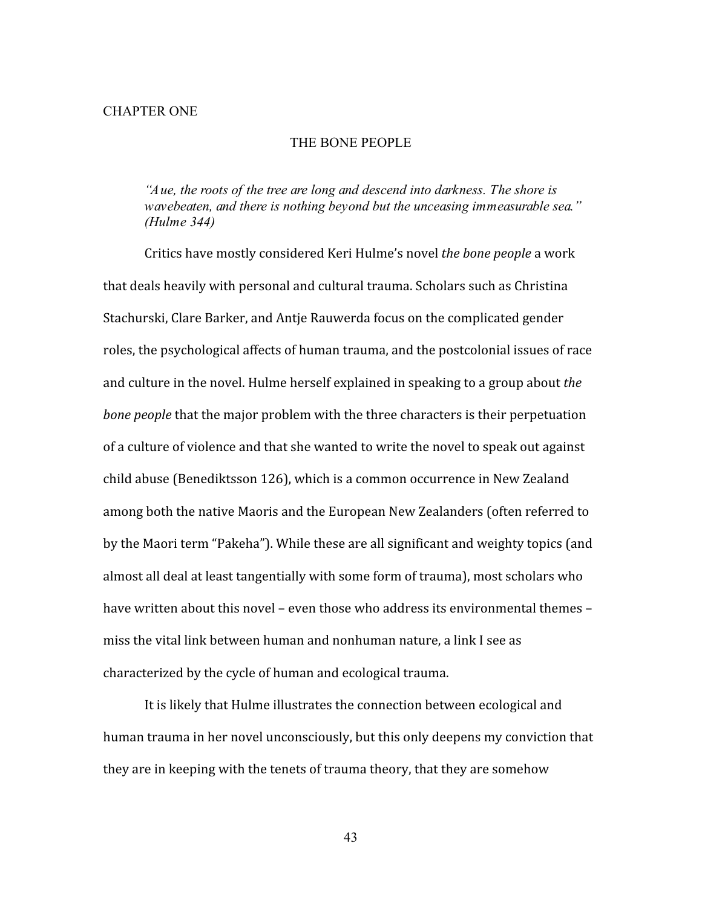# CHAPTER ONE

## THE BONE PEOPLE

> *"Aue, the roots of the tree are long and descend into darkness. The shore is wavebeaten, and there is nothing beyond but the unceasing immeasurable sea." (Hulme 344)*

Critics have mostly considered Keri Hulme's novel *the bone people* a work that deals heavily with personal and cultural trauma. Scholars such as Christina Stachurski, Clare Barker, and Antje Rauwerda focus on the complicated gender roles, the psychological affects of human trauma, and the postcolonial issues of race and culture in the novel. Hulme herself explained in speaking to a group about *the bone people* that the major problem with the three characters is their perpetuation of a culture of violence and that she wanted to write the novel to speak out against child abuse (Benediktsson 126), which is a common occurrence in New Zealand among both the native Maoris and the European New Zealanders (often referred to by the Maori term "Pakeha"). While these are all significant and weighty topics (and almost all deal at least tangentially with some form of trauma), most scholars who have written about this novel – even those who address its environmental themes – miss the vital link between human and nonhuman nature, a link I see as characterized by the cycle of human and ecological trauma.

It is likely that Hulme illustrates the connection between ecological and human trauma in her novel unconsciously, but this only deepens my conviction that they are in keeping with the tenets of trauma theory, that they are somehow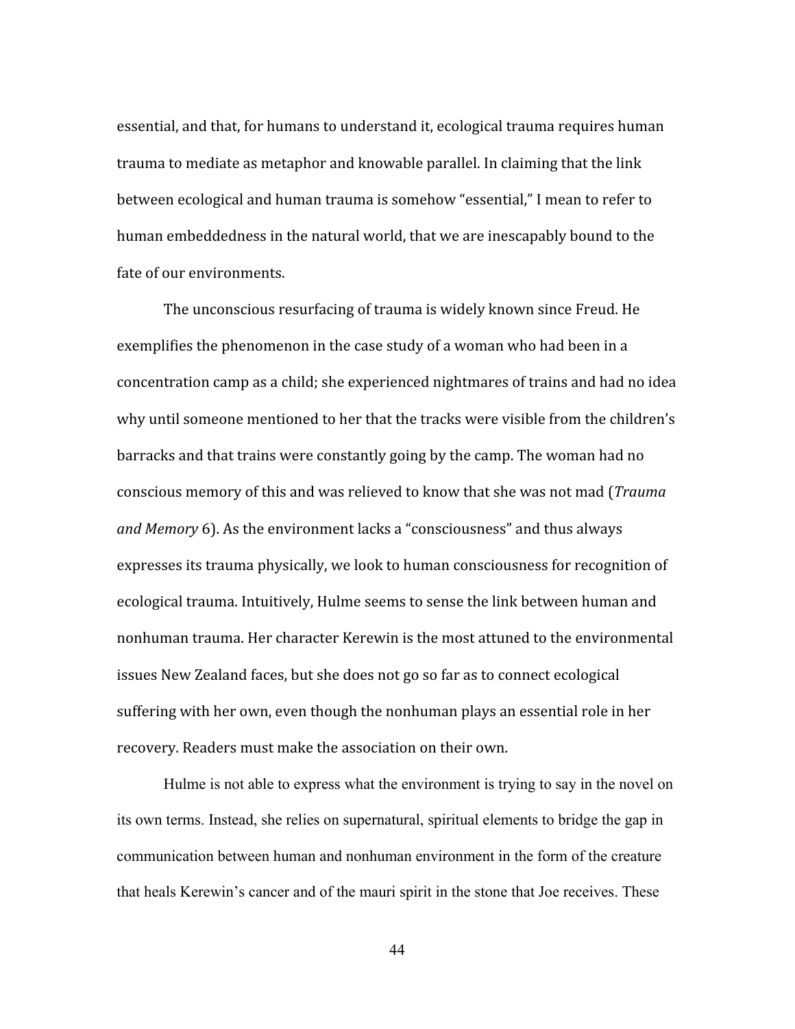essential, and that, for humans to understand it, ecological trauma requires human trauma to mediate as metaphor and knowable parallel. In claiming that the link between ecological and human trauma is somehow "essential," I mean to refer to human embeddedness in the natural world, that we are inescapably bound to the fate of our environments.

The unconscious resurfacing of trauma is widely known since Freud. He exemplifies the phenomenon in the case study of a woman who had been in a concentration camp as a child; she experienced nightmares of trains and had no idea why until someone mentioned to her that the tracks were visible from the children's barracks and that trains were constantly going by the camp. The woman had no conscious memory of this and was relieved to know that she was not mad (*Trauma and Memory* 6). As the environment lacks a "consciousness" and thus always expresses its trauma physically, we look to human consciousness for recognition of ecological trauma. Intuitively, Hulme seems to sense the link between human and nonhuman trauma. Her character Kerewin is the most attuned to the environmental issues New Zealand faces, but she does not go so far as to connect ecological suffering with her own, even though the nonhuman plays an essential role in her recovery. Readers must make the association on their own.

Hulme is not able to express what the environment is trying to say in the novel on its own terms. Instead, she relies on supernatural, spiritual elements to bridge the gap in communication between human and nonhuman environment in the form of the creature that heals Kerewin's cancer and of the mauri spirit in the stone that Joe receives. These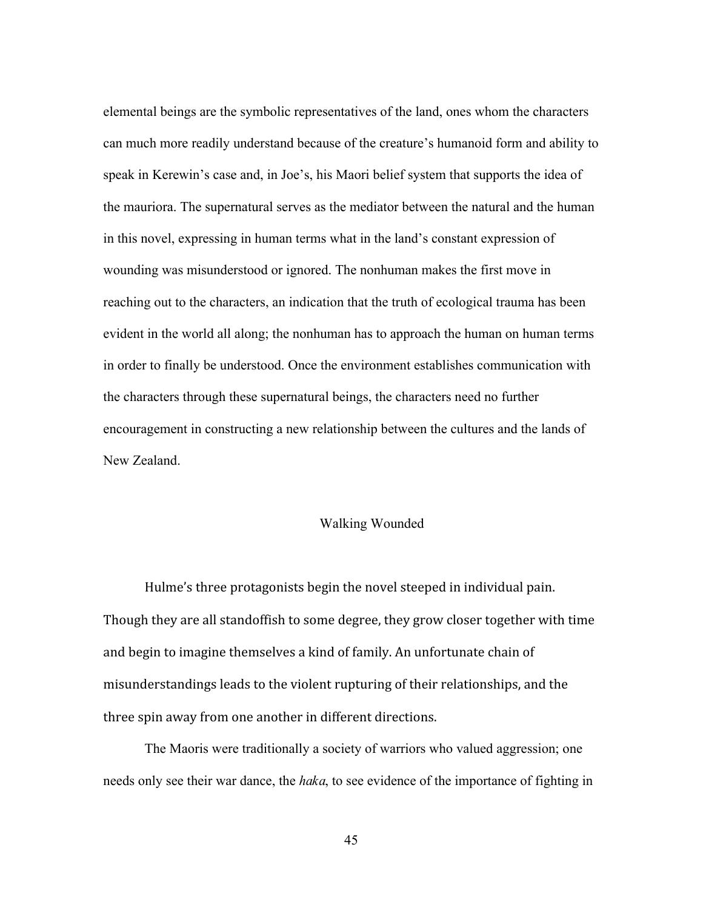elemental beings are the symbolic representatives of the land, ones whom the characters can much more readily understand because of the creature's humanoid form and ability to speak in Kerewin's case and, in Joe's, his Maori belief system that supports the idea of the mauriora. The supernatural serves as the mediator between the natural and the human in this novel, expressing in human terms what in the land's constant expression of wounding was misunderstood or ignored. The nonhuman makes the first move in reaching out to the characters, an indication that the truth of ecological trauma has been evident in the world all along; the nonhuman has to approach the human on human terms in order to finally be understood. Once the environment establishes communication with the characters through these supernatural beings, the characters need no further encouragement in constructing a new relationship between the cultures and the lands of New Zealand.

## Walking Wounded

Hulme's three protagonists begin the novel steeped in individual pain. Though they are all standoffish to some degree, they grow closer together with time and begin to imagine themselves a kind of family. An unfortunate chain of misunderstandings leads to the violent rupturing of their relationships, and the three spin away from one another in different directions.

The Maoris were traditionally a society of warriors who valued aggression; one needs only see their war dance, the *haka*, to see evidence of the importance of fighting in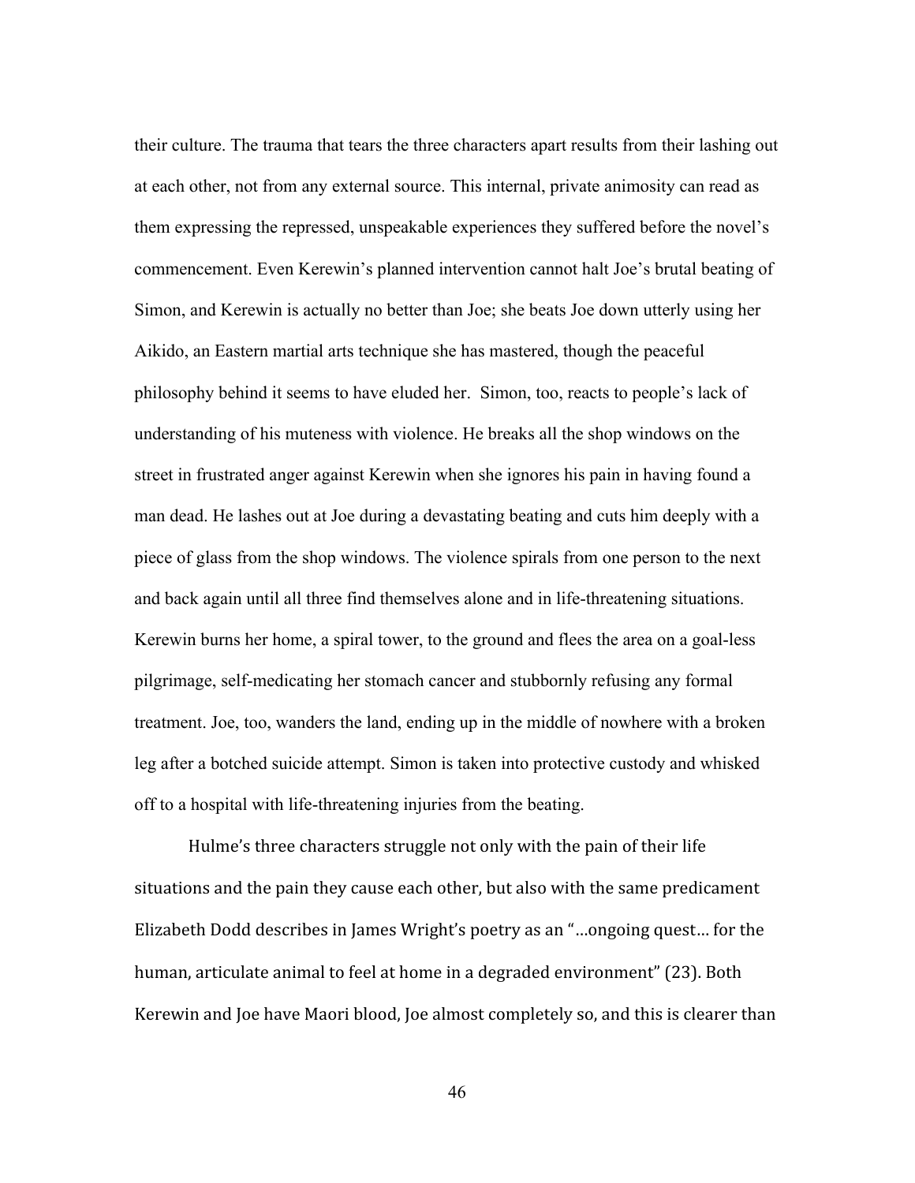their culture. The trauma that tears the three characters apart results from their lashing out at each other, not from any external source. This internal, private animosity can read as them expressing the repressed, unspeakable experiences they suffered before the novel's commencement. Even Kerewin's planned intervention cannot halt Joe's brutal beating of Simon, and Kerewin is actually no better than Joe; she beats Joe down utterly using her Aikido, an Eastern martial arts technique she has mastered, though the peaceful philosophy behind it seems to have eluded her. Simon, too, reacts to people's lack of understanding of his muteness with violence. He breaks all the shop windows on the street in frustrated anger against Kerewin when she ignores his pain in having found a man dead. He lashes out at Joe during a devastating beating and cuts him deeply with a piece of glass from the shop windows. The violence spirals from one person to the next and back again until all three find themselves alone and in life-threatening situations. Kerewin burns her home, a spiral tower, to the ground and flees the area on a goal-less pilgrimage, self-medicating her stomach cancer and stubbornly refusing any formal treatment. Joe, too, wanders the land, ending up in the middle of nowhere with a broken leg after a botched suicide attempt. Simon is taken into protective custody and whisked off to a hospital with life-threatening injuries from the beating.

Hulme's three characters struggle not only with the pain of their life situations and the pain they cause each other, but also with the same predicament Elizabeth Dodd describes in James Wright's poetry as an "…ongoing quest… for the human, articulate animal to feel at home in a degraded environment" (23). Both Kerewin and Joe have Maori blood, Joe almost completely so, and this is clearer than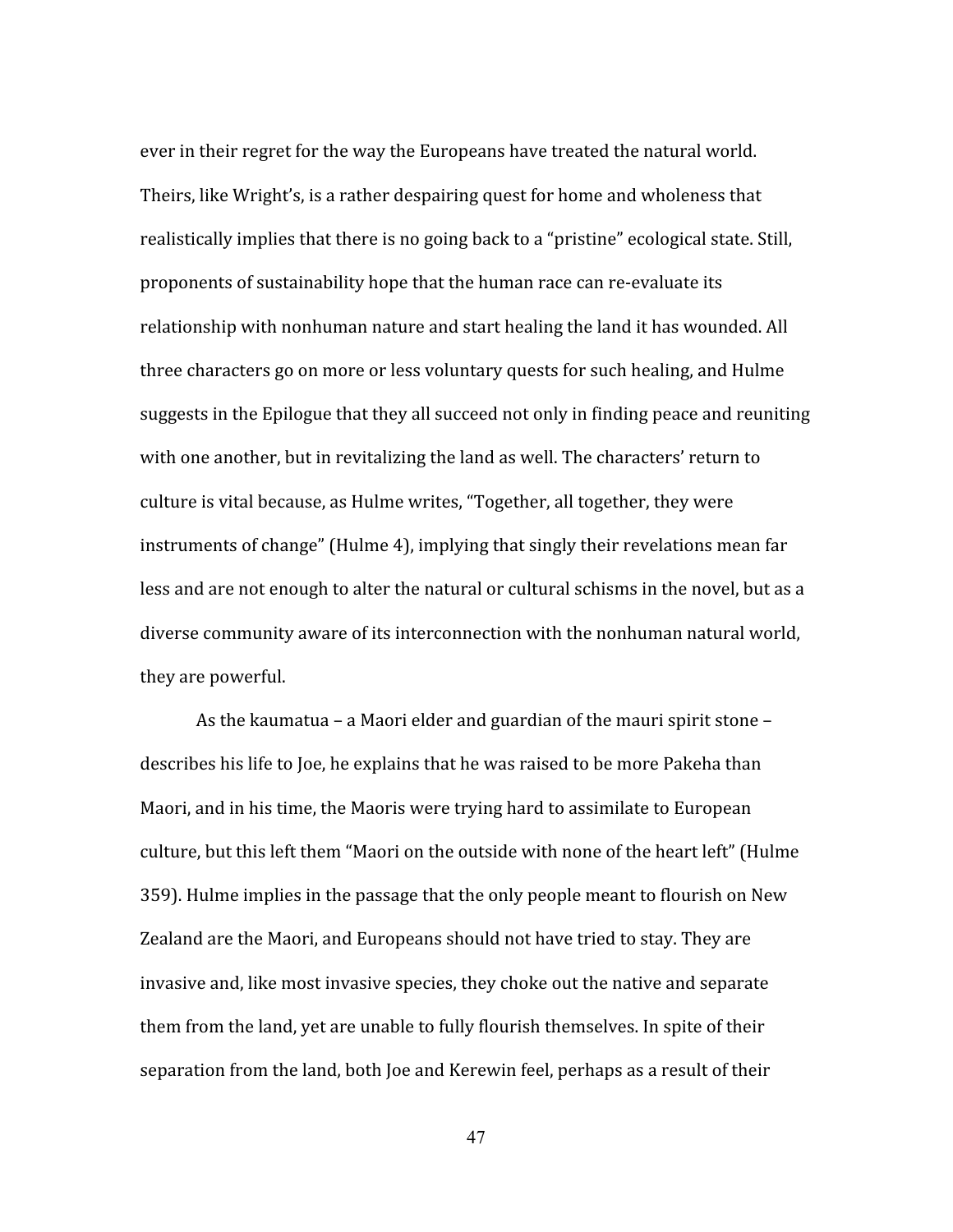ever in their regret for the way the Europeans have treated the natural world. Theirs, like Wright's, is a rather despairing quest for home and wholeness that realistically implies that there is no going back to a "pristine" ecological state. Still, proponents of sustainability hope that the human race can re-evaluate its relationship with nonhuman nature and start healing the land it has wounded. All three characters go on more or less voluntary quests for such healing, and Hulme suggests in the Epilogue that they all succeed not only in finding peace and reuniting with one another, but in revitalizing the land as well. The characters' return to culture is vital because, as Hulme writes, "Together, all together, they were instruments of change" (Hulme 4), implying that singly their revelations mean far less and are not enough to alter the natural or cultural schisms in the novel, but as a diverse community aware of its interconnection with the nonhuman natural world, they are powerful.

As the kaumatua – a Maori elder and guardian of the mauri spirit stone – describes his life to Joe, he explains that he was raised to be more Pakeha than Maori, and in his time, the Maoris were trying hard to assimilate to European culture, but this left them "Maori on the outside with none of the heart left" (Hulme 359). Hulme implies in the passage that the only people meant to flourish on New Zealand are the Maori, and Europeans should not have tried to stay. They are invasive and, like most invasive species, they choke out the native and separate them from the land, yet are unable to fully flourish themselves. In spite of their separation from the land, both Joe and Kerewin feel, perhaps as a result of their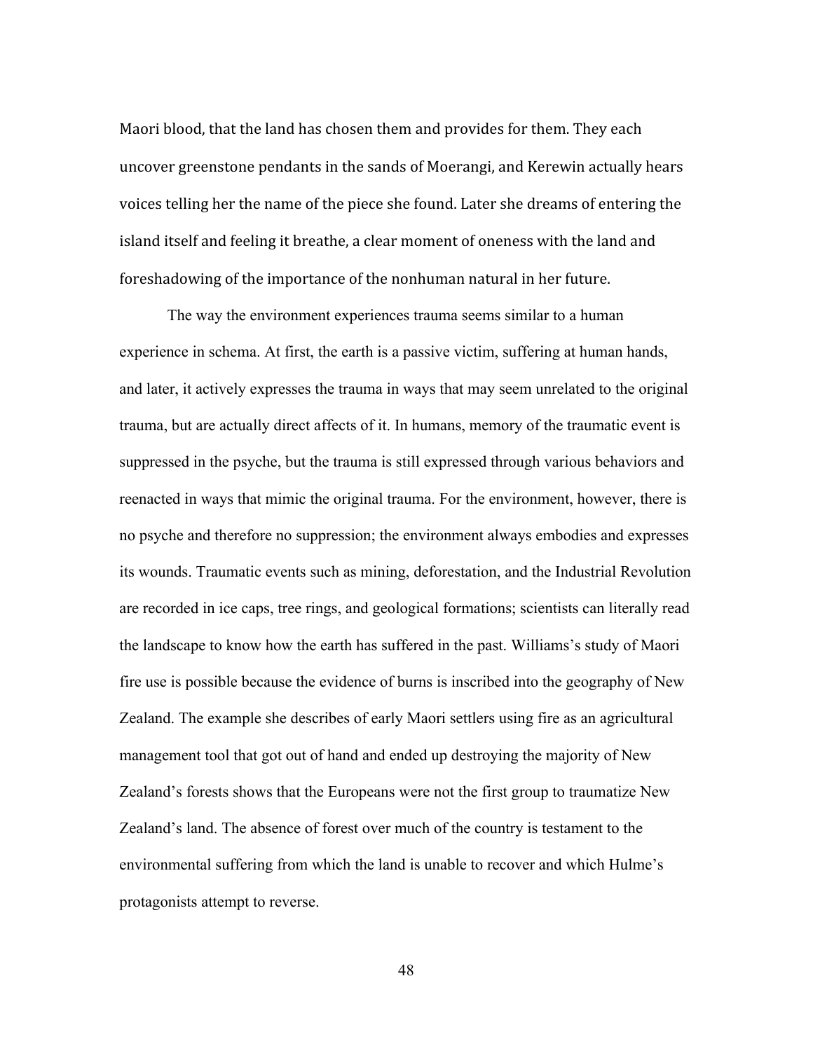Maori blood, that the land has chosen them and provides for them. They each uncover greenstone pendants in the sands of Moerangi, and Kerewin actually hears voices telling her the name of the piece she found. Later she dreams of entering the island itself and feeling it breathe, a clear moment of oneness with the land and foreshadowing of the importance of the nonhuman natural in her future.

The way the environment experiences trauma seems similar to a human experience in schema. At first, the earth is a passive victim, suffering at human hands, and later, it actively expresses the trauma in ways that may seem unrelated to the original trauma, but are actually direct affects of it. In humans, memory of the traumatic event is suppressed in the psyche, but the trauma is still expressed through various behaviors and reenacted in ways that mimic the original trauma. For the environment, however, there is no psyche and therefore no suppression; the environment always embodies and expresses its wounds. Traumatic events such as mining, deforestation, and the Industrial Revolution are recorded in ice caps, tree rings, and geological formations; scientists can literally read the landscape to know how the earth has suffered in the past. Williams's study of Maori fire use is possible because the evidence of burns is inscribed into the geography of New Zealand. The example she describes of early Maori settlers using fire as an agricultural management tool that got out of hand and ended up destroying the majority of New Zealand's forests shows that the Europeans were not the first group to traumatize New Zealand's land. The absence of forest over much of the country is testament to the environmental suffering from which the land is unable to recover and which Hulme's protagonists attempt to reverse.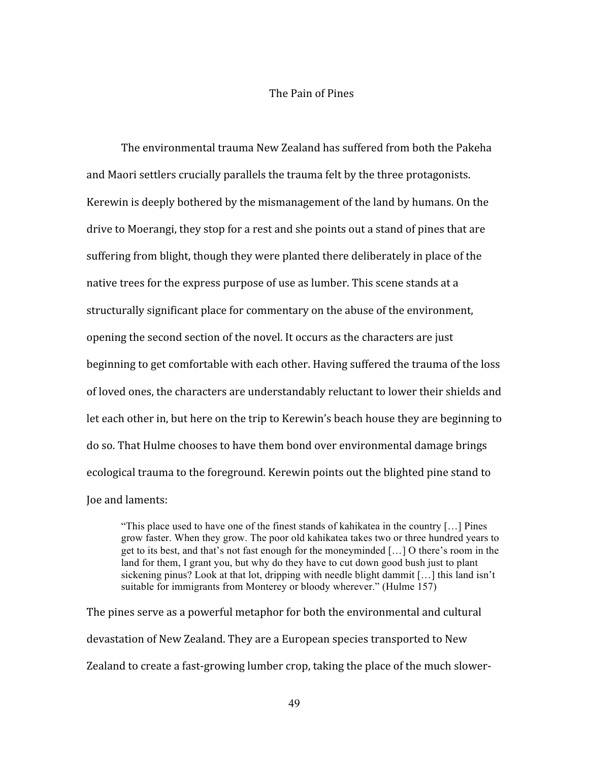## The Pain of Pines

The environmental trauma New Zealand has suffered from both the Pakeha and Maori settlers crucially parallels the trauma felt by the three protagonists. Kerewin is deeply bothered by the mismanagement of the land by humans. On the drive to Moerangi, they stop for a rest and she points out a stand of pines that are suffering from blight, though they were planted there deliberately in place of the native trees for the express purpose of use as lumber. This scene stands at a structurally significant place for commentary on the abuse of the environment, opening the second section of the novel. It occurs as the characters are just beginning to get comfortable with each other. Having suffered the trauma of the loss of loved ones, the characters are understandably reluctant to lower their shields and let each other in, but here on the trip to Kerewin's beach house they are beginning to do so. That Hulme chooses to have them bond over environmental damage brings ecological trauma to the foreground. Kerewin points out the blighted pine stand to Joe and laments:

> "This place used to have one of the finest stands of kahikatea in the country […] Pines grow faster. When they grow. The poor old kahikatea takes two or three hundred years to get to its best, and that's not fast enough for the moneyminded […] O there's room in the land for them, I grant you, but why do they have to cut down good bush just to plant sickening pinus? Look at that lot, dripping with needle blight dammit […] this land isn't suitable for immigrants from Monterey or bloody wherever." (Hulme 157)

The pines serve as a powerful metaphor for both the environmental and cultural devastation of New Zealand. They are a European species transported to New Zealand to create a fast-growing lumber crop, taking the place of the much slower-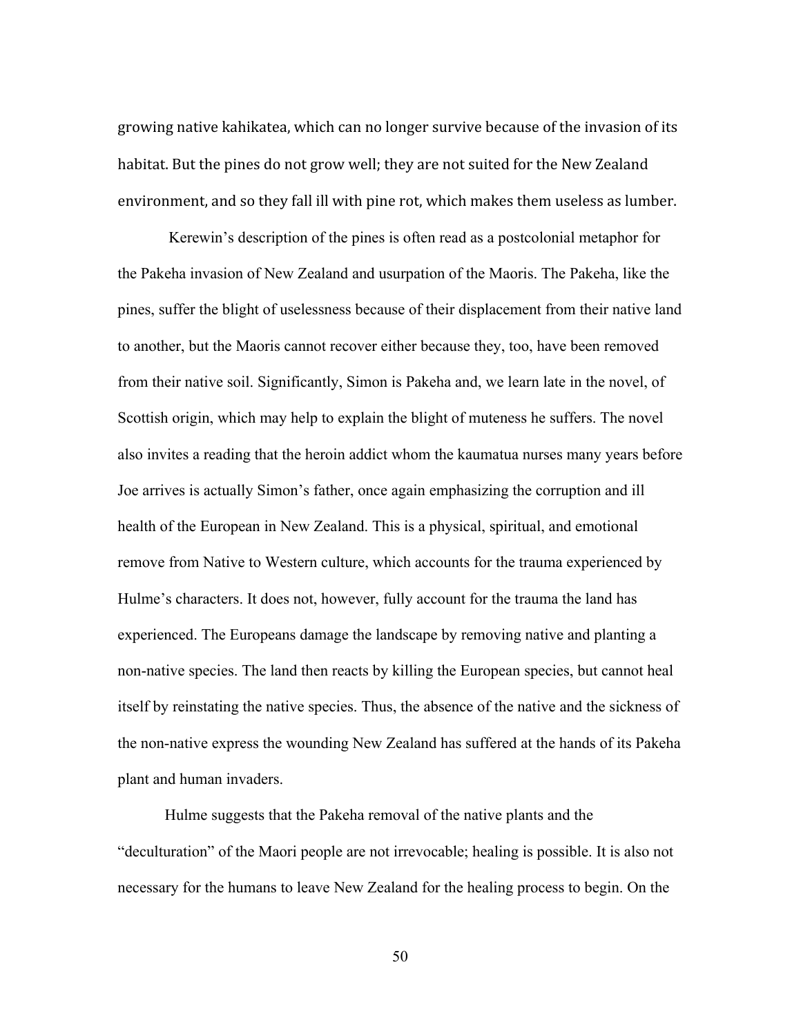growing native kahikatea, which can no longer survive because of the invasion of its habitat. But the pines do not grow well; they are not suited for the New Zealand environment, and so they fall ill with pine rot, which makes them useless as lumber.

Kerewin's description of the pines is often read as a postcolonial metaphor for the Pakeha invasion of New Zealand and usurpation of the Maoris. The Pakeha, like the pines, suffer the blight of uselessness because of their displacement from their native land to another, but the Maoris cannot recover either because they, too, have been removed from their native soil. Significantly, Simon is Pakeha and, we learn late in the novel, of Scottish origin, which may help to explain the blight of muteness he suffers. The novel also invites a reading that the heroin addict whom the kaumatua nurses many years before Joe arrives is actually Simon's father, once again emphasizing the corruption and ill health of the European in New Zealand. This is a physical, spiritual, and emotional remove from Native to Western culture, which accounts for the trauma experienced by Hulme's characters. It does not, however, fully account for the trauma the land has experienced. The Europeans damage the landscape by removing native and planting a non-native species. The land then reacts by killing the European species, but cannot heal itself by reinstating the native species. Thus, the absence of the native and the sickness of the non-native express the wounding New Zealand has suffered at the hands of its Pakeha plant and human invaders.

Hulme suggests that the Pakeha removal of the native plants and the "deculturation" of the Maori people are not irrevocable; healing is possible. It is also not necessary for the humans to leave New Zealand for the healing process to begin. On the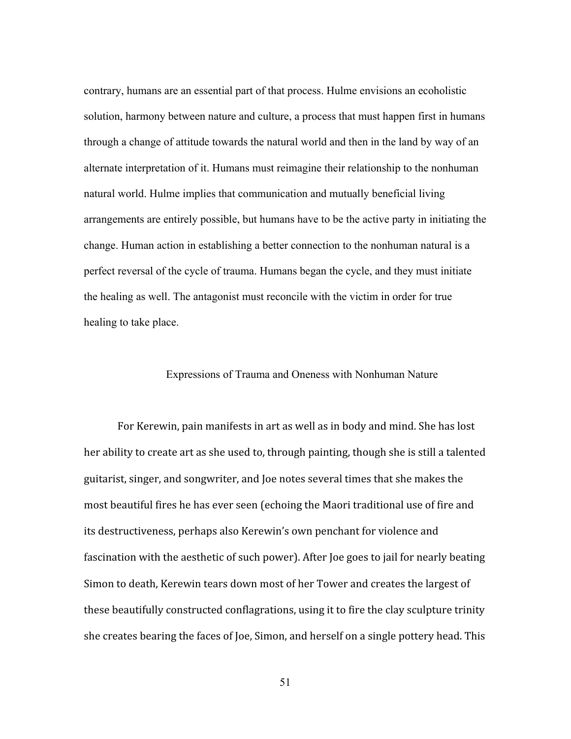contrary, humans are an essential part of that process. Hulme envisions an ecoholistic solution, harmony between nature and culture, a process that must happen first in humans through a change of attitude towards the natural world and then in the land by way of an alternate interpretation of it. Humans must reimagine their relationship to the nonhuman natural world. Hulme implies that communication and mutually beneficial living arrangements are entirely possible, but humans have to be the active party in initiating the change. Human action in establishing a better connection to the nonhuman natural is a perfect reversal of the cycle of trauma. Humans began the cycle, and they must initiate the healing as well. The antagonist must reconcile with the victim in order for true healing to take place.

## Expressions of Trauma and Oneness with Nonhuman Nature

For Kerewin, pain manifests in art as well as in body and mind. She has lost her ability to create art as she used to, through painting, though she is still a talented guitarist, singer, and songwriter, and Joe notes several times that she makes the most beautiful fires he has ever seen (echoing the Maori traditional use of fire and its destructiveness, perhaps also Kerewin's own penchant for violence and fascination with the aesthetic of such power). After Joe goes to jail for nearly beating Simon to death, Kerewin tears down most of her Tower and creates the largest of these beautifully constructed conflagrations, using it to fire the clay sculpture trinity she creates bearing the faces of Joe, Simon, and herself on a single pottery head. This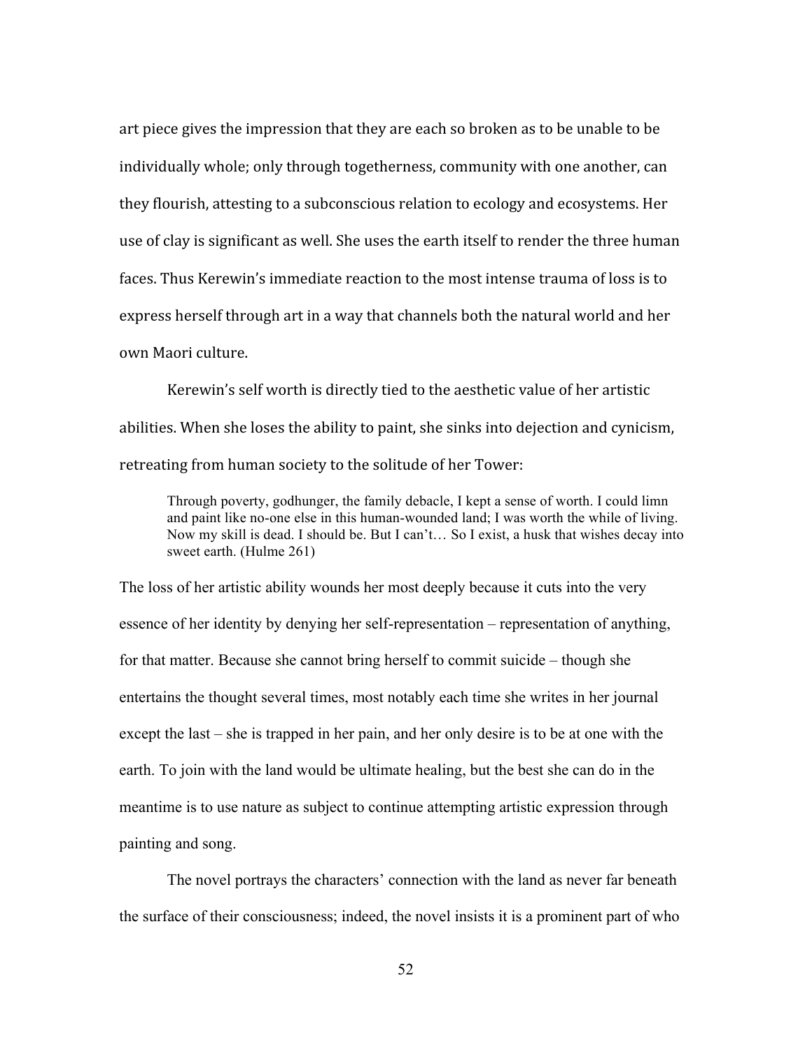art piece gives the impression that they are each so broken as to be unable to be individually whole; only through togetherness, community with one another, can they flourish, attesting to a subconscious relation to ecology and ecosystems. Her use of clay is significant as well. She uses the earth itself to render the three human faces. Thus Kerewin's immediate reaction to the most intense trauma of loss is to express herself through art in a way that channels both the natural world and her own Maori culture.

Kerewin's self worth is directly tied to the aesthetic value of her artistic abilities. When she loses the ability to paint, she sinks into dejection and cynicism, retreating from human society to the solitude of her Tower:

> Through poverty, godhunger, the family debacle, I kept a sense of worth. I could limn and paint like no-one else in this human-wounded land; I was worth the while of living. Now my skill is dead. I should be. But I can't… So I exist, a husk that wishes decay into sweet earth. (Hulme 261)

The loss of her artistic ability wounds her most deeply because it cuts into the very essence of her identity by denying her self-representation – representation of anything, for that matter. Because she cannot bring herself to commit suicide – though she entertains the thought several times, most notably each time she writes in her journal except the last – she is trapped in her pain, and her only desire is to be at one with the earth. To join with the land would be ultimate healing, but the best she can do in the meantime is to use nature as subject to continue attempting artistic expression through painting and song.

The novel portrays the characters' connection with the land as never far beneath the surface of their consciousness; indeed, the novel insists it is a prominent part of who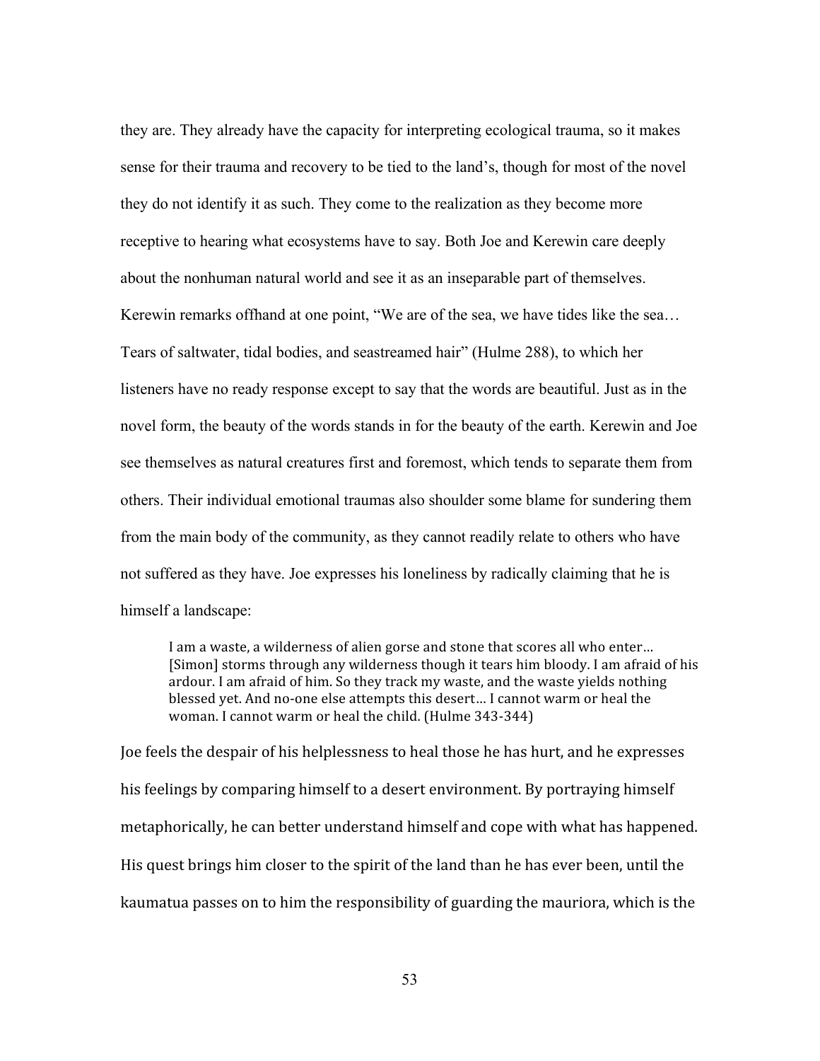they are. They already have the capacity for interpreting ecological trauma, so it makes sense for their trauma and recovery to be tied to the land's, though for most of the novel they do not identify it as such. They come to the realization as they become more receptive to hearing what ecosystems have to say. Both Joe and Kerewin care deeply about the nonhuman natural world and see it as an inseparable part of themselves. Kerewin remarks offhand at one point, "We are of the sea, we have tides like the sea… Tears of saltwater, tidal bodies, and seastreamed hair" (Hulme 288), to which her listeners have no ready response except to say that the words are beautiful. Just as in the novel form, the beauty of the words stands in for the beauty of the earth. Kerewin and Joe see themselves as natural creatures first and foremost, which tends to separate them from others. Their individual emotional traumas also shoulder some blame for sundering them from the main body of the community, as they cannot readily relate to others who have not suffered as they have. Joe expresses his loneliness by radically claiming that he is himself a landscape:

> I am a waste, a wilderness of alien gorse and stone that scores all who enter… [Simon] storms through any wilderness though it tears him bloody. I am afraid of his ardour. I am afraid of him. So they track my waste, and the waste yields nothing blessed yet. And no-one else attempts this desert… I cannot warm or heal the woman. I cannot warm or heal the child. (Hulme 343-344)

Joe feels the despair of his helplessness to heal those he has hurt, and he expresses his feelings by comparing himself to a desert environment. By portraying himself metaphorically, he can better understand himself and cope with what has happened. His quest brings him closer to the spirit of the land than he has ever been, until the kaumatua passes on to him the responsibility of guarding the mauriora, which is the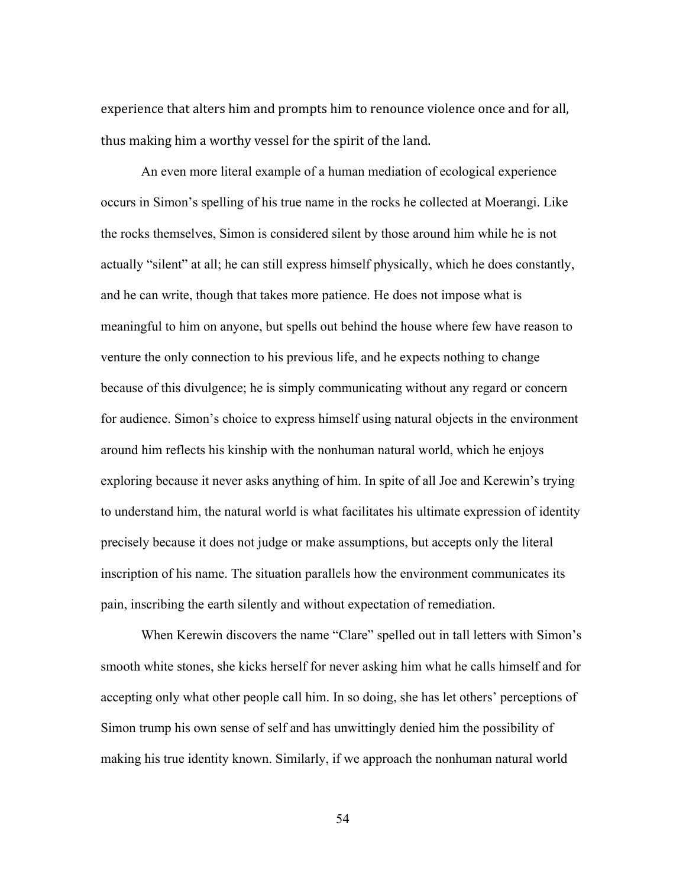experience that alters him and prompts him to renounce violence once and for all, thus making him a worthy vessel for the spirit of the land.

An even more literal example of a human mediation of ecological experience occurs in Simon's spelling of his true name in the rocks he collected at Moerangi. Like the rocks themselves, Simon is considered silent by those around him while he is not actually "silent" at all; he can still express himself physically, which he does constantly, and he can write, though that takes more patience. He does not impose what is meaningful to him on anyone, but spells out behind the house where few have reason to venture the only connection to his previous life, and he expects nothing to change because of this divulgence; he is simply communicating without any regard or concern for audience. Simon's choice to express himself using natural objects in the environment around him reflects his kinship with the nonhuman natural world, which he enjoys exploring because it never asks anything of him. In spite of all Joe and Kerewin's trying to understand him, the natural world is what facilitates his ultimate expression of identity precisely because it does not judge or make assumptions, but accepts only the literal inscription of his name. The situation parallels how the environment communicates its pain, inscribing the earth silently and without expectation of remediation.

When Kerewin discovers the name "Clare" spelled out in tall letters with Simon's smooth white stones, she kicks herself for never asking him what he calls himself and for accepting only what other people call him. In so doing, she has let others' perceptions of Simon trump his own sense of self and has unwittingly denied him the possibility of making his true identity known. Similarly, if we approach the nonhuman natural world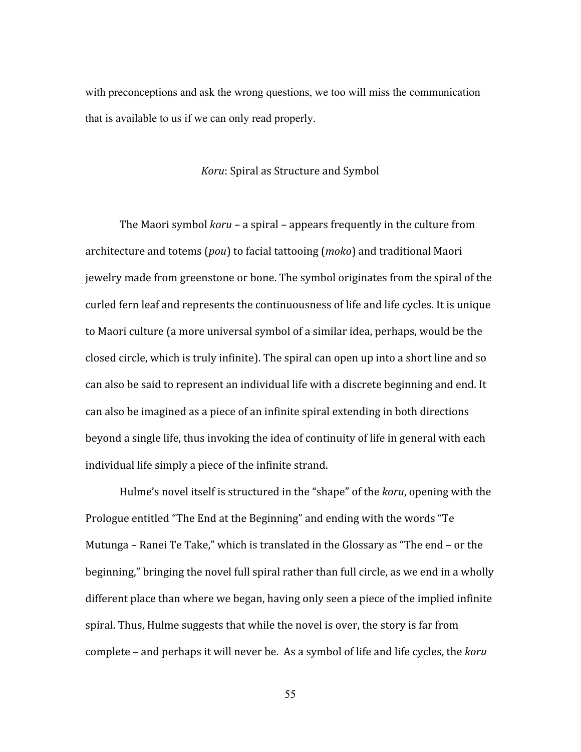with preconceptions and ask the wrong questions, we too will miss the communication that is available to us if we can only read properly.

## *Koru*: Spiral as Structure and Symbol

The Maori symbol *koru* – a spiral – appears frequently in the culture from architecture and totems (*pou*) to facial tattooing (*moko*) and traditional Maori jewelry made from greenstone or bone. The symbol originates from the spiral of the curled fern leaf and represents the continuousness of life and life cycles. It is unique to Maori culture (a more universal symbol of a similar idea, perhaps, would be the closed circle, which is truly infinite). The spiral can open up into a short line and so can also be said to represent an individual life with a discrete beginning and end. It can also be imagined as a piece of an infinite spiral extending in both directions beyond a single life, thus invoking the idea of continuity of life in general with each individual life simply a piece of the infinite strand.

Hulme's novel itself is structured in the "shape" of the *koru*, opening with the Prologue entitled "The End at the Beginning" and ending with the words "Te Mutunga – Ranei Te Take," which is translated in the Glossary as "The end – or the beginning," bringing the novel full spiral rather than full circle, as we end in a wholly different place than where we began, having only seen a piece of the implied infinite spiral. Thus, Hulme suggests that while the novel is over, the story is far from complete – and perhaps it will never be. As a symbol of life and life cycles, the *koru*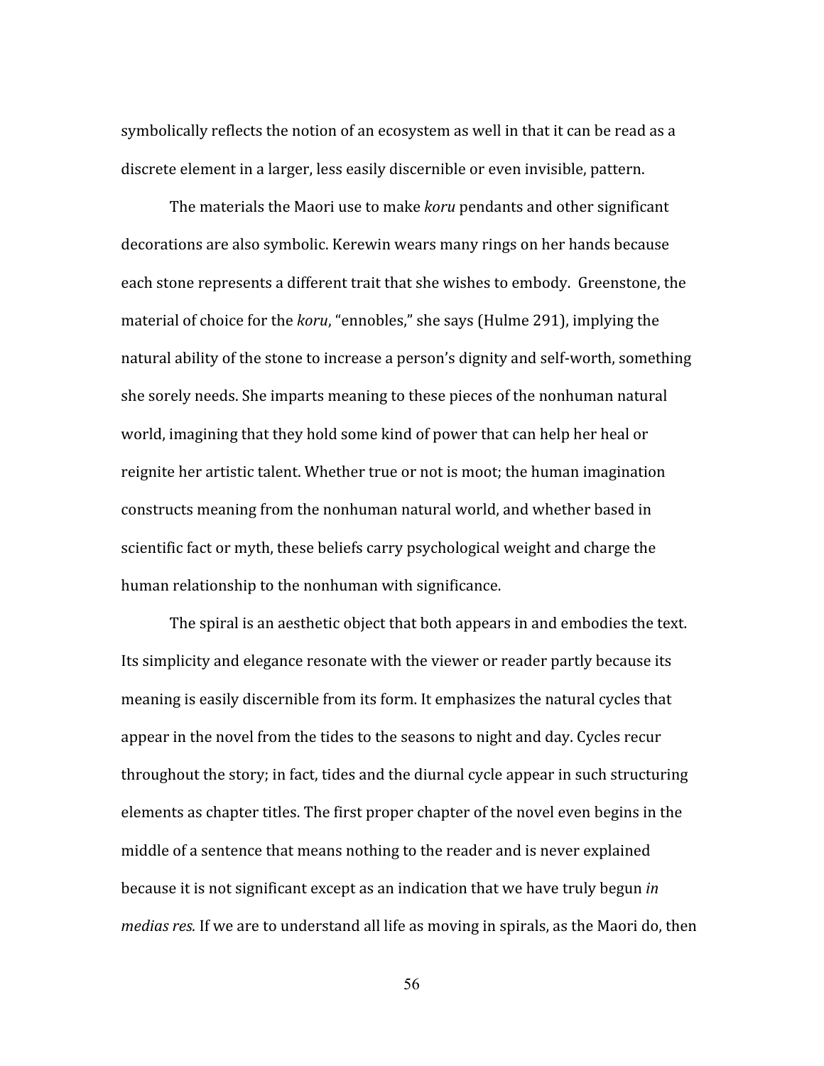symbolically reflects the notion of an ecosystem as well in that it can be read as a discrete element in a larger, less easily discernible or even invisible, pattern.

The materials the Maori use to make *koru* pendants and other significant decorations are also symbolic. Kerewin wears many rings on her hands because each stone represents a different trait that she wishes to embody. Greenstone, the material of choice for the *koru*, "ennobles," she says (Hulme 291), implying the natural ability of the stone to increase a person's dignity and self-worth, something she sorely needs. She imparts meaning to these pieces of the nonhuman natural world, imagining that they hold some kind of power that can help her heal or reignite her artistic talent. Whether true or not is moot; the human imagination constructs meaning from the nonhuman natural world, and whether based in scientific fact or myth, these beliefs carry psychological weight and charge the human relationship to the nonhuman with significance.

The spiral is an aesthetic object that both appears in and embodies the text. Its simplicity and elegance resonate with the viewer or reader partly because its meaning is easily discernible from its form. It emphasizes the natural cycles that appear in the novel from the tides to the seasons to night and day. Cycles recur throughout the story; in fact, tides and the diurnal cycle appear in such structuring elements as chapter titles. The first proper chapter of the novel even begins in the middle of a sentence that means nothing to the reader and is never explained because it is not significant except as an indication that we have truly begun *in medias res.* If we are to understand all life as moving in spirals, as the Maori do, then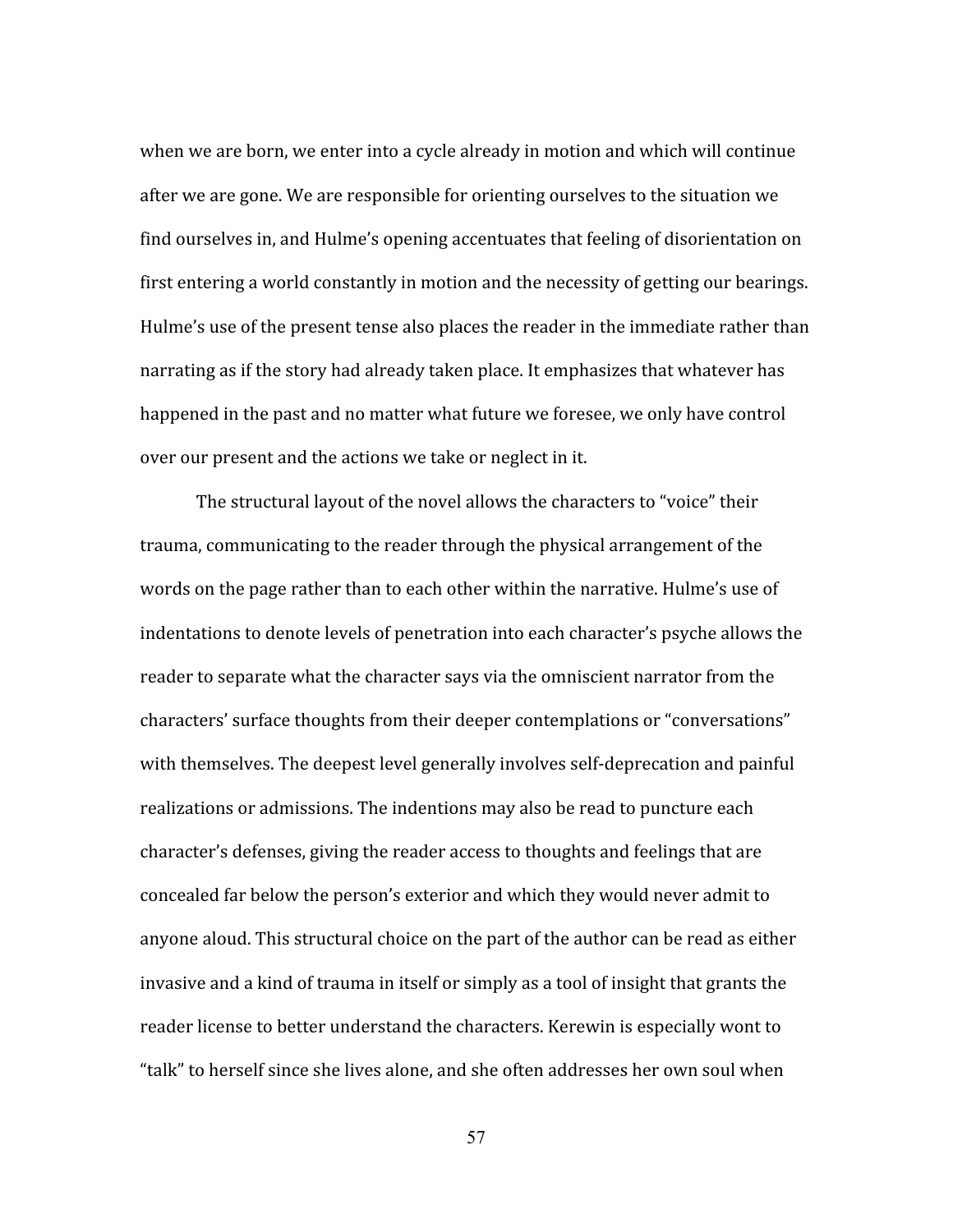when we are born, we enter into a cycle already in motion and which will continue after we are gone. We are responsible for orienting ourselves to the situation we find ourselves in, and Hulme's opening accentuates that feeling of disorientation on first entering a world constantly in motion and the necessity of getting our bearings. Hulme's use of the present tense also places the reader in the immediate rather than narrating as if the story had already taken place. It emphasizes that whatever has happened in the past and no matter what future we foresee, we only have control over our present and the actions we take or neglect in it.

The structural layout of the novel allows the characters to "voice" their trauma, communicating to the reader through the physical arrangement of the words on the page rather than to each other within the narrative. Hulme's use of indentations to denote levels of penetration into each character's psyche allows the reader to separate what the character says via the omniscient narrator from the characters' surface thoughts from their deeper contemplations or "conversations" with themselves. The deepest level generally involves self-deprecation and painful realizations or admissions. The indentions may also be read to puncture each character's defenses, giving the reader access to thoughts and feelings that are concealed far below the person's exterior and which they would never admit to anyone aloud. This structural choice on the part of the author can be read as either invasive and a kind of trauma in itself or simply as a tool of insight that grants the reader license to better understand the characters. Kerewin is especially wont to "talk" to herself since she lives alone, and she often addresses her own soul when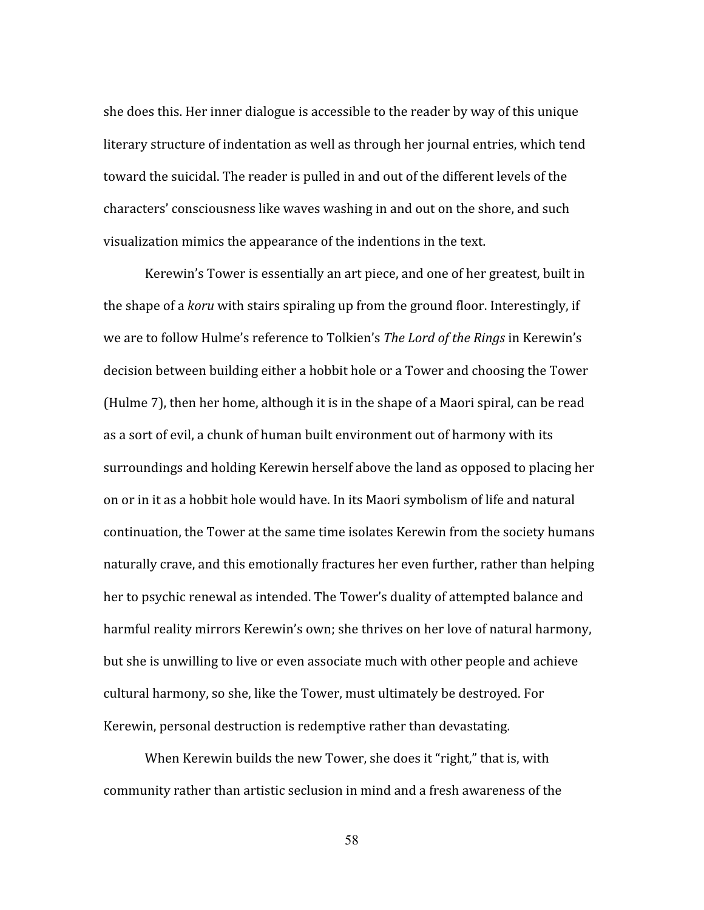she does this. Her inner dialogue is accessible to the reader by way of this unique literary structure of indentation as well as through her journal entries, which tend toward the suicidal. The reader is pulled in and out of the different levels of the characters' consciousness like waves washing in and out on the shore, and such visualization mimics the appearance of the indentions in the text.

Kerewin's Tower is essentially an art piece, and one of her greatest, built in the shape of a *koru* with stairs spiraling up from the ground floor. Interestingly, if we are to follow Hulme's reference to Tolkien's *The Lord of the Rings* in Kerewin's decision between building either a hobbit hole or a Tower and choosing the Tower (Hulme 7), then her home, although it is in the shape of a Maori spiral, can be read as a sort of evil, a chunk of human built environment out of harmony with its surroundings and holding Kerewin herself above the land as opposed to placing her on or in it as a hobbit hole would have. In its Maori symbolism of life and natural continuation, the Tower at the same time isolates Kerewin from the society humans naturally crave, and this emotionally fractures her even further, rather than helping her to psychic renewal as intended. The Tower's duality of attempted balance and harmful reality mirrors Kerewin's own; she thrives on her love of natural harmony, but she is unwilling to live or even associate much with other people and achieve cultural harmony, so she, like the Tower, must ultimately be destroyed. For Kerewin, personal destruction is redemptive rather than devastating.

When Kerewin builds the new Tower, she does it "right," that is, with community rather than artistic seclusion in mind and a fresh awareness of the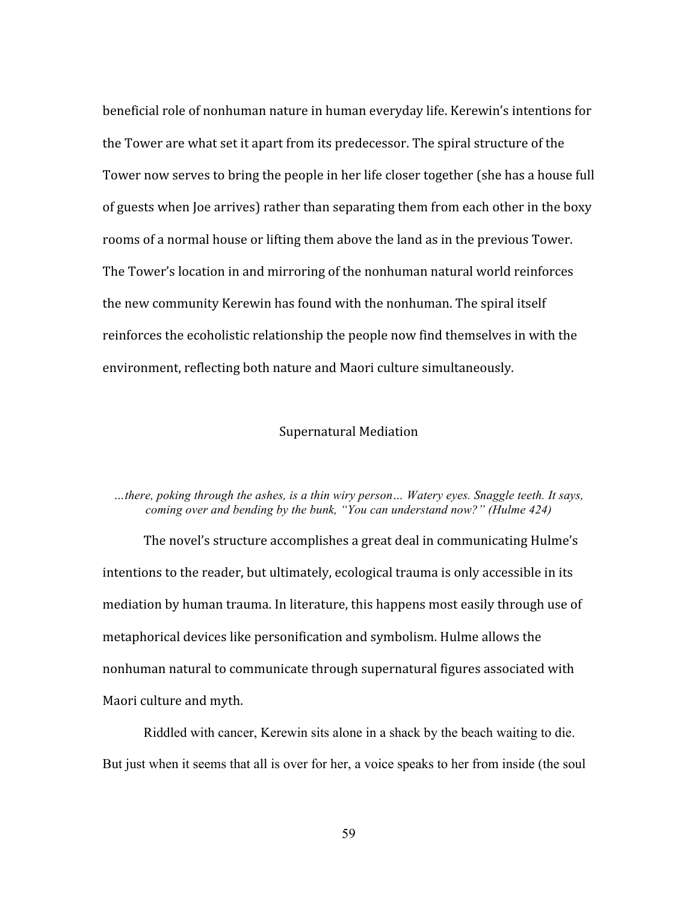beneficial role of nonhuman nature in human everyday life. Kerewin's intentions for the Tower are what set it apart from its predecessor. The spiral structure of the Tower now serves to bring the people in her life closer together (she has a house full of guests when Joe arrives) rather than separating them from each other in the boxy rooms of a normal house or lifting them above the land as in the previous Tower. The Tower's location in and mirroring of the nonhuman natural world reinforces the new community Kerewin has found with the nonhuman. The spiral itself reinforces the ecoholistic relationship the people now find themselves in with the environment, reflecting both nature and Maori culture simultaneously.

## Supernatural Mediation

> *…there, poking through the ashes, is a thin wiry person… Watery eyes. Snaggle teeth. It says, coming over and bending by the bunk, "You can understand now?" (Hulme 424)*

The novel's structure accomplishes a great deal in communicating Hulme's intentions to the reader, but ultimately, ecological trauma is only accessible in its mediation by human trauma. In literature, this happens most easily through use of metaphorical devices like personification and symbolism. Hulme allows the nonhuman natural to communicate through supernatural figures associated with Maori culture and myth.

Riddled with cancer, Kerewin sits alone in a shack by the beach waiting to die. But just when it seems that all is over for her, a voice speaks to her from inside (the soul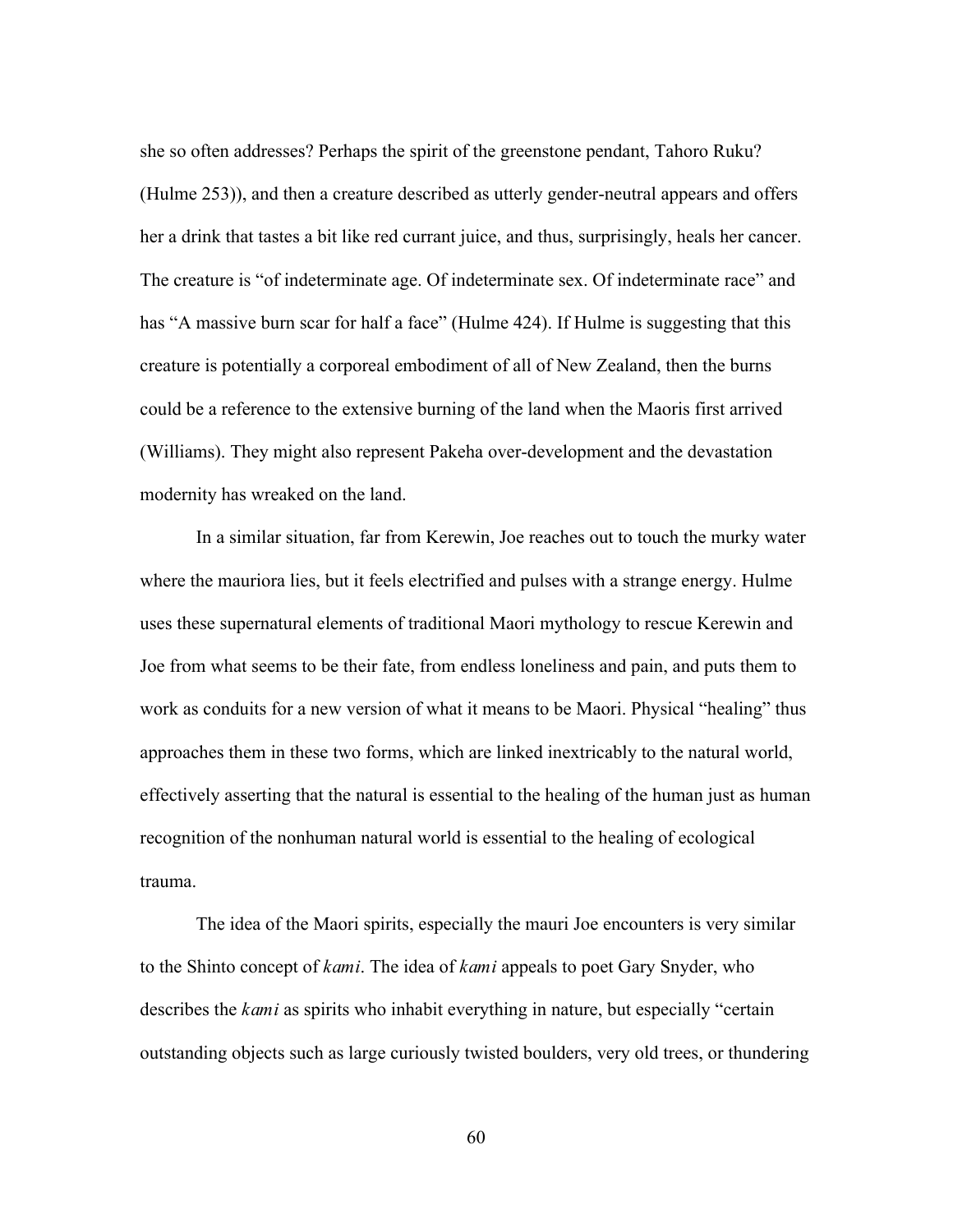she so often addresses? Perhaps the spirit of the greenstone pendant, Tahoro Ruku? (Hulme 253)), and then a creature described as utterly gender-neutral appears and offers her a drink that tastes a bit like red currant juice, and thus, surprisingly, heals her cancer. The creature is "of indeterminate age. Of indeterminate sex. Of indeterminate race" and has "A massive burn scar for half a face" (Hulme 424). If Hulme is suggesting that this creature is potentially a corporeal embodiment of all of New Zealand, then the burns could be a reference to the extensive burning of the land when the Maoris first arrived (Williams). They might also represent Pakeha over-development and the devastation modernity has wreaked on the land.

In a similar situation, far from Kerewin, Joe reaches out to touch the murky water where the mauriora lies, but it feels electrified and pulses with a strange energy. Hulme uses these supernatural elements of traditional Maori mythology to rescue Kerewin and Joe from what seems to be their fate, from endless loneliness and pain, and puts them to work as conduits for a new version of what it means to be Maori. Physical "healing" thus approaches them in these two forms, which are linked inextricably to the natural world, effectively asserting that the natural is essential to the healing of the human just as human recognition of the nonhuman natural world is essential to the healing of ecological trauma.

The idea of the Maori spirits, especially the mauri Joe encounters is very similar to the Shinto concept of *kami*. The idea of *kami* appeals to poet Gary Snyder, who describes the *kami* as spirits who inhabit everything in nature, but especially "certain outstanding objects such as large curiously twisted boulders, very old trees, or thundering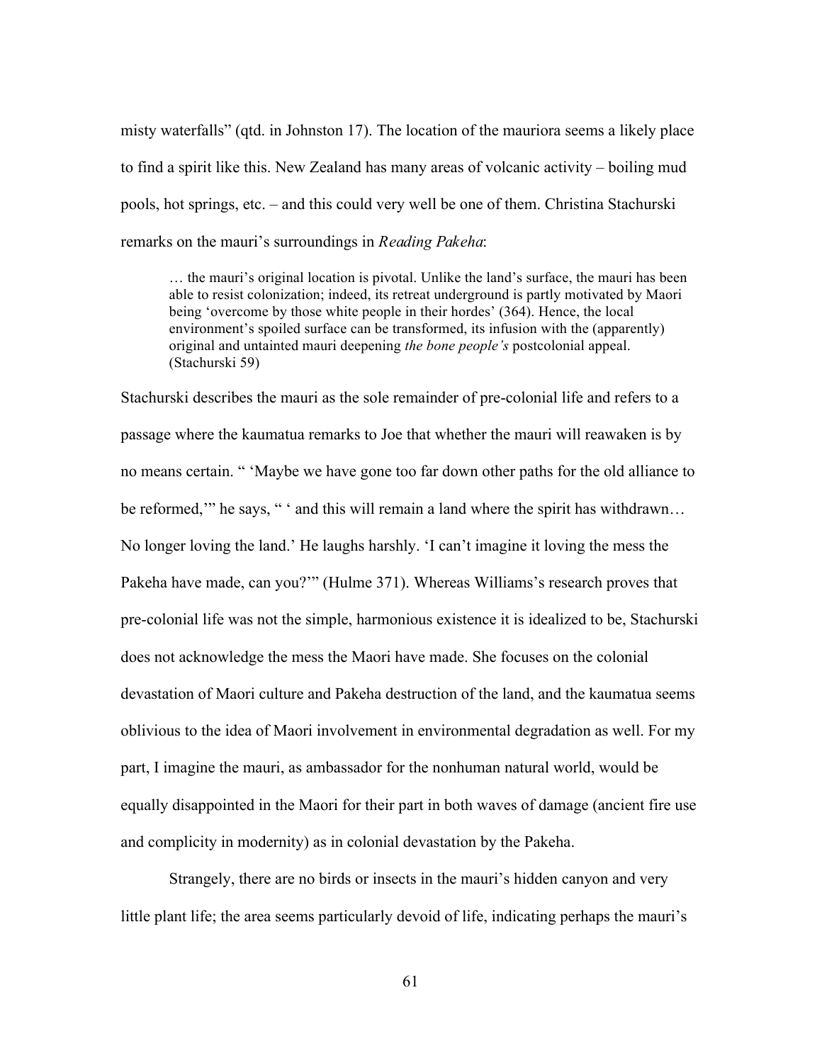misty waterfalls" (qtd. in Johnston 17). The location of the mauriora seems a likely place to find a spirit like this. New Zealand has many areas of volcanic activity – boiling mud pools, hot springs, etc. – and this could very well be one of them. Christina Stachurski remarks on the mauri's surroundings in *Reading Pakeha*:

> … the mauri's original location is pivotal. Unlike the land's surface, the mauri has been able to resist colonization; indeed, its retreat underground is partly motivated by Maori being 'overcome by those white people in their hordes' (364). Hence, the local environment's spoiled surface can be transformed, its infusion with the (apparently) original and untainted mauri deepening *the bone people's* postcolonial appeal. (Stachurski 59)

Stachurski describes the mauri as the sole remainder of pre-colonial life and refers to a passage where the kaumatua remarks to Joe that whether the mauri will reawaken is by no means certain. " 'Maybe we have gone too far down other paths for the old alliance to be reformed,'" he says, " ' and this will remain a land where the spirit has withdrawn… No longer loving the land.' He laughs harshly. 'I can't imagine it loving the mess the Pakeha have made, can you?'" (Hulme 371). Whereas Williams's research proves that pre-colonial life was not the simple, harmonious existence it is idealized to be, Stachurski does not acknowledge the mess the Maori have made. She focuses on the colonial devastation of Maori culture and Pakeha destruction of the land, and the kaumatua seems oblivious to the idea of Maori involvement in environmental degradation as well. For my part, I imagine the mauri, as ambassador for the nonhuman natural world, would be equally disappointed in the Maori for their part in both waves of damage (ancient fire use and complicity in modernity) as in colonial devastation by the Pakeha.

Strangely, there are no birds or insects in the mauri's hidden canyon and very little plant life; the area seems particularly devoid of life, indicating perhaps the mauri's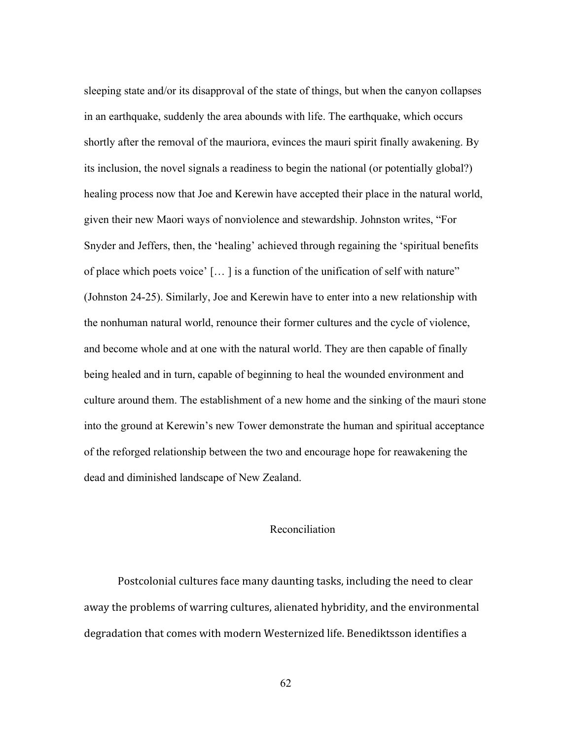sleeping state and/or its disapproval of the state of things, but when the canyon collapses in an earthquake, suddenly the area abounds with life. The earthquake, which occurs shortly after the removal of the mauriora, evinces the mauri spirit finally awakening. By its inclusion, the novel signals a readiness to begin the national (or potentially global?) healing process now that Joe and Kerewin have accepted their place in the natural world, given their new Maori ways of nonviolence and stewardship. Johnston writes, "For Snyder and Jeffers, then, the 'healing' achieved through regaining the 'spiritual benefits of place which poets voice' [… ] is a function of the unification of self with nature" (Johnston 24-25). Similarly, Joe and Kerewin have to enter into a new relationship with the nonhuman natural world, renounce their former cultures and the cycle of violence, and become whole and at one with the natural world. They are then capable of finally being healed and in turn, capable of beginning to heal the wounded environment and culture around them. The establishment of a new home and the sinking of the mauri stone into the ground at Kerewin's new Tower demonstrate the human and spiritual acceptance of the reforged relationship between the two and encourage hope for reawakening the dead and diminished landscape of New Zealand.

## Reconciliation

Postcolonial cultures face many daunting tasks, including the need to clear away the problems of warring cultures, alienated hybridity, and the environmental degradation that comes with modern Westernized life. Benediktsson identifies a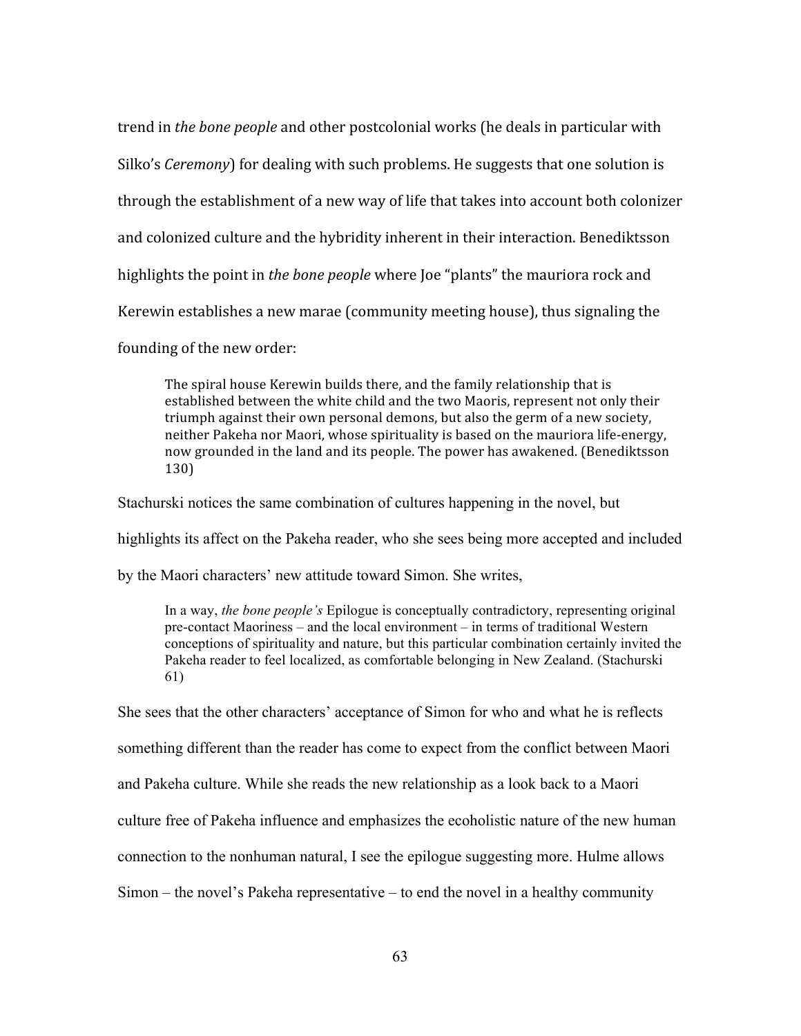trend in *the bone people* and other postcolonial works (he deals in particular with Silko's *Ceremony*) for dealing with such problems. He suggests that one solution is through the establishment of a new way of life that takes into account both colonizer and colonized culture and the hybridity inherent in their interaction. Benediktsson highlights the point in *the bone people* where Joe "plants" the mauriora rock and Kerewin establishes a new marae (community meeting house), thus signaling the founding of the new order:

> The spiral house Kerewin builds there, and the family relationship that is established between the white child and the two Maoris, represent not only their triumph against their own personal demons, but also the germ of a new society, neither Pakeha nor Maori, whose spirituality is based on the mauriora life-energy, now grounded in the land and its people. The power has awakened. (Benediktsson 130)

Stachurski notices the same combination of cultures happening in the novel, but highlights its affect on the Pakeha reader, who she sees being more accepted and included by the Maori characters' new attitude toward Simon. She writes,

> In a way, *the bone people's* Epilogue is conceptually contradictory, representing original pre-contact Maoriness – and the local environment – in terms of traditional Western conceptions of spirituality and nature, but this particular combination certainly invited the Pakeha reader to feel localized, as comfortable belonging in New Zealand. (Stachurski 61)

She sees that the other characters' acceptance of Simon for who and what he is reflects something different than the reader has come to expect from the conflict between Maori and Pakeha culture. While she reads the new relationship as a look back to a Maori culture free of Pakeha influence and emphasizes the ecoholistic nature of the new human connection to the nonhuman natural, I see the epilogue suggesting more. Hulme allows Simon – the novel's Pakeha representative – to end the novel in a healthy community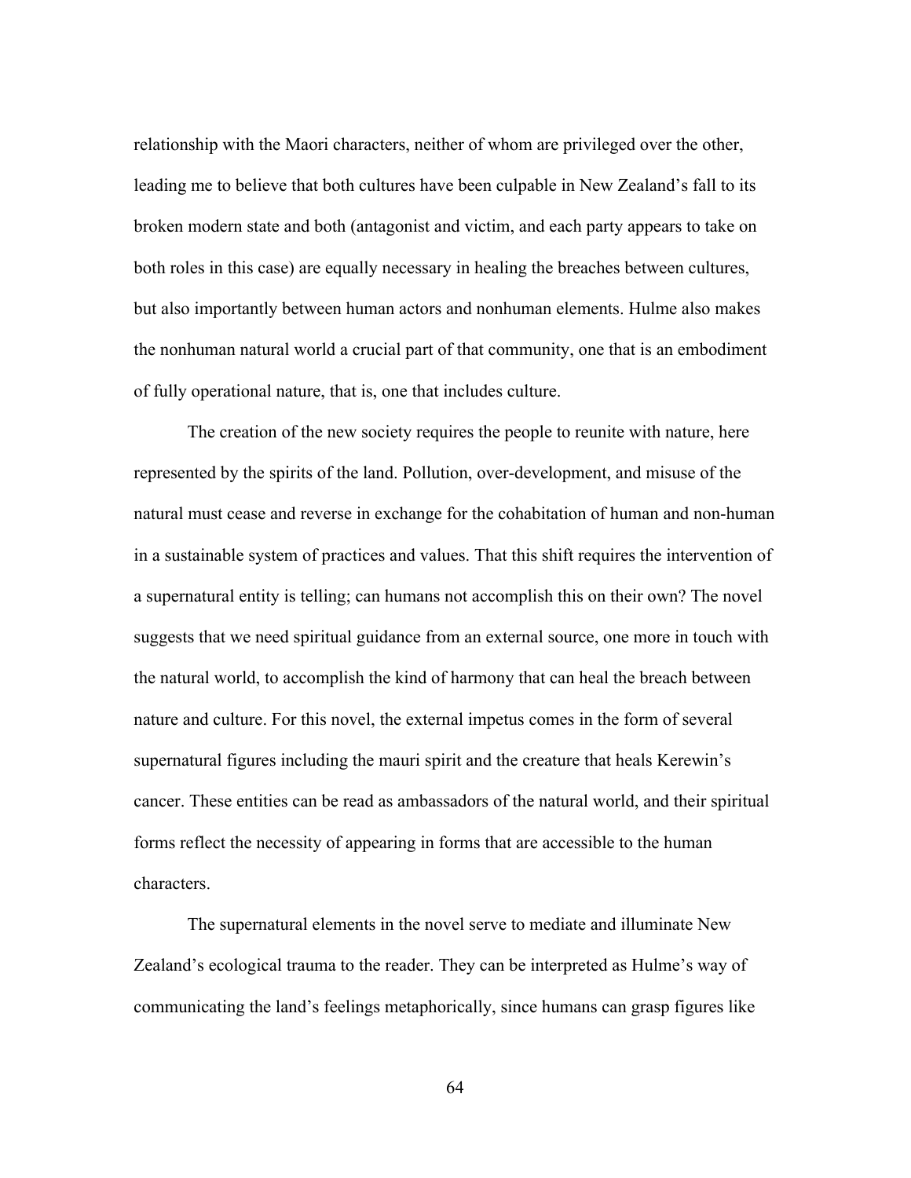relationship with the Maori characters, neither of whom are privileged over the other, leading me to believe that both cultures have been culpable in New Zealand's fall to its broken modern state and both (antagonist and victim, and each party appears to take on both roles in this case) are equally necessary in healing the breaches between cultures, but also importantly between human actors and nonhuman elements. Hulme also makes the nonhuman natural world a crucial part of that community, one that is an embodiment of fully operational nature, that is, one that includes culture.

The creation of the new society requires the people to reunite with nature, here represented by the spirits of the land. Pollution, over-development, and misuse of the natural must cease and reverse in exchange for the cohabitation of human and non-human in a sustainable system of practices and values. That this shift requires the intervention of a supernatural entity is telling; can humans not accomplish this on their own? The novel suggests that we need spiritual guidance from an external source, one more in touch with the natural world, to accomplish the kind of harmony that can heal the breach between nature and culture. For this novel, the external impetus comes in the form of several supernatural figures including the mauri spirit and the creature that heals Kerewin's cancer. These entities can be read as ambassadors of the natural world, and their spiritual forms reflect the necessity of appearing in forms that are accessible to the human characters.

The supernatural elements in the novel serve to mediate and illuminate New Zealand's ecological trauma to the reader. They can be interpreted as Hulme's way of communicating the land's feelings metaphorically, since humans can grasp figures like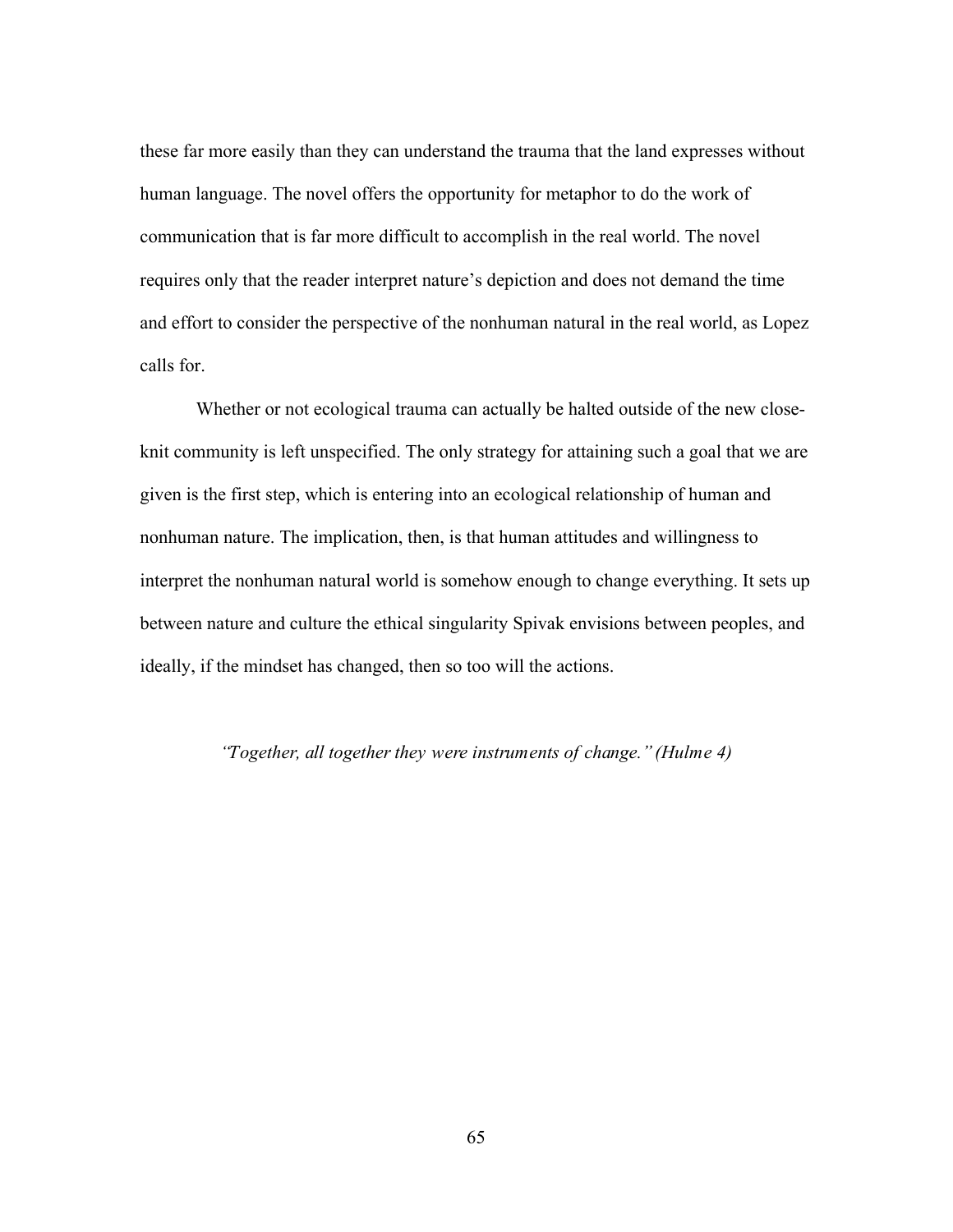these far more easily than they can understand the trauma that the land expresses without human language. The novel offers the opportunity for metaphor to do the work of communication that is far more difficult to accomplish in the real world. The novel requires only that the reader interpret nature's depiction and does not demand the time and effort to consider the perspective of the nonhuman natural in the real world, as Lopez calls for.

Whether or not ecological trauma can actually be halted outside of the new close-knit community is left unspecified. The only strategy for attaining such a goal that we are given is the first step, which is entering into an ecological relationship of human and nonhuman nature. The implication, then, is that human attitudes and willingness to interpret the nonhuman natural world is somehow enough to change everything. It sets up between nature and culture the ethical singularity Spivak envisions between peoples, and ideally, if the mindset has changed, then so too will the actions.

*"Together, all together they were instruments of change." (Hulme 4)*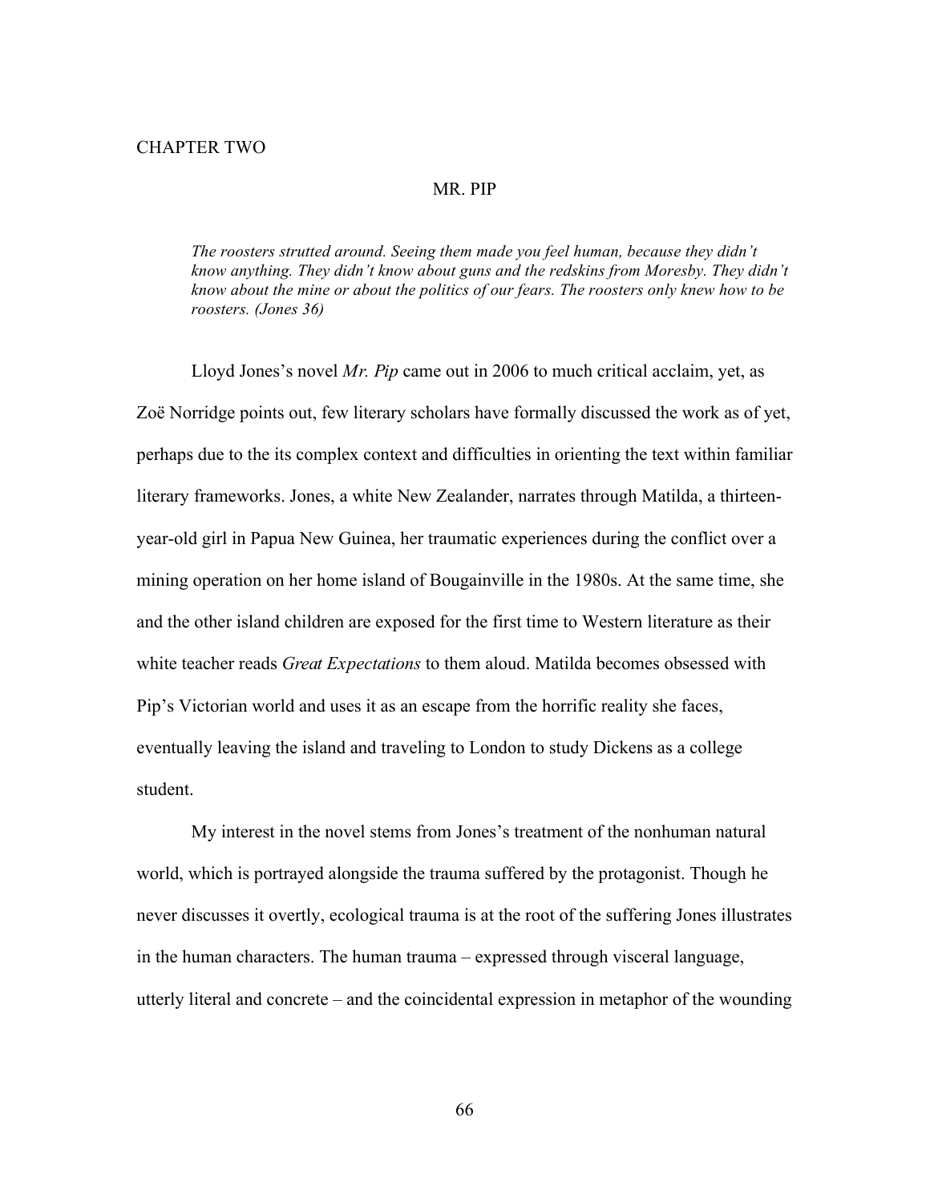# CHAPTER TWO

## MR. PIP

> *The roosters strutted around. Seeing them made you feel human, because they didn't know anything. They didn't know about guns and the redskins from Moresby. They didn't know about the mine or about the politics of our fears. The roosters only knew how to be roosters. (Jones 36)*

Lloyd Jones's novel *Mr. Pip* came out in 2006 to much critical acclaim, yet, as Zoë Norridge points out, few literary scholars have formally discussed the work as of yet, perhaps due to the its complex context and difficulties in orienting the text within familiar literary frameworks. Jones, a white New Zealander, narrates through Matilda, a thirteen-year-old girl in Papua New Guinea, her traumatic experiences during the conflict over a mining operation on her home island of Bougainville in the 1980s. At the same time, she and the other island children are exposed for the first time to Western literature as their white teacher reads *Great Expectations* to them aloud. Matilda becomes obsessed with Pip's Victorian world and uses it as an escape from the horrific reality she faces, eventually leaving the island and traveling to London to study Dickens as a college student.

My interest in the novel stems from Jones's treatment of the nonhuman natural world, which is portrayed alongside the trauma suffered by the protagonist. Though he never discusses it overtly, ecological trauma is at the root of the suffering Jones illustrates in the human characters. The human trauma – expressed through visceral language, utterly literal and concrete – and the coincidental expression in metaphor of the wounding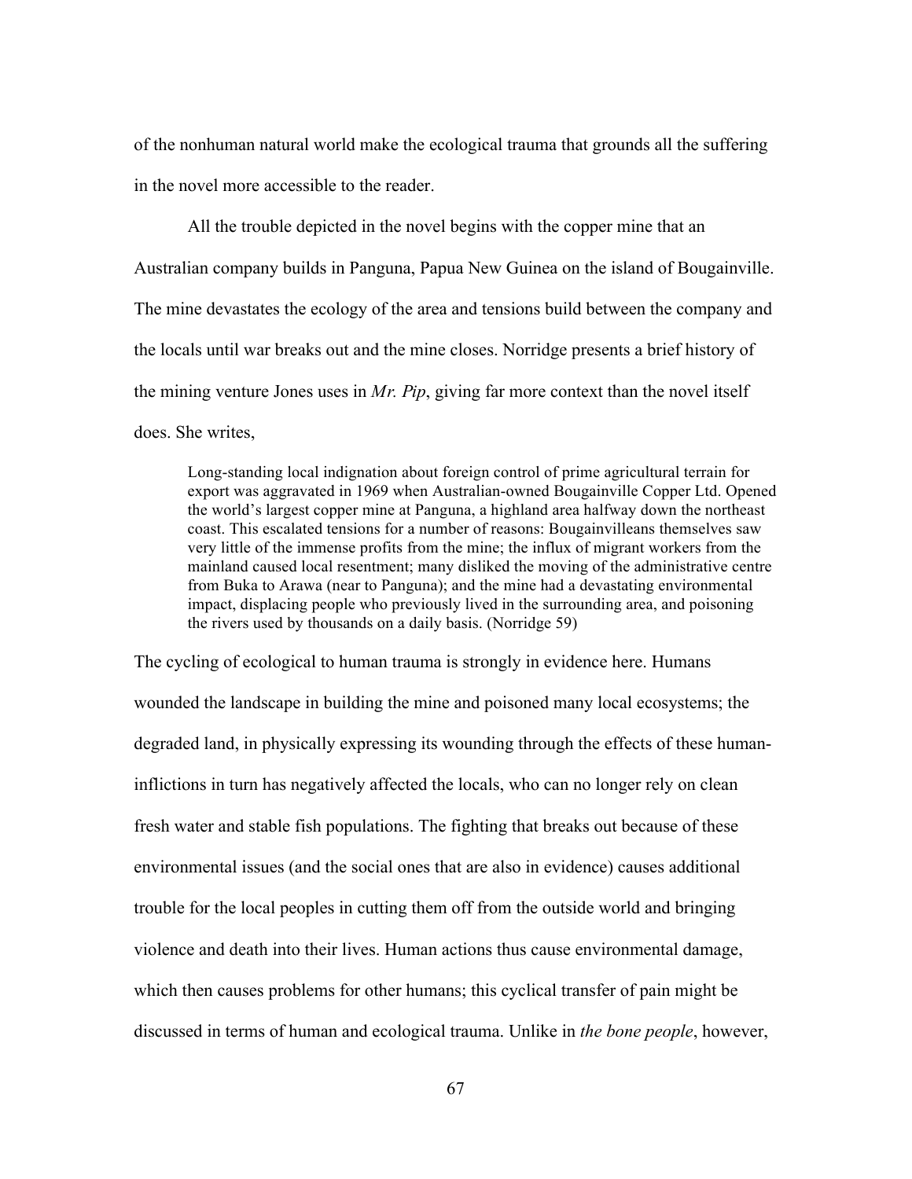of the nonhuman natural world make the ecological trauma that grounds all the suffering in the novel more accessible to the reader.

All the trouble depicted in the novel begins with the copper mine that an Australian company builds in Panguna, Papua New Guinea on the island of Bougainville. The mine devastates the ecology of the area and tensions build between the company and the locals until war breaks out and the mine closes. Norridge presents a brief history of the mining venture Jones uses in *Mr. Pip*, giving far more context than the novel itself does. She writes,

> Long-standing local indignation about foreign control of prime agricultural terrain for export was aggravated in 1969 when Australian-owned Bougainville Copper Ltd. Opened the world's largest copper mine at Panguna, a highland area halfway down the northeast coast. This escalated tensions for a number of reasons: Bougainvilleans themselves saw very little of the immense profits from the mine; the influx of migrant workers from the mainland caused local resentment; many disliked the moving of the administrative centre from Buka to Arawa (near to Panguna); and the mine had a devastating environmental impact, displacing people who previously lived in the surrounding area, and poisoning the rivers used by thousands on a daily basis. (Norridge 59)

The cycling of ecological to human trauma is strongly in evidence here. Humans wounded the landscape in building the mine and poisoned many local ecosystems; the degraded land, in physically expressing its wounding through the effects of these human-inflictions in turn has negatively affected the locals, who can no longer rely on clean fresh water and stable fish populations. The fighting that breaks out because of these environmental issues (and the social ones that are also in evidence) causes additional trouble for the local peoples in cutting them off from the outside world and bringing violence and death into their lives. Human actions thus cause environmental damage, which then causes problems for other humans; this cyclical transfer of pain might be discussed in terms of human and ecological trauma. Unlike in *the bone people*, however,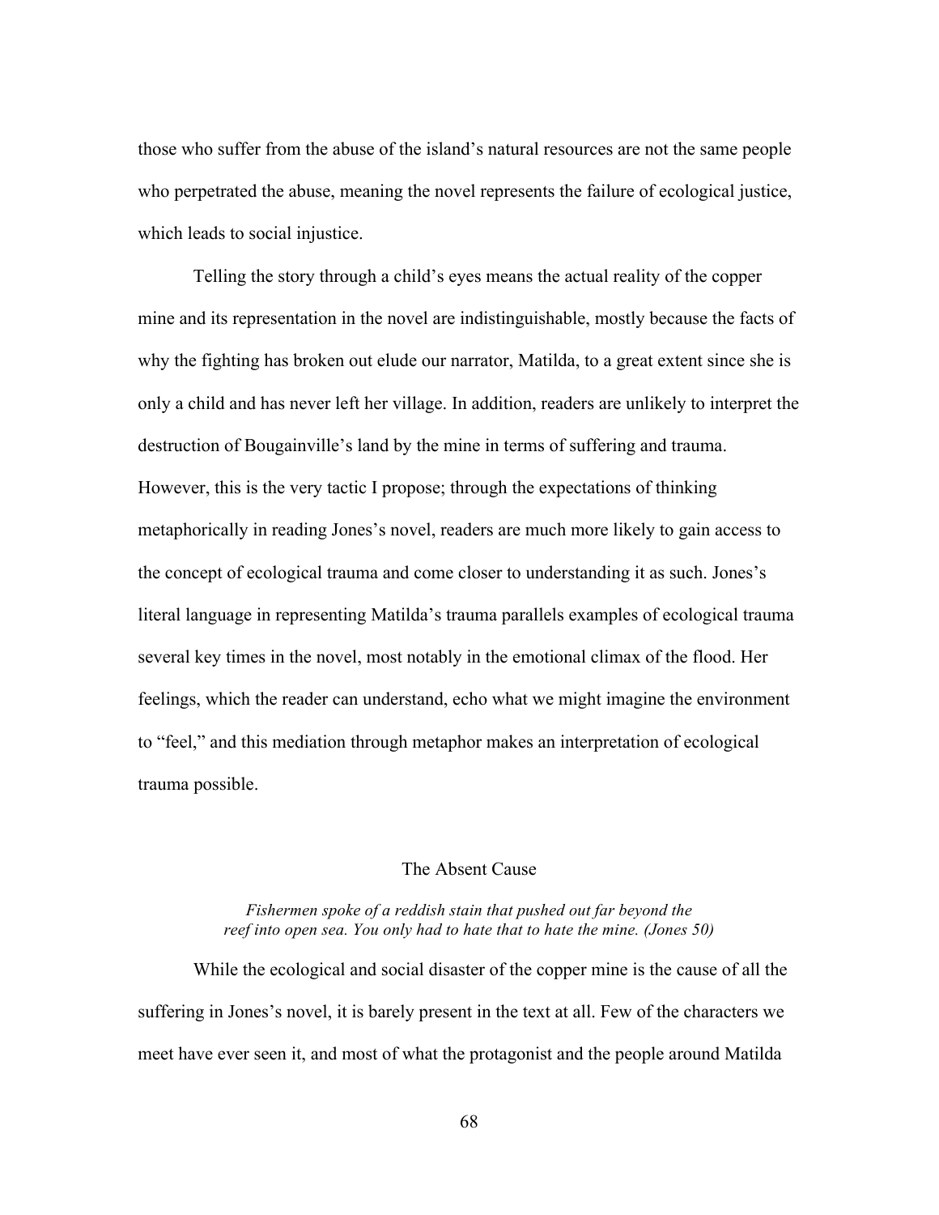those who suffer from the abuse of the island's natural resources are not the same people who perpetrated the abuse, meaning the novel represents the failure of ecological justice, which leads to social injustice.

Telling the story through a child's eyes means the actual reality of the copper mine and its representation in the novel are indistinguishable, mostly because the facts of why the fighting has broken out elude our narrator, Matilda, to a great extent since she is only a child and has never left her village. In addition, readers are unlikely to interpret the destruction of Bougainville's land by the mine in terms of suffering and trauma. However, this is the very tactic I propose; through the expectations of thinking metaphorically in reading Jones's novel, readers are much more likely to gain access to the concept of ecological trauma and come closer to understanding it as such. Jones's literal language in representing Matilda's trauma parallels examples of ecological trauma several key times in the novel, most notably in the emotional climax of the flood. Her feelings, which the reader can understand, echo what we might imagine the environment to "feel," and this mediation through metaphor makes an interpretation of ecological trauma possible.

## The Absent Cause

*Fishermen spoke of a reddish stain that pushed out far beyond the reef into open sea. You only had to hate that to hate the mine. (Jones 50)*

While the ecological and social disaster of the copper mine is the cause of all the suffering in Jones's novel, it is barely present in the text at all. Few of the characters we meet have ever seen it, and most of what the protagonist and the people around Matilda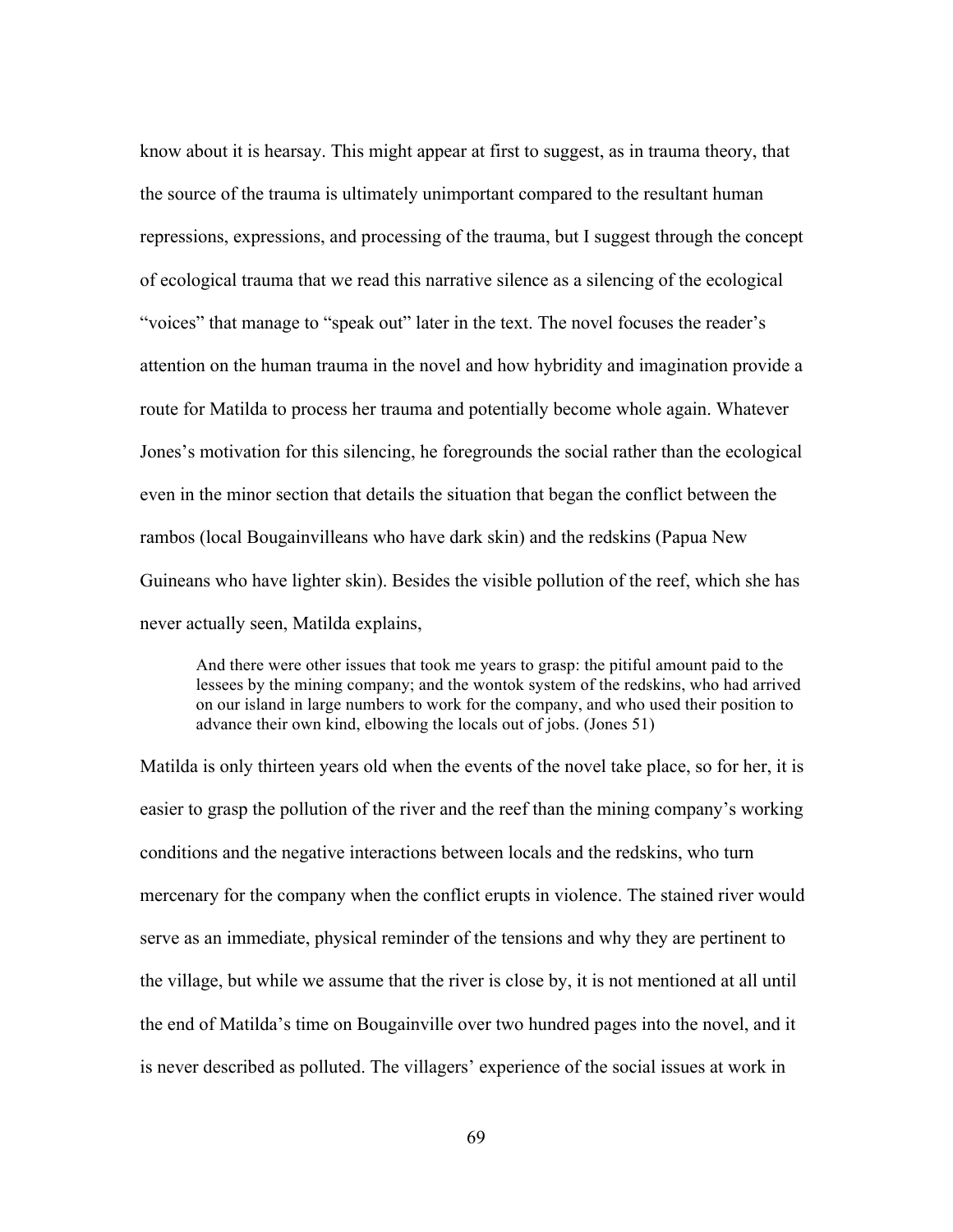know about it is hearsay. This might appear at first to suggest, as in trauma theory, that the source of the trauma is ultimately unimportant compared to the resultant human repressions, expressions, and processing of the trauma, but I suggest through the concept of ecological trauma that we read this narrative silence as a silencing of the ecological "voices" that manage to "speak out" later in the text. The novel focuses the reader's attention on the human trauma in the novel and how hybridity and imagination provide a route for Matilda to process her trauma and potentially become whole again. Whatever Jones's motivation for this silencing, he foregrounds the social rather than the ecological even in the minor section that details the situation that began the conflict between the rambos (local Bougainvilleans who have dark skin) and the redskins (Papua New Guineans who have lighter skin). Besides the visible pollution of the reef, which she has never actually seen, Matilda explains,

> And there were other issues that took me years to grasp: the pitiful amount paid to the lessees by the mining company; and the wontok system of the redskins, who had arrived on our island in large numbers to work for the company, and who used their position to advance their own kind, elbowing the locals out of jobs. (Jones 51)

Matilda is only thirteen years old when the events of the novel take place, so for her, it is easier to grasp the pollution of the river and the reef than the mining company's working conditions and the negative interactions between locals and the redskins, who turn mercenary for the company when the conflict erupts in violence. The stained river would serve as an immediate, physical reminder of the tensions and why they are pertinent to the village, but while we assume that the river is close by, it is not mentioned at all until the end of Matilda's time on Bougainville over two hundred pages into the novel, and it is never described as polluted. The villagers' experience of the social issues at work in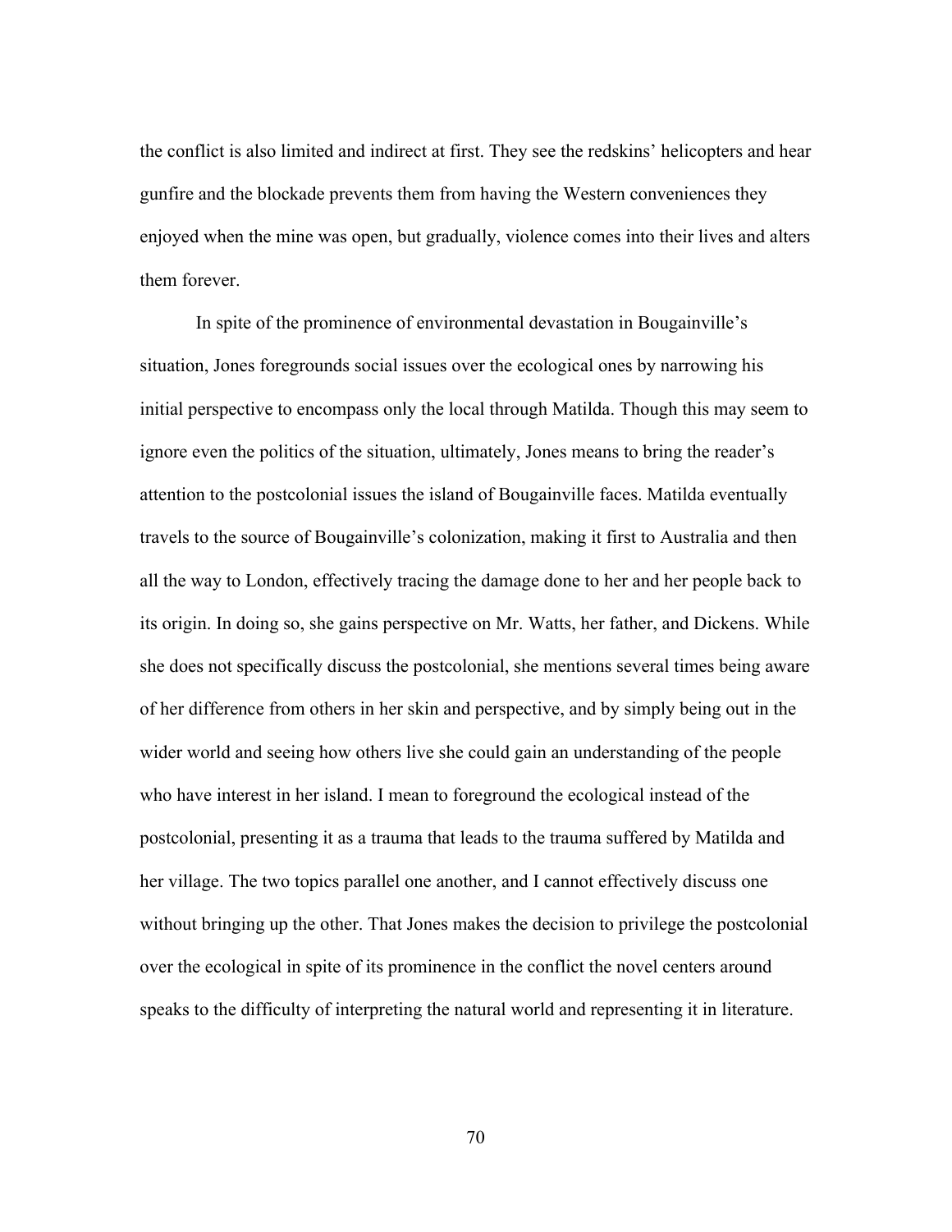the conflict is also limited and indirect at first. They see the redskins' helicopters and hear gunfire and the blockade prevents them from having the Western conveniences they enjoyed when the mine was open, but gradually, violence comes into their lives and alters them forever.

In spite of the prominence of environmental devastation in Bougainville's situation, Jones foregrounds social issues over the ecological ones by narrowing his initial perspective to encompass only the local through Matilda. Though this may seem to ignore even the politics of the situation, ultimately, Jones means to bring the reader's attention to the postcolonial issues the island of Bougainville faces. Matilda eventually travels to the source of Bougainville's colonization, making it first to Australia and then all the way to London, effectively tracing the damage done to her and her people back to its origin. In doing so, she gains perspective on Mr. Watts, her father, and Dickens. While she does not specifically discuss the postcolonial, she mentions several times being aware of her difference from others in her skin and perspective, and by simply being out in the wider world and seeing how others live she could gain an understanding of the people who have interest in her island. I mean to foreground the ecological instead of the postcolonial, presenting it as a trauma that leads to the trauma suffered by Matilda and her village. The two topics parallel one another, and I cannot effectively discuss one without bringing up the other. That Jones makes the decision to privilege the postcolonial over the ecological in spite of its prominence in the conflict the novel centers around speaks to the difficulty of interpreting the natural world and representing it in literature.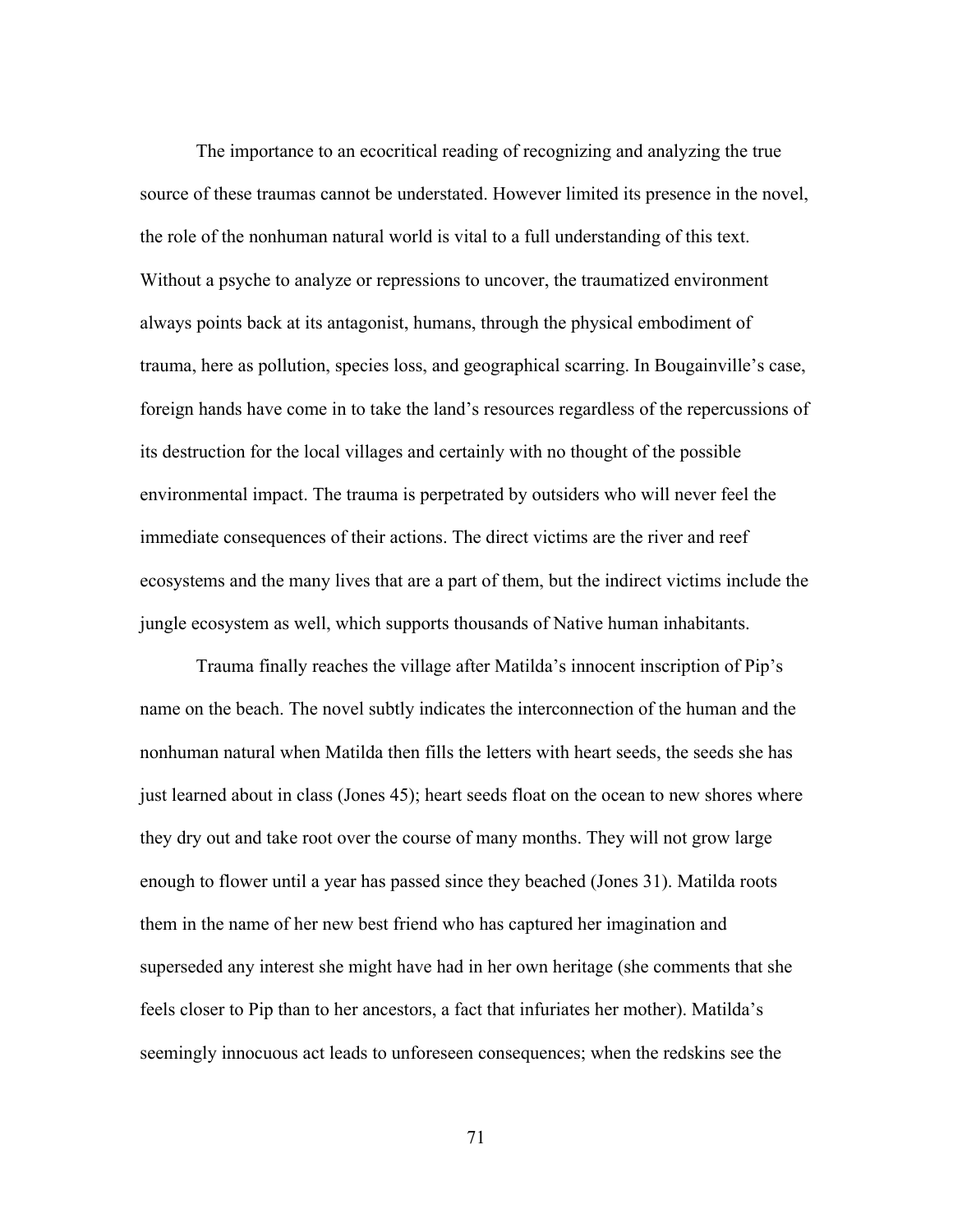The importance to an ecocritical reading of recognizing and analyzing the true source of these traumas cannot be understated. However limited its presence in the novel, the role of the nonhuman natural world is vital to a full understanding of this text. Without a psyche to analyze or repressions to uncover, the traumatized environment always points back at its antagonist, humans, through the physical embodiment of trauma, here as pollution, species loss, and geographical scarring. In Bougainville's case, foreign hands have come in to take the land's resources regardless of the repercussions of its destruction for the local villages and certainly with no thought of the possible environmental impact. The trauma is perpetrated by outsiders who will never feel the immediate consequences of their actions. The direct victims are the river and reef ecosystems and the many lives that are a part of them, but the indirect victims include the jungle ecosystem as well, which supports thousands of Native human inhabitants.

Trauma finally reaches the village after Matilda's innocent inscription of Pip's name on the beach. The novel subtly indicates the interconnection of the human and the nonhuman natural when Matilda then fills the letters with heart seeds, the seeds she has just learned about in class (Jones 45); heart seeds float on the ocean to new shores where they dry out and take root over the course of many months. They will not grow large enough to flower until a year has passed since they beached (Jones 31). Matilda roots them in the name of her new best friend who has captured her imagination and superseded any interest she might have had in her own heritage (she comments that she feels closer to Pip than to her ancestors, a fact that infuriates her mother). Matilda's seemingly innocuous act leads to unforeseen consequences; when the redskins see the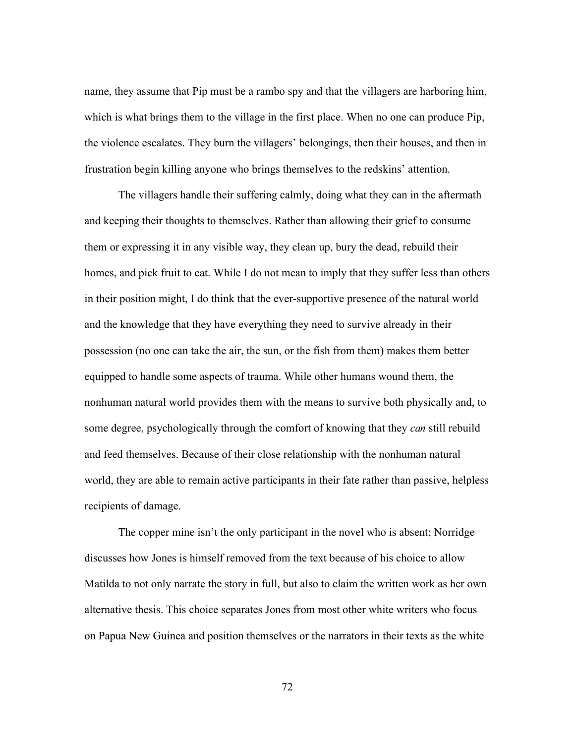name, they assume that Pip must be a rambo spy and that the villagers are harboring him, which is what brings them to the village in the first place. When no one can produce Pip, the violence escalates. They burn the villagers' belongings, then their houses, and then in frustration begin killing anyone who brings themselves to the redskins' attention.

The villagers handle their suffering calmly, doing what they can in the aftermath and keeping their thoughts to themselves. Rather than allowing their grief to consume them or expressing it in any visible way, they clean up, bury the dead, rebuild their homes, and pick fruit to eat. While I do not mean to imply that they suffer less than others in their position might, I do think that the ever-supportive presence of the natural world and the knowledge that they have everything they need to survive already in their possession (no one can take the air, the sun, or the fish from them) makes them better equipped to handle some aspects of trauma. While other humans wound them, the nonhuman natural world provides them with the means to survive both physically and, to some degree, psychologically through the comfort of knowing that they *can* still rebuild and feed themselves. Because of their close relationship with the nonhuman natural world, they are able to remain active participants in their fate rather than passive, helpless recipients of damage.

The copper mine isn't the only participant in the novel who is absent; Norridge discusses how Jones is himself removed from the text because of his choice to allow Matilda to not only narrate the story in full, but also to claim the written work as her own alternative thesis. This choice separates Jones from most other white writers who focus on Papua New Guinea and position themselves or the narrators in their texts as the white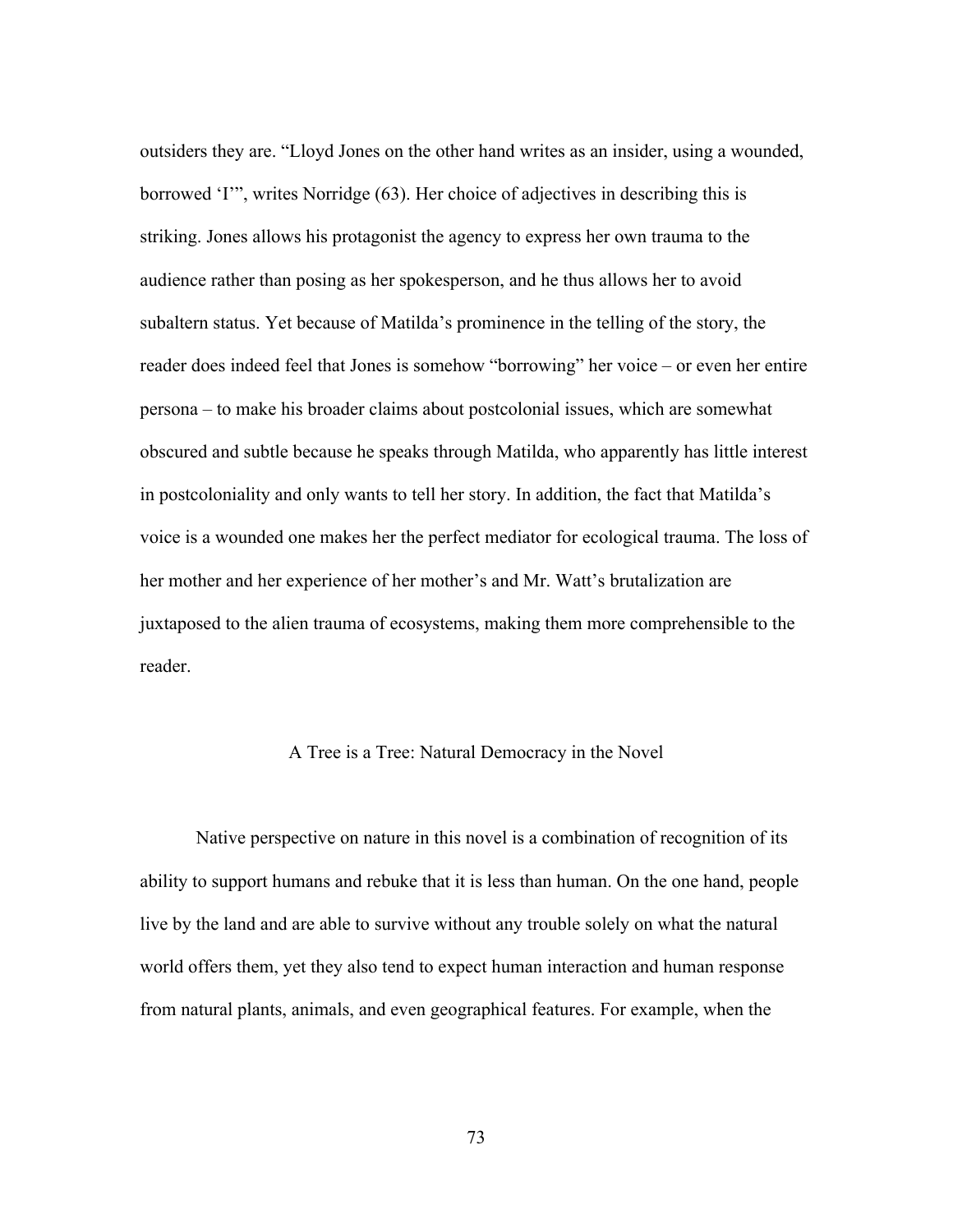outsiders they are. "Lloyd Jones on the other hand writes as an insider, using a wounded, borrowed 'I'", writes Norridge (63). Her choice of adjectives in describing this is striking. Jones allows his protagonist the agency to express her own trauma to the audience rather than posing as her spokesperson, and he thus allows her to avoid subaltern status. Yet because of Matilda's prominence in the telling of the story, the reader does indeed feel that Jones is somehow "borrowing" her voice – or even her entire persona – to make his broader claims about postcolonial issues, which are somewhat obscured and subtle because he speaks through Matilda, who apparently has little interest in postcoloniality and only wants to tell her story. In addition, the fact that Matilda's voice is a wounded one makes her the perfect mediator for ecological trauma. The loss of her mother and her experience of her mother's and Mr. Watt's brutalization are juxtaposed to the alien trauma of ecosystems, making them more comprehensible to the reader.

## A Tree is a Tree: Natural Democracy in the Novel

Native perspective on nature in this novel is a combination of recognition of its ability to support humans and rebuke that it is less than human. On the one hand, people live by the land and are able to survive without any trouble solely on what the natural world offers them, yet they also tend to expect human interaction and human response from natural plants, animals, and even geographical features. For example, when the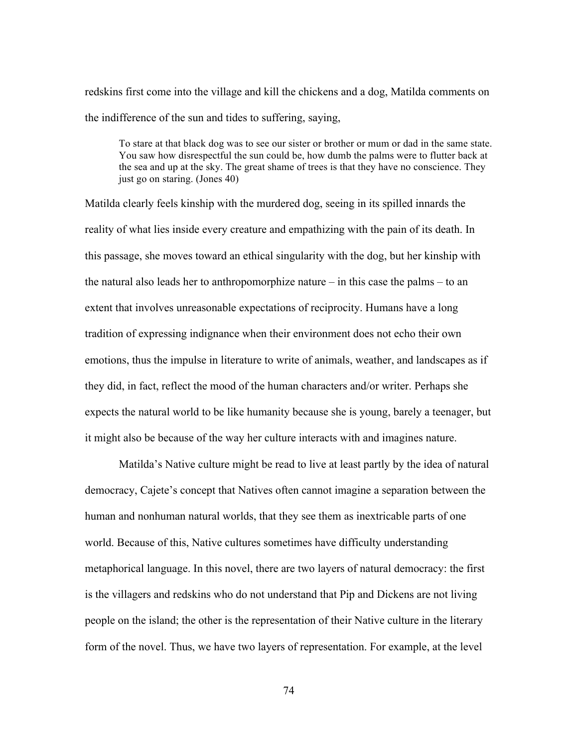redskins first come into the village and kill the chickens and a dog, Matilda comments on the indifference of the sun and tides to suffering, saying,

> To stare at that black dog was to see our sister or brother or mum or dad in the same state. You saw how disrespectful the sun could be, how dumb the palms were to flutter back at the sea and up at the sky. The great shame of trees is that they have no conscience. They just go on staring. (Jones 40)

Matilda clearly feels kinship with the murdered dog, seeing in its spilled innards the reality of what lies inside every creature and empathizing with the pain of its death. In this passage, she moves toward an ethical singularity with the dog, but her kinship with the natural also leads her to anthropomorphize nature – in this case the palms – to an extent that involves unreasonable expectations of reciprocity. Humans have a long tradition of expressing indignance when their environment does not echo their own emotions, thus the impulse in literature to write of animals, weather, and landscapes as if they did, in fact, reflect the mood of the human characters and/or writer. Perhaps she expects the natural world to be like humanity because she is young, barely a teenager, but it might also be because of the way her culture interacts with and imagines nature.

Matilda's Native culture might be read to live at least partly by the idea of natural democracy, Cajete's concept that Natives often cannot imagine a separation between the human and nonhuman natural worlds, that they see them as inextricable parts of one world. Because of this, Native cultures sometimes have difficulty understanding metaphorical language. In this novel, there are two layers of natural democracy: the first is the villagers and redskins who do not understand that Pip and Dickens are not living people on the island; the other is the representation of their Native culture in the literary form of the novel. Thus, we have two layers of representation. For example, at the level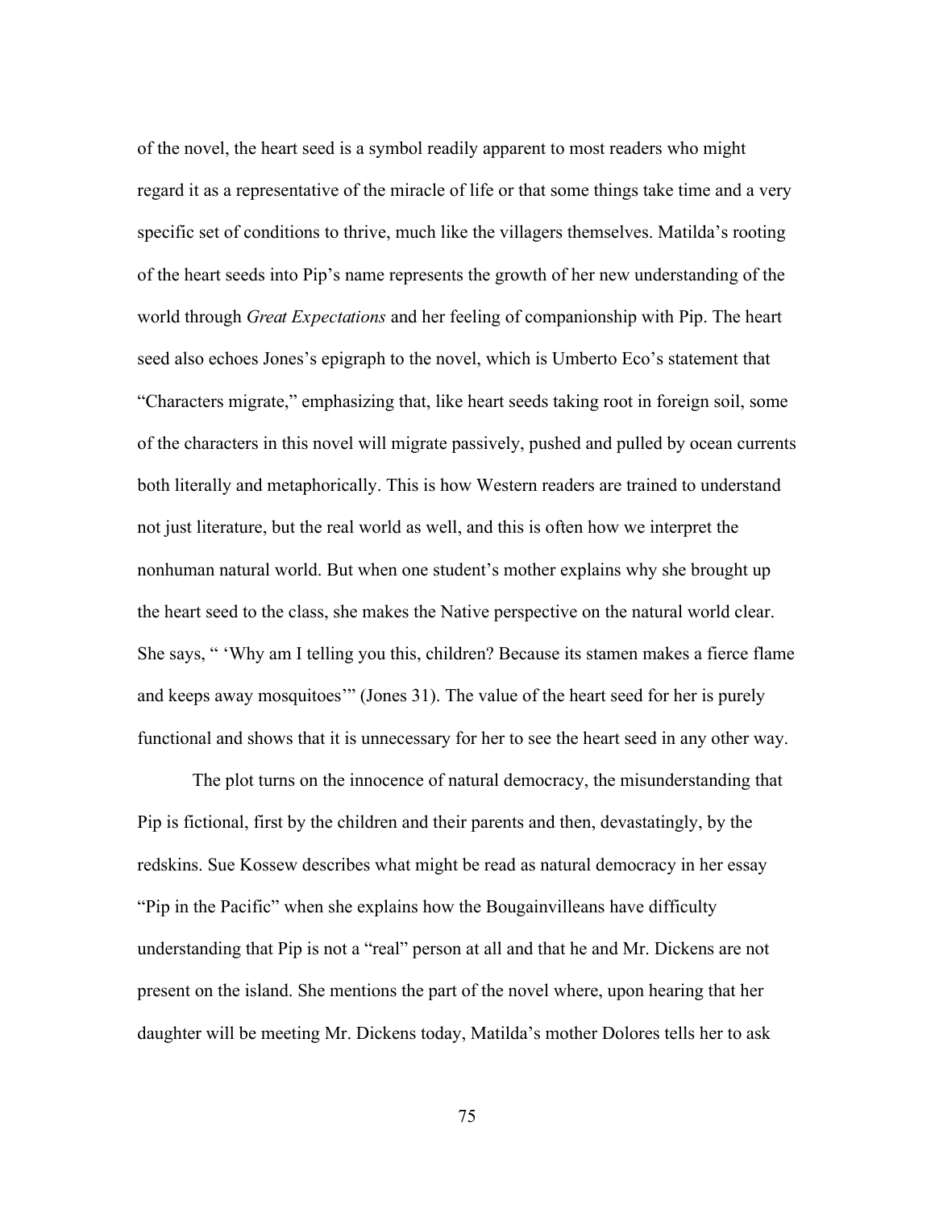of the novel, the heart seed is a symbol readily apparent to most readers who might regard it as a representative of the miracle of life or that some things take time and a very specific set of conditions to thrive, much like the villagers themselves. Matilda's rooting of the heart seeds into Pip's name represents the growth of her new understanding of the world through *Great Expectations* and her feeling of companionship with Pip. The heart seed also echoes Jones's epigraph to the novel, which is Umberto Eco's statement that "Characters migrate," emphasizing that, like heart seeds taking root in foreign soil, some of the characters in this novel will migrate passively, pushed and pulled by ocean currents both literally and metaphorically. This is how Western readers are trained to understand not just literature, but the real world as well, and this is often how we interpret the nonhuman natural world. But when one student's mother explains why she brought up the heart seed to the class, she makes the Native perspective on the natural world clear. She says, " 'Why am I telling you this, children? Because its stamen makes a fierce flame and keeps away mosquitoes'" (Jones 31). The value of the heart seed for her is purely functional and shows that it is unnecessary for her to see the heart seed in any other way.

The plot turns on the innocence of natural democracy, the misunderstanding that Pip is fictional, first by the children and their parents and then, devastatingly, by the redskins. Sue Kossew describes what might be read as natural democracy in her essay "Pip in the Pacific" when she explains how the Bougainvilleans have difficulty understanding that Pip is not a "real" person at all and that he and Mr. Dickens are not present on the island. She mentions the part of the novel where, upon hearing that her daughter will be meeting Mr. Dickens today, Matilda's mother Dolores tells her to ask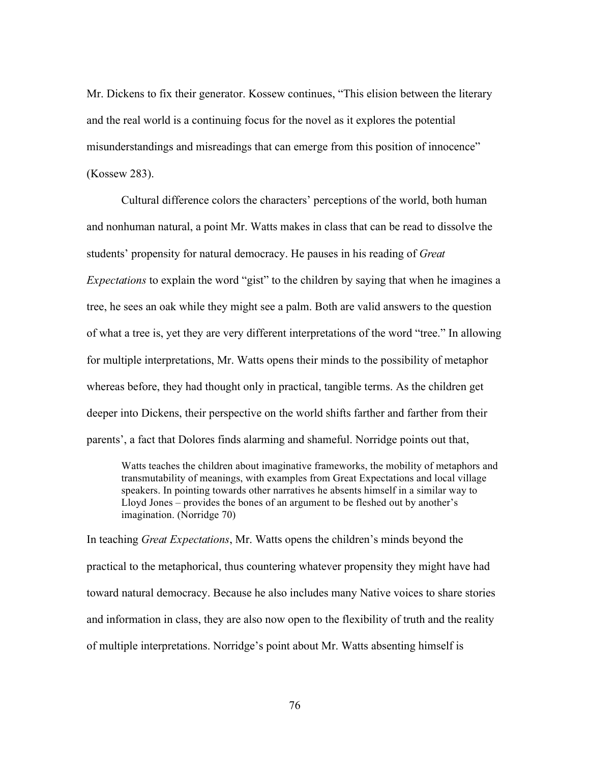Mr. Dickens to fix their generator. Kossew continues, "This elision between the literary and the real world is a continuing focus for the novel as it explores the potential misunderstandings and misreadings that can emerge from this position of innocence" (Kossew 283).

Cultural difference colors the characters' perceptions of the world, both human and nonhuman natural, a point Mr. Watts makes in class that can be read to dissolve the students' propensity for natural democracy. He pauses in his reading of *Great Expectations* to explain the word "gist" to the children by saying that when he imagines a tree, he sees an oak while they might see a palm. Both are valid answers to the question of what a tree is, yet they are very different interpretations of the word "tree." In allowing for multiple interpretations, Mr. Watts opens their minds to the possibility of metaphor whereas before, they had thought only in practical, tangible terms. As the children get deeper into Dickens, their perspective on the world shifts farther and farther from their parents', a fact that Dolores finds alarming and shameful. Norridge points out that,

> Watts teaches the children about imaginative frameworks, the mobility of metaphors and transmutability of meanings, with examples from Great Expectations and local village speakers. In pointing towards other narratives he absents himself in a similar way to Lloyd Jones – provides the bones of an argument to be fleshed out by another's imagination. (Norridge 70)

In teaching *Great Expectations*, Mr. Watts opens the children's minds beyond the practical to the metaphorical, thus countering whatever propensity they might have had toward natural democracy. Because he also includes many Native voices to share stories and information in class, they are also now open to the flexibility of truth and the reality of multiple interpretations. Norridge's point about Mr. Watts absenting himself is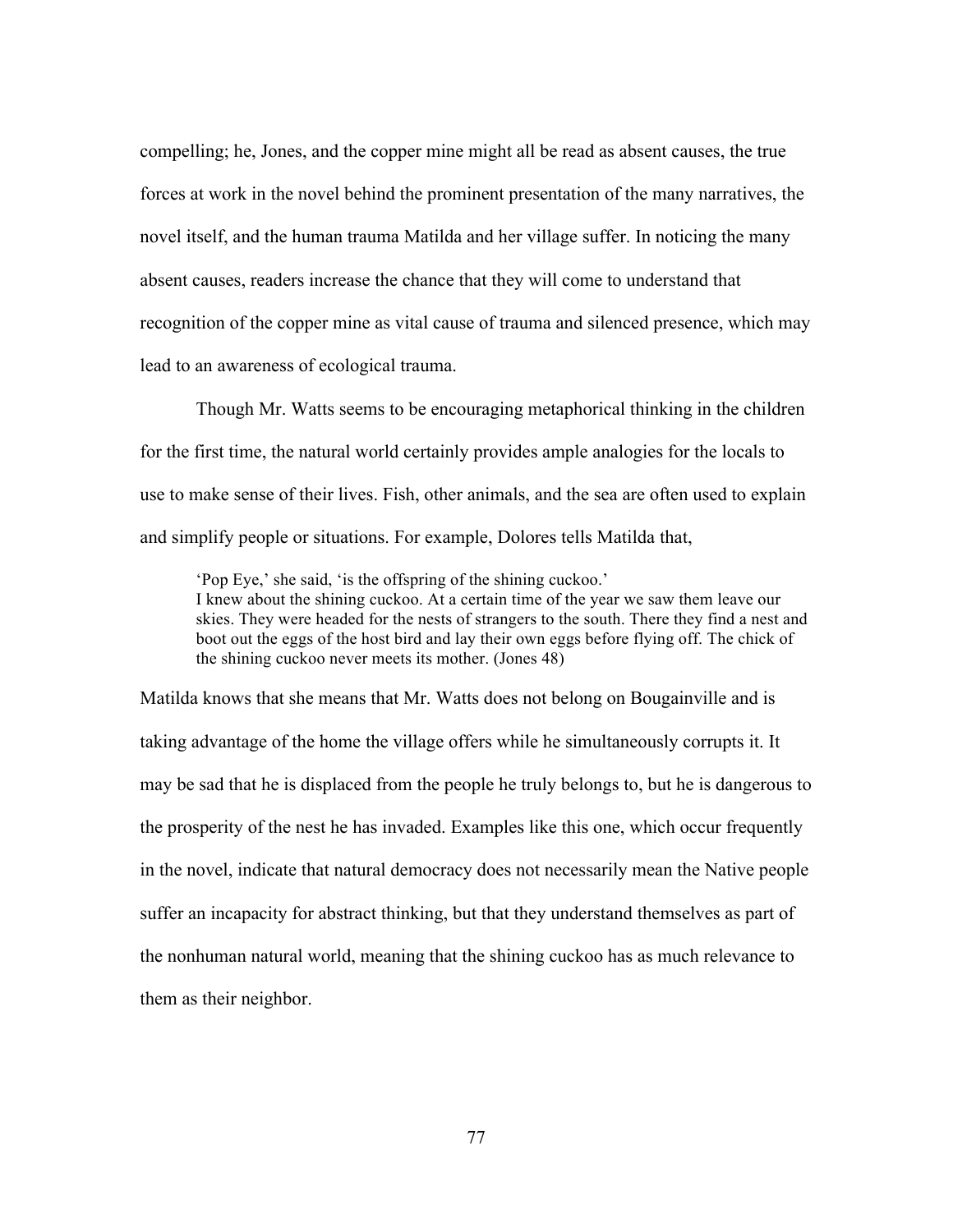compelling; he, Jones, and the copper mine might all be read as absent causes, the true forces at work in the novel behind the prominent presentation of the many narratives, the novel itself, and the human trauma Matilda and her village suffer. In noticing the many absent causes, readers increase the chance that they will come to understand that recognition of the copper mine as vital cause of trauma and silenced presence, which may lead to an awareness of ecological trauma.

Though Mr. Watts seems to be encouraging metaphorical thinking in the children for the first time, the natural world certainly provides ample analogies for the locals to use to make sense of their lives. Fish, other animals, and the sea are often used to explain and simplify people or situations. For example, Dolores tells Matilda that,

> 'Pop Eye,' she said, 'is the offspring of the shining cuckoo.'
> I knew about the shining cuckoo. At a certain time of the year we saw them leave our skies. They were headed for the nests of strangers to the south. There they find a nest and boot out the eggs of the host bird and lay their own eggs before flying off. The chick of the shining cuckoo never meets its mother. (Jones 48)

Matilda knows that she means that Mr. Watts does not belong on Bougainville and is taking advantage of the home the village offers while he simultaneously corrupts it. It may be sad that he is displaced from the people he truly belongs to, but he is dangerous to the prosperity of the nest he has invaded. Examples like this one, which occur frequently in the novel, indicate that natural democracy does not necessarily mean the Native people suffer an incapacity for abstract thinking, but that they understand themselves as part of the nonhuman natural world, meaning that the shining cuckoo has as much relevance to them as their neighbor.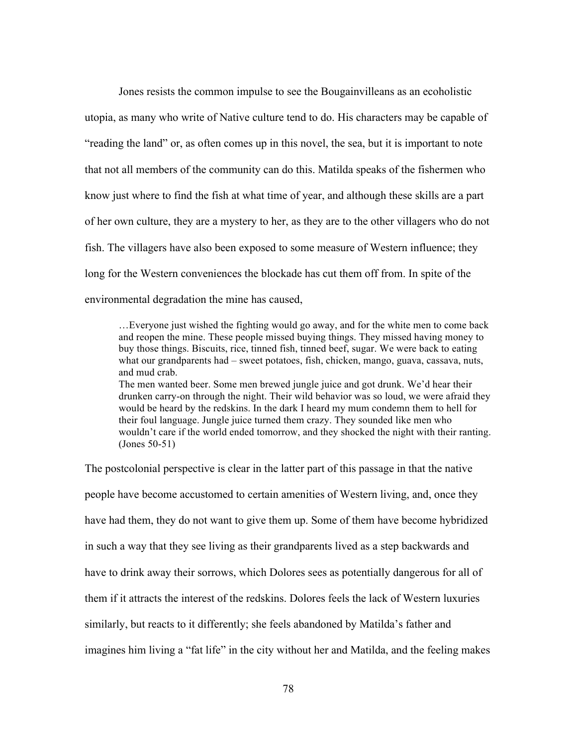Jones resists the common impulse to see the Bougainvilleans as an ecoholistic utopia, as many who write of Native culture tend to do. His characters may be capable of "reading the land" or, as often comes up in this novel, the sea, but it is important to note that not all members of the community can do this. Matilda speaks of the fishermen who know just where to find the fish at what time of year, and although these skills are a part of her own culture, they are a mystery to her, as they are to the other villagers who do not fish. The villagers have also been exposed to some measure of Western influence; they long for the Western conveniences the blockade has cut them off from. In spite of the environmental degradation the mine has caused,

> …Everyone just wished the fighting would go away, and for the white men to come back and reopen the mine. These people missed buying things. They missed having money to buy those things. Biscuits, rice, tinned fish, tinned beef, sugar. We were back to eating what our grandparents had – sweet potatoes, fish, chicken, mango, guava, cassava, nuts, and mud crab.
>
> The men wanted beer. Some men brewed jungle juice and got drunk. We'd hear their drunken carry-on through the night. Their wild behavior was so loud, we were afraid they would be heard by the redskins. In the dark I heard my mum condemn them to hell for their foul language. Jungle juice turned them crazy. They sounded like men who wouldn't care if the world ended tomorrow, and they shocked the night with their ranting. (Jones 50-51)

The postcolonial perspective is clear in the latter part of this passage in that the native people have become accustomed to certain amenities of Western living, and, once they have had them, they do not want to give them up. Some of them have become hybridized in such a way that they see living as their grandparents lived as a step backwards and have to drink away their sorrows, which Dolores sees as potentially dangerous for all of them if it attracts the interest of the redskins. Dolores feels the lack of Western luxuries similarly, but reacts to it differently; she feels abandoned by Matilda's father and imagines him living a "fat life" in the city without her and Matilda, and the feeling makes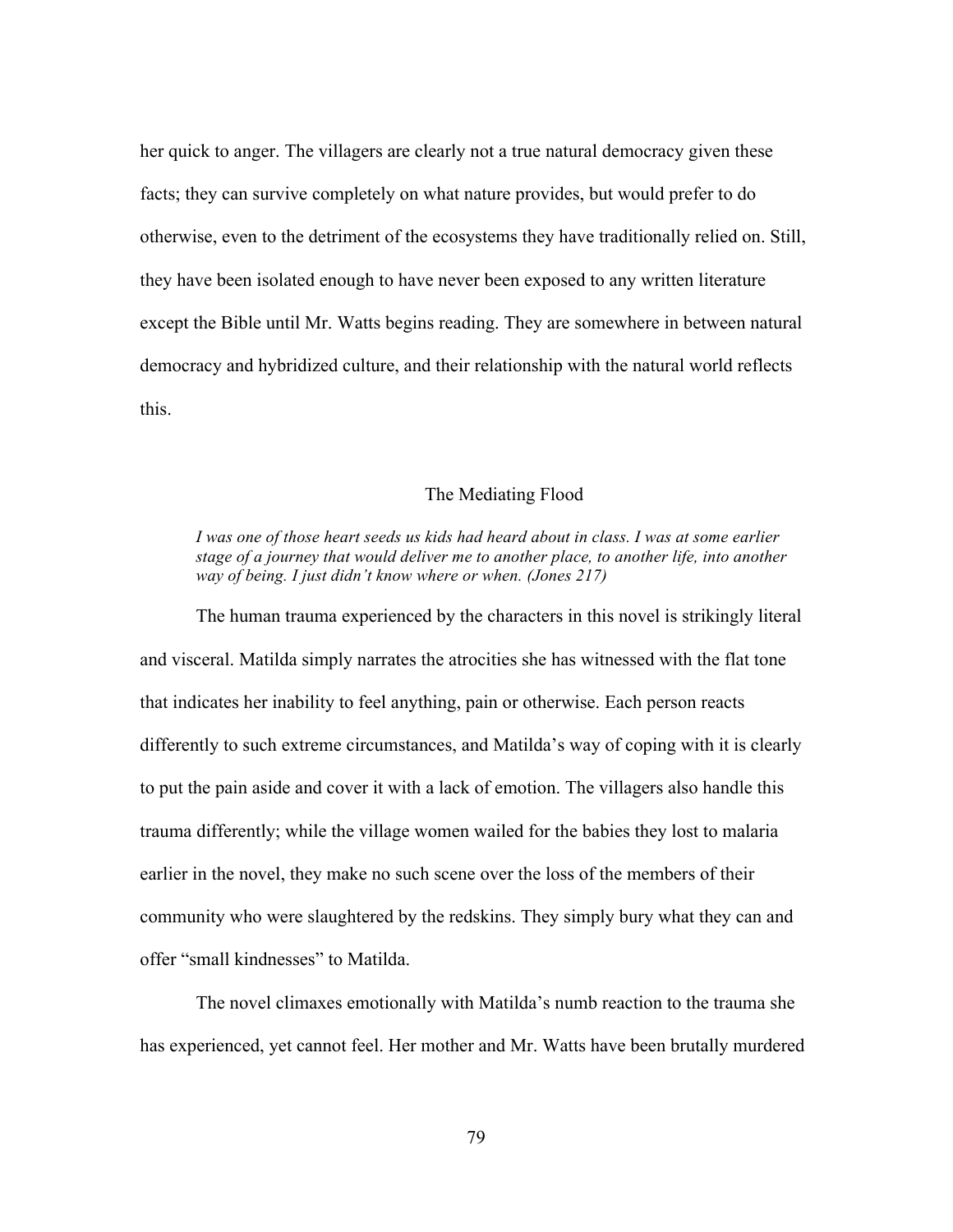her quick to anger. The villagers are clearly not a true natural democracy given these facts; they can survive completely on what nature provides, but would prefer to do otherwise, even to the detriment of the ecosystems they have traditionally relied on. Still, they have been isolated enough to have never been exposed to any written literature except the Bible until Mr. Watts begins reading. They are somewhere in between natural democracy and hybridized culture, and their relationship with the natural world reflects this.

## The Mediating Flood

> *I was one of those heart seeds us kids had heard about in class. I was at some earlier stage of a journey that would deliver me to another place, to another life, into another way of being. I just didn't know where or when. (Jones 217)*

The human trauma experienced by the characters in this novel is strikingly literal and visceral. Matilda simply narrates the atrocities she has witnessed with the flat tone that indicates her inability to feel anything, pain or otherwise. Each person reacts differently to such extreme circumstances, and Matilda's way of coping with it is clearly to put the pain aside and cover it with a lack of emotion. The villagers also handle this trauma differently; while the village women wailed for the babies they lost to malaria earlier in the novel, they make no such scene over the loss of the members of their community who were slaughtered by the redskins. They simply bury what they can and offer "small kindnesses" to Matilda.

The novel climaxes emotionally with Matilda's numb reaction to the trauma she has experienced, yet cannot feel. Her mother and Mr. Watts have been brutally murdered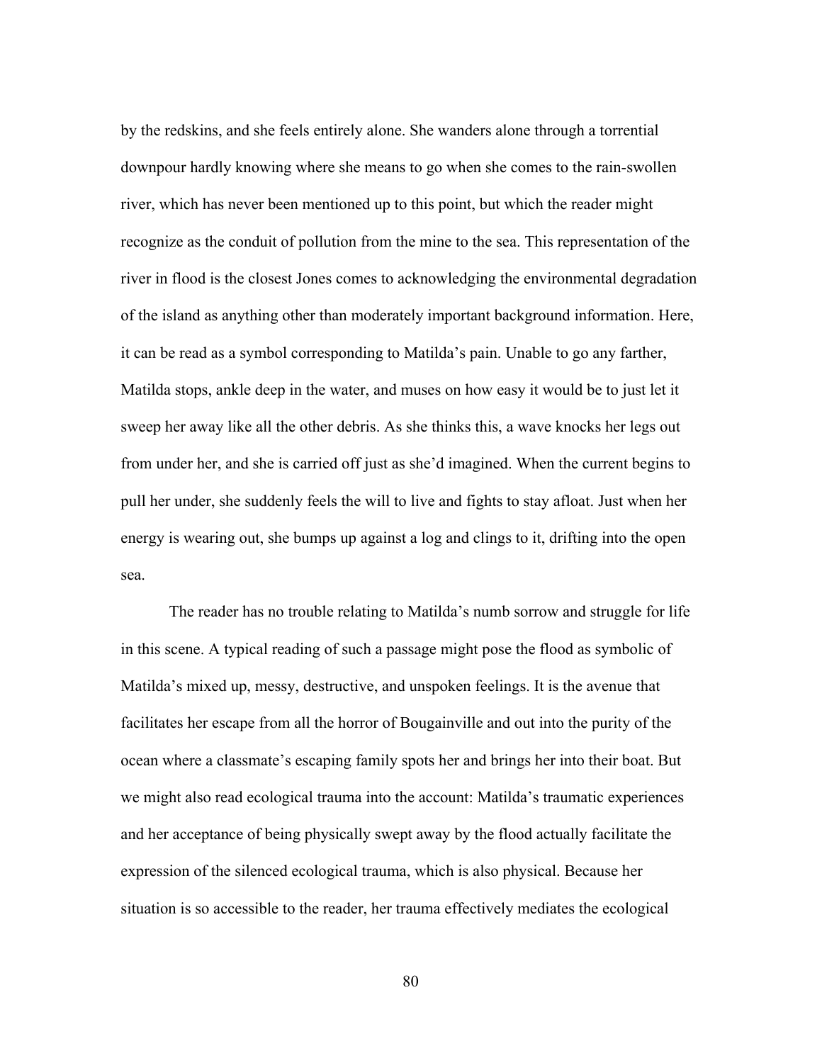by the redskins, and she feels entirely alone. She wanders alone through a torrential downpour hardly knowing where she means to go when she comes to the rain-swollen river, which has never been mentioned up to this point, but which the reader might recognize as the conduit of pollution from the mine to the sea. This representation of the river in flood is the closest Jones comes to acknowledging the environmental degradation of the island as anything other than moderately important background information. Here, it can be read as a symbol corresponding to Matilda's pain. Unable to go any farther, Matilda stops, ankle deep in the water, and muses on how easy it would be to just let it sweep her away like all the other debris. As she thinks this, a wave knocks her legs out from under her, and she is carried off just as she'd imagined. When the current begins to pull her under, she suddenly feels the will to live and fights to stay afloat. Just when her energy is wearing out, she bumps up against a log and clings to it, drifting into the open sea.

The reader has no trouble relating to Matilda's numb sorrow and struggle for life in this scene. A typical reading of such a passage might pose the flood as symbolic of Matilda's mixed up, messy, destructive, and unspoken feelings. It is the avenue that facilitates her escape from all the horror of Bougainville and out into the purity of the ocean where a classmate's escaping family spots her and brings her into their boat. But we might also read ecological trauma into the account: Matilda's traumatic experiences and her acceptance of being physically swept away by the flood actually facilitate the expression of the silenced ecological trauma, which is also physical. Because her situation is so accessible to the reader, her trauma effectively mediates the ecological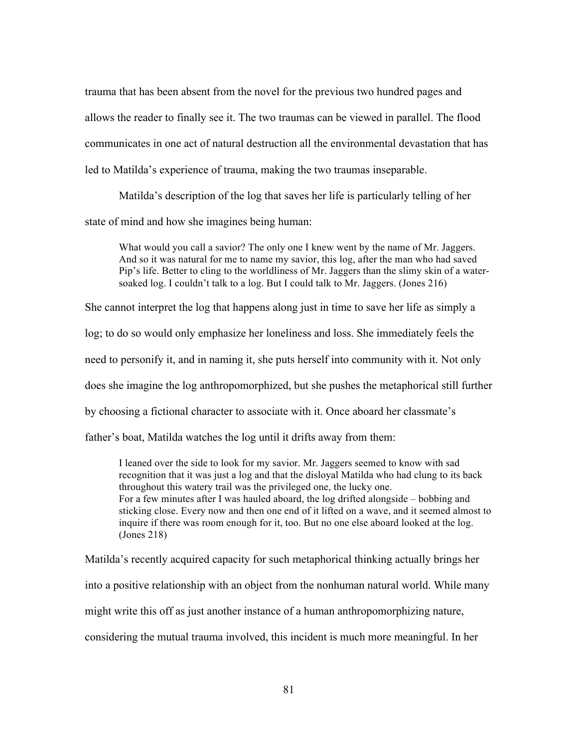trauma that has been absent from the novel for the previous two hundred pages and allows the reader to finally see it. The two traumas can be viewed in parallel. The flood communicates in one act of natural destruction all the environmental devastation that has led to Matilda's experience of trauma, making the two traumas inseparable.

Matilda's description of the log that saves her life is particularly telling of her state of mind and how she imagines being human:

> What would you call a savior? The only one I knew went by the name of Mr. Jaggers. And so it was natural for me to name my savior, this log, after the man who had saved Pip's life. Better to cling to the worldliness of Mr. Jaggers than the slimy skin of a water-soaked log. I couldn't talk to a log. But I could talk to Mr. Jaggers. (Jones 216)

She cannot interpret the log that happens along just in time to save her life as simply a log; to do so would only emphasize her loneliness and loss. She immediately feels the need to personify it, and in naming it, she puts herself into community with it. Not only does she imagine the log anthropomorphized, but she pushes the metaphorical still further by choosing a fictional character to associate with it. Once aboard her classmate's father's boat, Matilda watches the log until it drifts away from them:

> I leaned over the side to look for my savior. Mr. Jaggers seemed to know with sad recognition that it was just a log and that the disloyal Matilda who had clung to its back throughout this watery trail was the privileged one, the lucky one.
> For a few minutes after I was hauled aboard, the log drifted alongside – bobbing and sticking close. Every now and then one end of it lifted on a wave, and it seemed almost to inquire if there was room enough for it, too. But no one else aboard looked at the log. (Jones 218)

Matilda's recently acquired capacity for such metaphorical thinking actually brings her into a positive relationship with an object from the nonhuman natural world. While many might write this off as just another instance of a human anthropomorphizing nature, considering the mutual trauma involved, this incident is much more meaningful. In her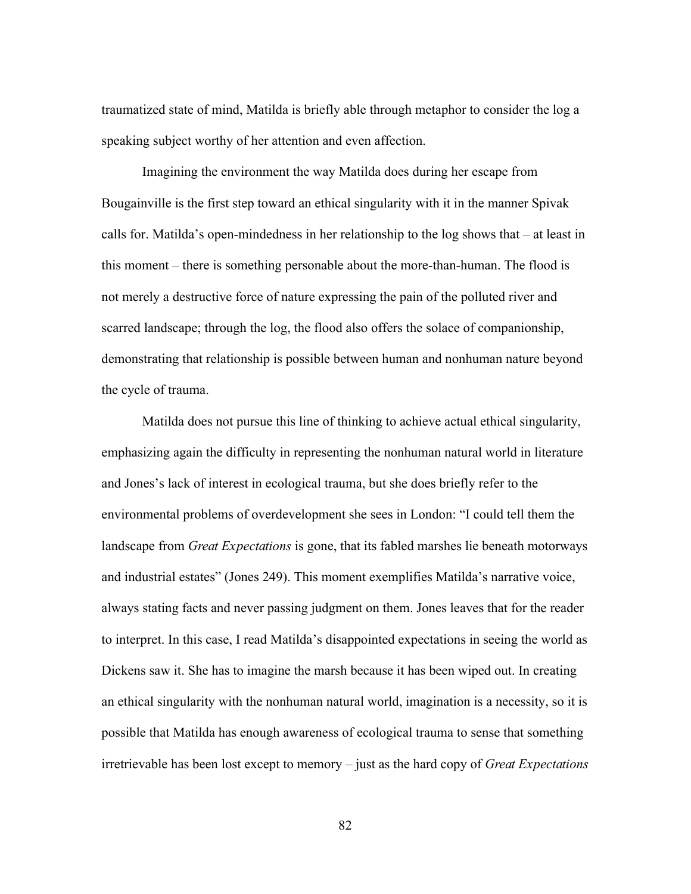traumatized state of mind, Matilda is briefly able through metaphor to consider the log a speaking subject worthy of her attention and even affection.

Imagining the environment the way Matilda does during her escape from Bougainville is the first step toward an ethical singularity with it in the manner Spivak calls for. Matilda's open-mindedness in her relationship to the log shows that – at least in this moment – there is something personable about the more-than-human. The flood is not merely a destructive force of nature expressing the pain of the polluted river and scarred landscape; through the log, the flood also offers the solace of companionship, demonstrating that relationship is possible between human and nonhuman nature beyond the cycle of trauma.

Matilda does not pursue this line of thinking to achieve actual ethical singularity, emphasizing again the difficulty in representing the nonhuman natural world in literature and Jones's lack of interest in ecological trauma, but she does briefly refer to the environmental problems of overdevelopment she sees in London: "I could tell them the landscape from *Great Expectations* is gone, that its fabled marshes lie beneath motorways and industrial estates" (Jones 249). This moment exemplifies Matilda's narrative voice, always stating facts and never passing judgment on them. Jones leaves that for the reader to interpret. In this case, I read Matilda's disappointed expectations in seeing the world as Dickens saw it. She has to imagine the marsh because it has been wiped out. In creating an ethical singularity with the nonhuman natural world, imagination is a necessity, so it is possible that Matilda has enough awareness of ecological trauma to sense that something irretrievable has been lost except to memory – just as the hard copy of *Great Expectations*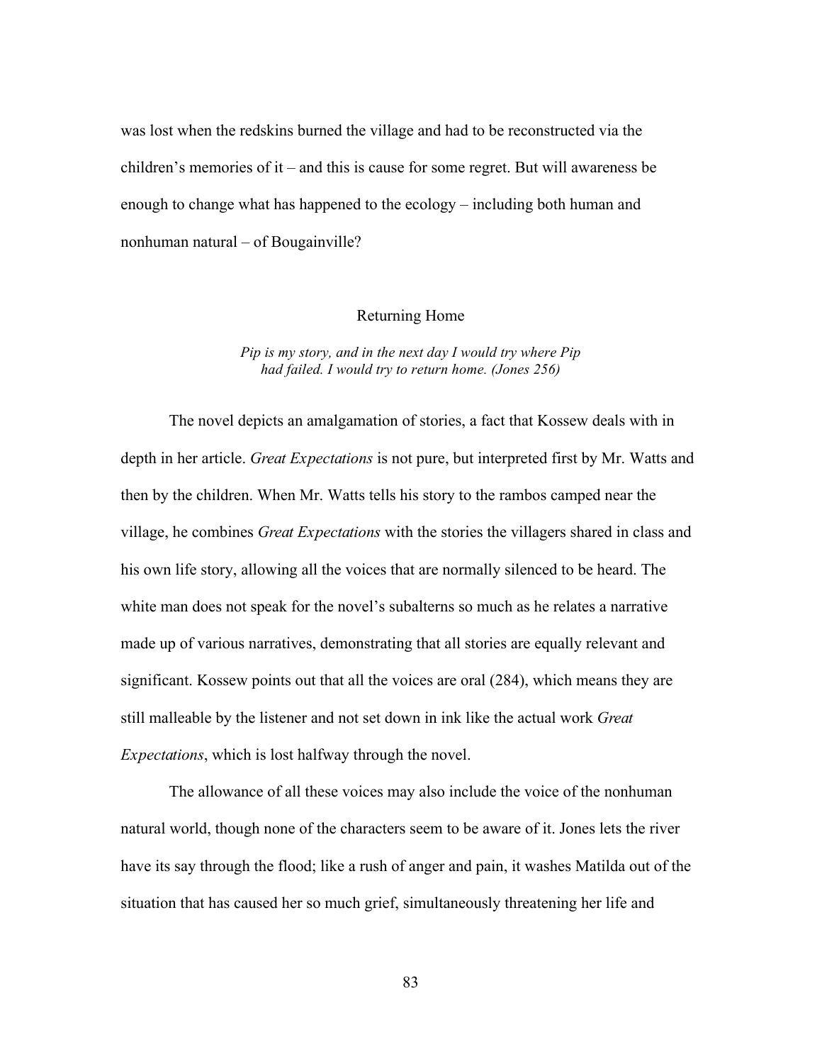was lost when the redskins burned the village and had to be reconstructed via the children's memories of it – and this is cause for some regret. But will awareness be enough to change what has happened to the ecology – including both human and nonhuman natural – of Bougainville?

## Returning Home

*Pip is my story, and in the next day I would try where Pip had failed. I would try to return home. (Jones 256)*

The novel depicts an amalgamation of stories, a fact that Kossew deals with in depth in her article. *Great Expectations* is not pure, but interpreted first by Mr. Watts and then by the children. When Mr. Watts tells his story to the rambos camped near the village, he combines *Great Expectations* with the stories the villagers shared in class and his own life story, allowing all the voices that are normally silenced to be heard. The white man does not speak for the novel's subalterns so much as he relates a narrative made up of various narratives, demonstrating that all stories are equally relevant and significant. Kossew points out that all the voices are oral (284), which means they are still malleable by the listener and not set down in ink like the actual work *Great Expectations*, which is lost halfway through the novel.

The allowance of all these voices may also include the voice of the nonhuman natural world, though none of the characters seem to be aware of it. Jones lets the river have its say through the flood; like a rush of anger and pain, it washes Matilda out of the situation that has caused her so much grief, simultaneously threatening her life and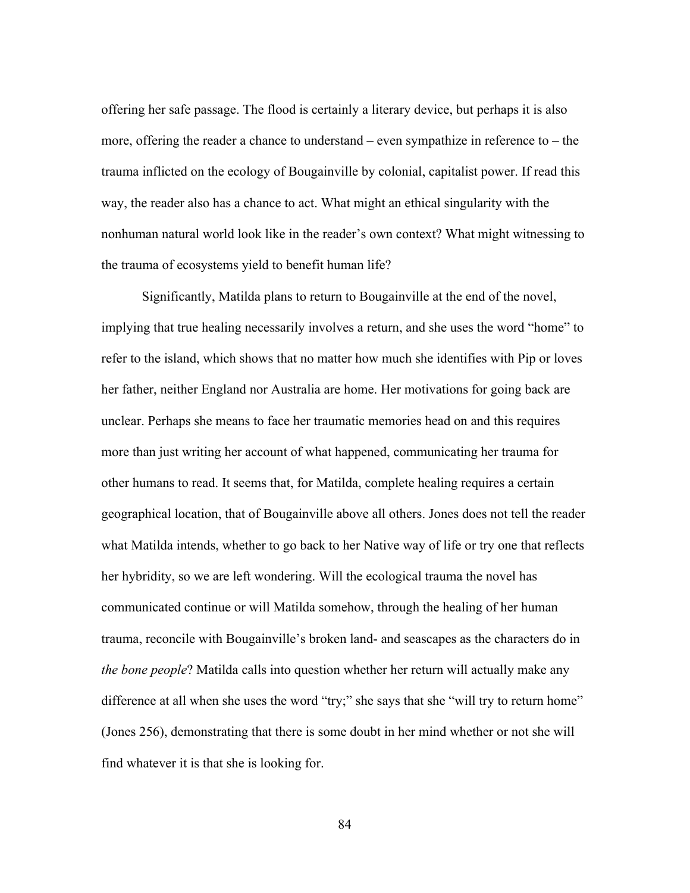offering her safe passage. The flood is certainly a literary device, but perhaps it is also more, offering the reader a chance to understand – even sympathize in reference to – the trauma inflicted on the ecology of Bougainville by colonial, capitalist power. If read this way, the reader also has a chance to act. What might an ethical singularity with the nonhuman natural world look like in the reader's own context? What might witnessing to the trauma of ecosystems yield to benefit human life?

Significantly, Matilda plans to return to Bougainville at the end of the novel, implying that true healing necessarily involves a return, and she uses the word "home" to refer to the island, which shows that no matter how much she identifies with Pip or loves her father, neither England nor Australia are home. Her motivations for going back are unclear. Perhaps she means to face her traumatic memories head on and this requires more than just writing her account of what happened, communicating her trauma for other humans to read. It seems that, for Matilda, complete healing requires a certain geographical location, that of Bougainville above all others. Jones does not tell the reader what Matilda intends, whether to go back to her Native way of life or try one that reflects her hybridity, so we are left wondering. Will the ecological trauma the novel has communicated continue or will Matilda somehow, through the healing of her human trauma, reconcile with Bougainville's broken land- and seascapes as the characters do in *the bone people*? Matilda calls into question whether her return will actually make any difference at all when she uses the word "try;" she says that she "will try to return home" (Jones 256), demonstrating that there is some doubt in her mind whether or not she will find whatever it is that she is looking for.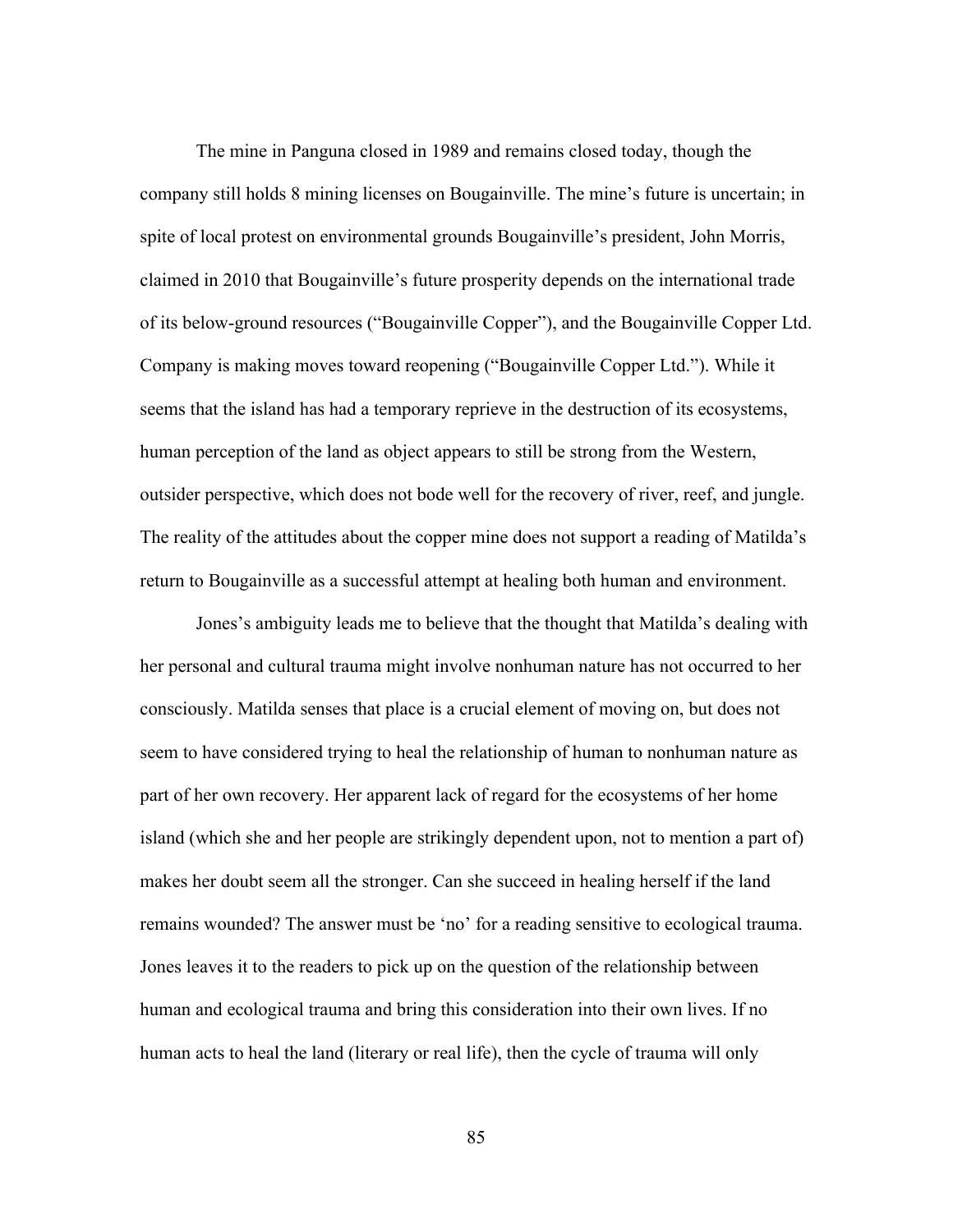The mine in Panguna closed in 1989 and remains closed today, though the company still holds 8 mining licenses on Bougainville. The mine's future is uncertain; in spite of local protest on environmental grounds Bougainville's president, John Morris, claimed in 2010 that Bougainville's future prosperity depends on the international trade of its below-ground resources ("Bougainville Copper"), and the Bougainville Copper Ltd. Company is making moves toward reopening ("Bougainville Copper Ltd."). While it seems that the island has had a temporary reprieve in the destruction of its ecosystems, human perception of the land as object appears to still be strong from the Western, outsider perspective, which does not bode well for the recovery of river, reef, and jungle. The reality of the attitudes about the copper mine does not support a reading of Matilda's return to Bougainville as a successful attempt at healing both human and environment.

Jones's ambiguity leads me to believe that the thought that Matilda's dealing with her personal and cultural trauma might involve nonhuman nature has not occurred to her consciously. Matilda senses that place is a crucial element of moving on, but does not seem to have considered trying to heal the relationship of human to nonhuman nature as part of her own recovery. Her apparent lack of regard for the ecosystems of her home island (which she and her people are strikingly dependent upon, not to mention a part of) makes her doubt seem all the stronger. Can she succeed in healing herself if the land remains wounded? The answer must be 'no' for a reading sensitive to ecological trauma. Jones leaves it to the readers to pick up on the question of the relationship between human and ecological trauma and bring this consideration into their own lives. If no human acts to heal the land (literary or real life), then the cycle of trauma will only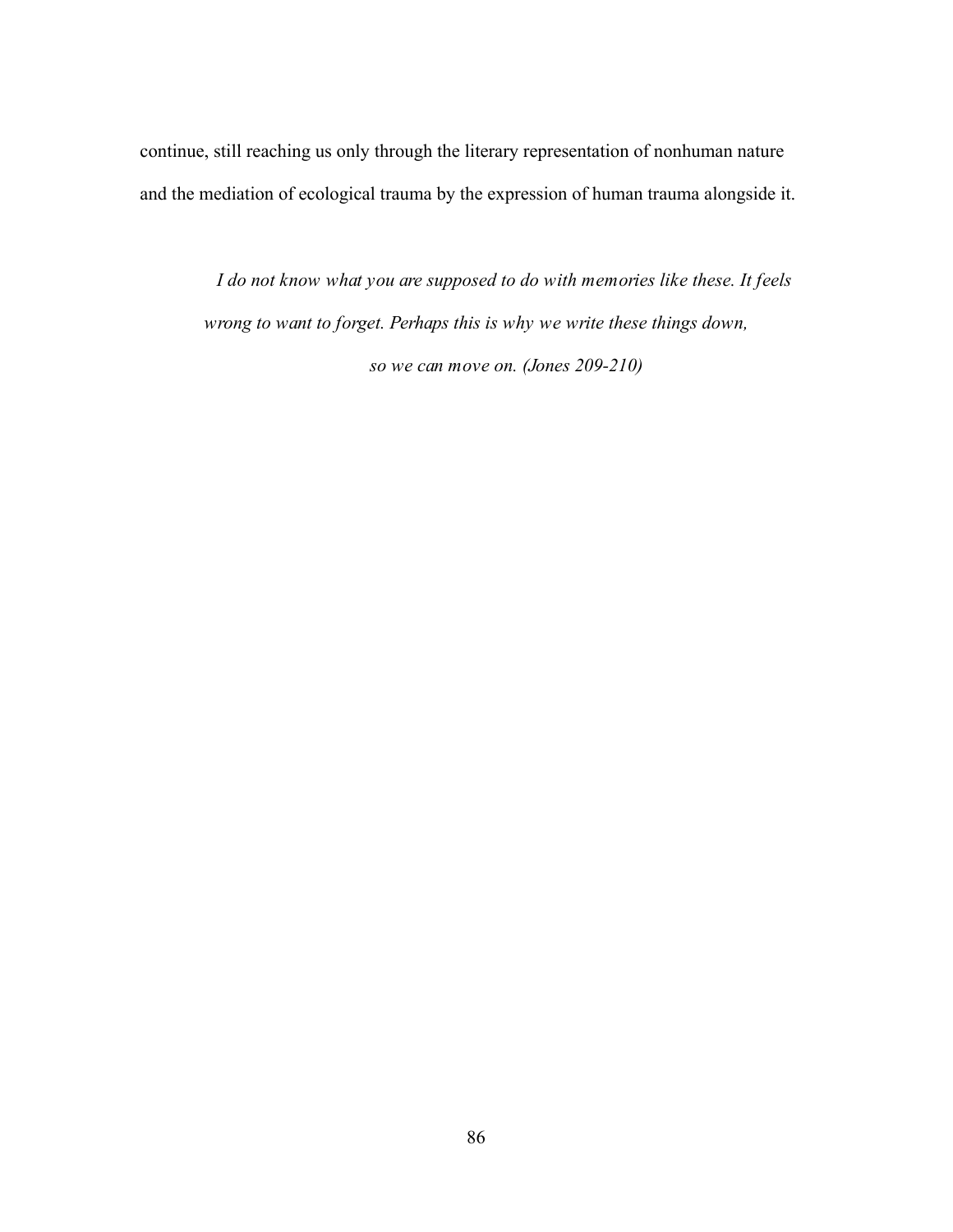continue, still reaching us only through the literary representation of nonhuman nature and the mediation of ecological trauma by the expression of human trauma alongside it.

> *I do not know what you are supposed to do with memories like these. It feels wrong to want to forget. Perhaps this is why we write these things down, so we can move on. (Jones 209-210)*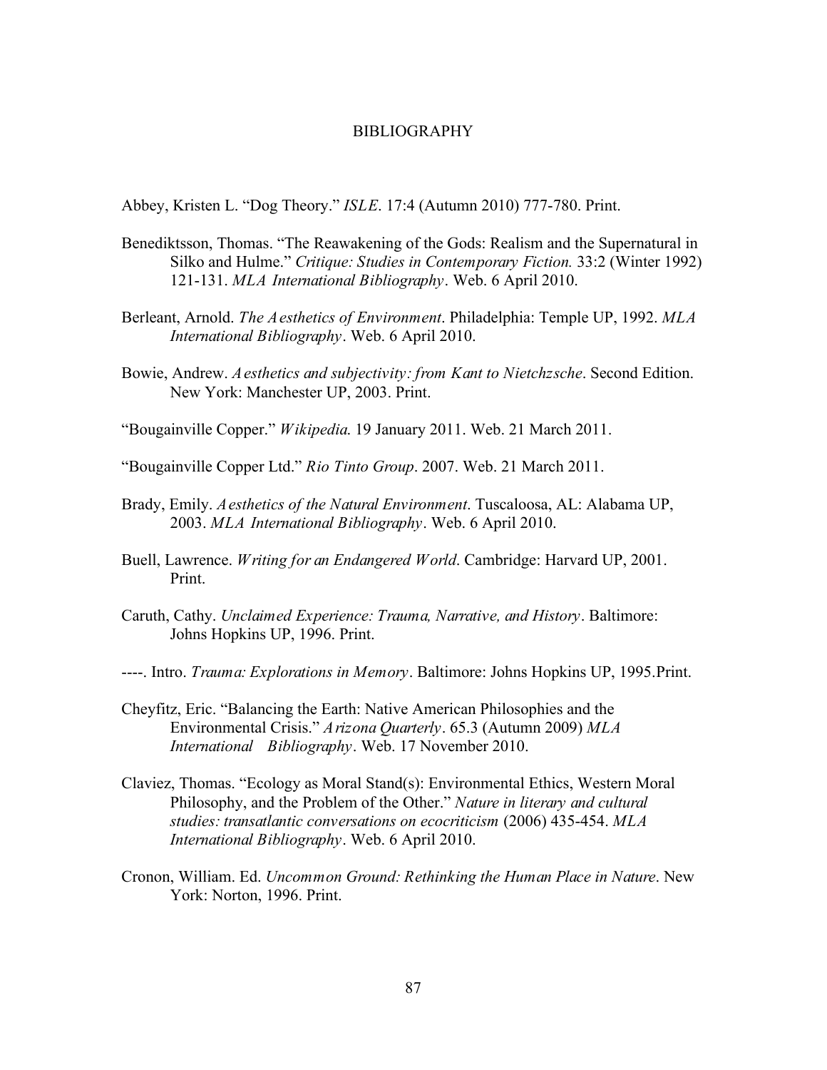# BIBLIOGRAPHY

Abbey, Kristen L. "Dog Theory." *ISLE*. 17:4 (Autumn 2010) 777-780. Print.

Benediktsson, Thomas. "The Reawakening of the Gods: Realism and the Supernatural in Silko and Hulme." *Critique: Studies in Contemporary Fiction.* 33:2 (Winter 1992) 121-131. *MLA International Bibliography*. Web. 6 April 2010.

Berleant, Arnold. *The Aesthetics of Environment*. Philadelphia: Temple UP, 1992. *MLA International Bibliography*. Web. 6 April 2010.

Bowie, Andrew. *Aesthetics and subjectivity: from Kant to Nietchzsche*. Second Edition. New York: Manchester UP, 2003. Print.

"Bougainville Copper." *Wikipedia.* 19 January 2011. Web. 21 March 2011.

"Bougainville Copper Ltd." *Rio Tinto Group*. 2007. Web. 21 March 2011.

Brady, Emily. *Aesthetics of the Natural Environment*. Tuscaloosa, AL: Alabama UP, 2003. *MLA International Bibliography*. Web. 6 April 2010.

Buell, Lawrence. *Writing for an Endangered World*. Cambridge: Harvard UP, 2001. Print.

Caruth, Cathy. *Unclaimed Experience: Trauma, Narrative, and History*. Baltimore: Johns Hopkins UP, 1996. Print.

----. Intro. *Trauma: Explorations in Memory*. Baltimore: Johns Hopkins UP, 1995.Print.

Cheyfitz, Eric. "Balancing the Earth: Native American Philosophies and the Environmental Crisis." *Arizona Quarterly*. 65.3 (Autumn 2009) *MLA International Bibliography*. Web. 17 November 2010.

Claviez, Thomas. "Ecology as Moral Stand(s): Environmental Ethics, Western Moral Philosophy, and the Problem of the Other." *Nature in literary and cultural studies: transatlantic conversations on ecocriticism* (2006) 435-454. *MLA International Bibliography*. Web. 6 April 2010.

Cronon, William. Ed. *Uncommon Ground: Rethinking the Human Place in Nature*. New York: Norton, 1996. Print.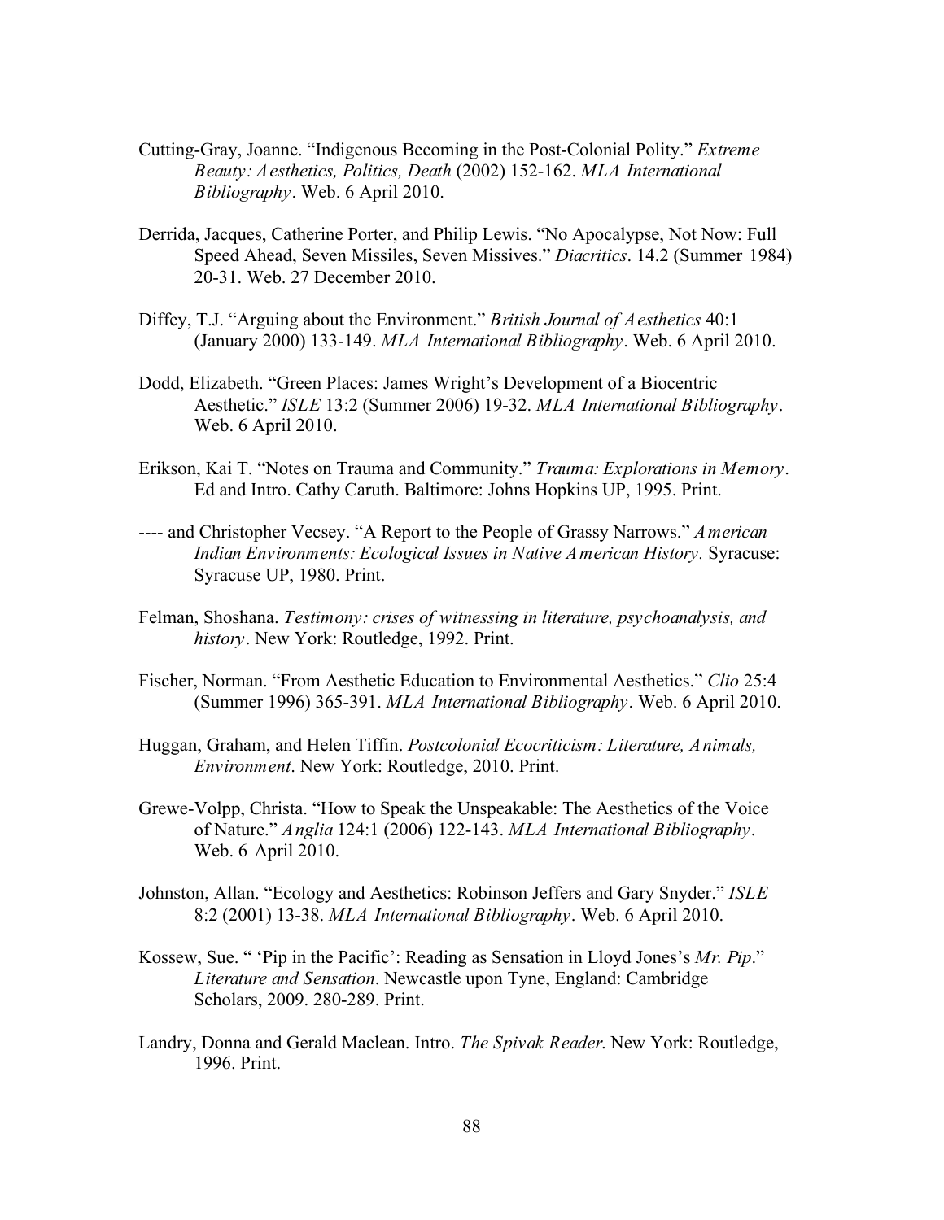Cutting-Gray, Joanne. "Indigenous Becoming in the Post-Colonial Polity." *Extreme Beauty: Aesthetics, Politics, Death* (2002) 152-162. *MLA International Bibliography*. Web. 6 April 2010.

Derrida, Jacques, Catherine Porter, and Philip Lewis. "No Apocalypse, Not Now: Full Speed Ahead, Seven Missiles, Seven Missives." *Diacritics*. 14.2 (Summer 1984) 20-31. Web. 27 December 2010.

Diffey, T.J. "Arguing about the Environment." *British Journal of Aesthetics* 40:1 (January 2000) 133-149. *MLA International Bibliography*. Web. 6 April 2010.

Dodd, Elizabeth. "Green Places: James Wright's Development of a Biocentric Aesthetic." *ISLE* 13:2 (Summer 2006) 19-32. *MLA International Bibliography*. Web. 6 April 2010.

Erikson, Kai T. "Notes on Trauma and Community." *Trauma: Explorations in Memory*. Ed and Intro. Cathy Caruth. Baltimore: Johns Hopkins UP, 1995. Print.

---- and Christopher Vecsey. "A Report to the People of Grassy Narrows." *American Indian Environments: Ecological Issues in Native American History.* Syracuse: Syracuse UP, 1980. Print.

Felman, Shoshana. *Testimony: crises of witnessing in literature, psychoanalysis, and history*. New York: Routledge, 1992. Print.

Fischer, Norman. "From Aesthetic Education to Environmental Aesthetics." *Clio* 25:4 (Summer 1996) 365-391. *MLA International Bibliography*. Web. 6 April 2010.

Huggan, Graham, and Helen Tiffin. *Postcolonial Ecocriticism: Literature, Animals, Environment*. New York: Routledge, 2010. Print.

Grewe-Volpp, Christa. "How to Speak the Unspeakable: The Aesthetics of the Voice of Nature." *Anglia* 124:1 (2006) 122-143. *MLA International Bibliography*. Web. 6 April 2010.

Johnston, Allan. "Ecology and Aesthetics: Robinson Jeffers and Gary Snyder." *ISLE* 8:2 (2001) 13-38. *MLA International Bibliography*. Web. 6 April 2010.

Kossew, Sue. " 'Pip in the Pacific': Reading as Sensation in Lloyd Jones's *Mr. Pip*." *Literature and Sensation*. Newcastle upon Tyne, England: Cambridge Scholars, 2009. 280-289. Print.

Landry, Donna and Gerald Maclean. Intro. *The Spivak Reader*. New York: Routledge, 1996. Print.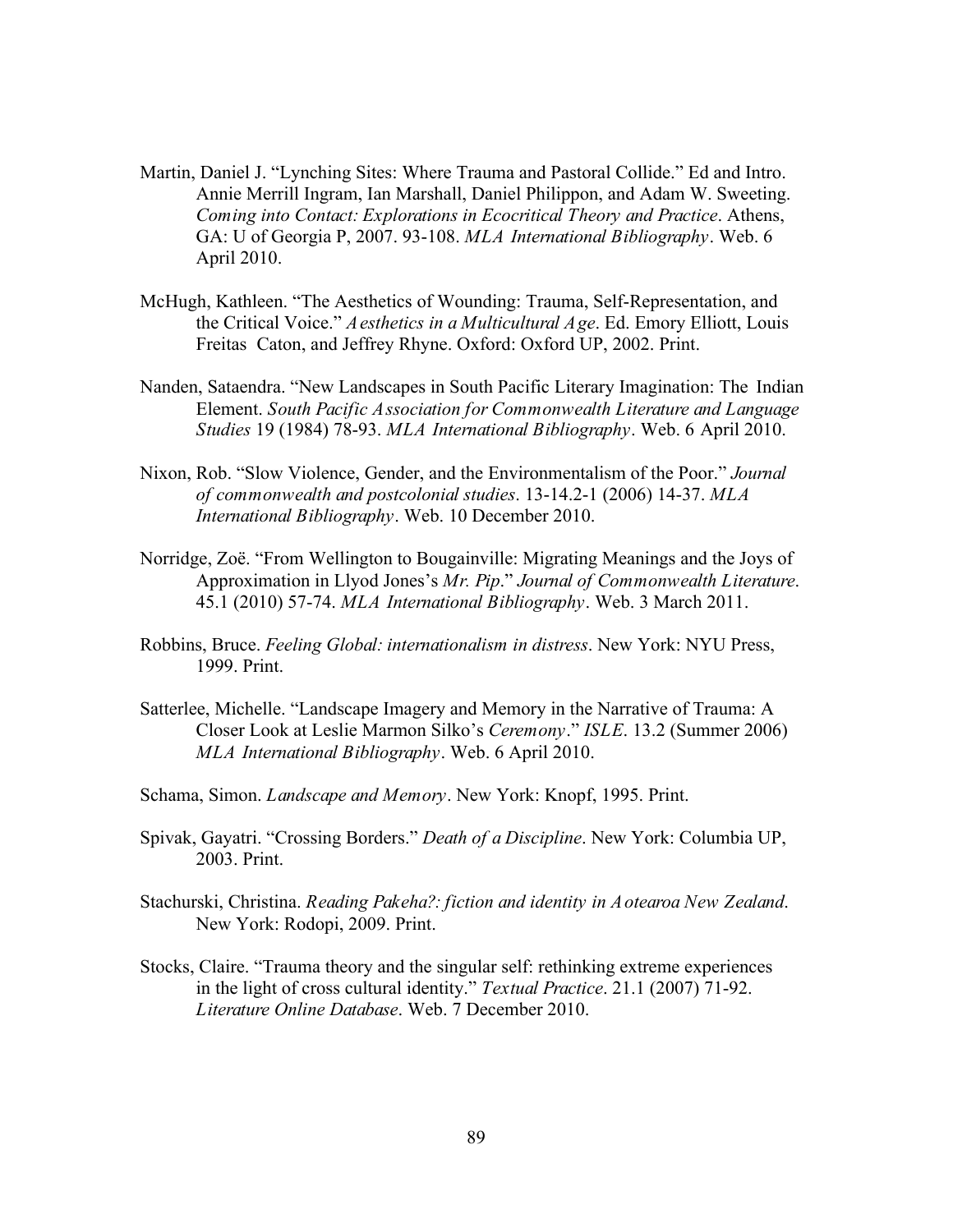Martin, Daniel J. "Lynching Sites: Where Trauma and Pastoral Collide." Ed and Intro. Annie Merrill Ingram, Ian Marshall, Daniel Philippon, and Adam W. Sweeting. *Coming into Contact: Explorations in Ecocritical Theory and Practice*. Athens, GA: U of Georgia P, 2007. 93-108. *MLA International Bibliography*. Web. 6 April 2010.

McHugh, Kathleen. "The Aesthetics of Wounding: Trauma, Self-Representation, and the Critical Voice." *Aesthetics in a Multicultural Age*. Ed. Emory Elliott, Louis Freitas Caton, and Jeffrey Rhyne. Oxford: Oxford UP, 2002. Print.

Nanden, Sataendra. "New Landscapes in South Pacific Literary Imagination: The Indian Element. *South Pacific Association for Commonwealth Literature and Language Studies* 19 (1984) 78-93. *MLA International Bibliography*. Web. 6 April 2010.

Nixon, Rob. "Slow Violence, Gender, and the Environmentalism of the Poor." *Journal of commonwealth and postcolonial studies*. 13-14.2-1 (2006) 14-37. *MLA International Bibliography*. Web. 10 December 2010.

Norridge, Zoë. "From Wellington to Bougainville: Migrating Meanings and the Joys of Approximation in Llyod Jones's *Mr. Pip*." *Journal of Commonwealth Literature*. 45.1 (2010) 57-74. *MLA International Bibliography*. Web. 3 March 2011.

Robbins, Bruce. *Feeling Global: internationalism in distress*. New York: NYU Press, 1999. Print.

Satterlee, Michelle. "Landscape Imagery and Memory in the Narrative of Trauma: A Closer Look at Leslie Marmon Silko's *Ceremony*." *ISLE*. 13.2 (Summer 2006) *MLA International Bibliography*. Web. 6 April 2010.

Schama, Simon. *Landscape and Memory*. New York: Knopf, 1995. Print.

Spivak, Gayatri. "Crossing Borders." *Death of a Discipline*. New York: Columbia UP, 2003. Print.

Stachurski, Christina. *Reading Pakeha?: fiction and identity in Aotearoa New Zealand*. New York: Rodopi, 2009. Print.

Stocks, Claire. "Trauma theory and the singular self: rethinking extreme experiences in the light of cross cultural identity." *Textual Practice*. 21.1 (2007) 71-92. *Literature Online Database*. Web. 7 December 2010.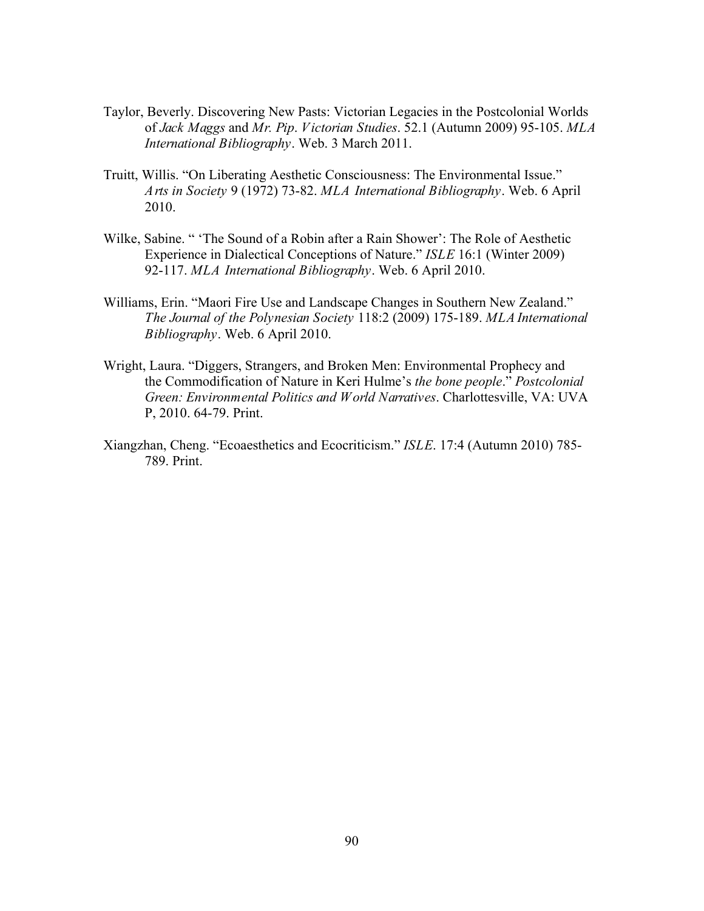Taylor, Beverly. Discovering New Pasts: Victorian Legacies in the Postcolonial Worlds of *Jack Maggs* and *Mr. Pip*. *Victorian Studies*. 52.1 (Autumn 2009) 95-105. *MLA International Bibliography*. Web. 3 March 2011.

Truitt, Willis. "On Liberating Aesthetic Consciousness: The Environmental Issue." *Arts in Society* 9 (1972) 73-82. *MLA International Bibliography*. Web. 6 April 2010.

Wilke, Sabine. " 'The Sound of a Robin after a Rain Shower': The Role of Aesthetic Experience in Dialectical Conceptions of Nature." *ISLE* 16:1 (Winter 2009) 92-117. *MLA International Bibliography*. Web. 6 April 2010.

Williams, Erin. "Maori Fire Use and Landscape Changes in Southern New Zealand." *The Journal of the Polynesian Society* 118:2 (2009) 175-189. *MLA International Bibliography*. Web. 6 April 2010.

Wright, Laura. "Diggers, Strangers, and Broken Men: Environmental Prophecy and the Commodification of Nature in Keri Hulme's *the bone people*." *Postcolonial Green: Environmental Politics and World Narratives*. Charlottesville, VA: UVA P, 2010. 64-79. Print.

Xiangzhan, Cheng. "Ecoaesthetics and Ecocriticism." *ISLE*. 17:4 (Autumn 2010) 785-789. Print.